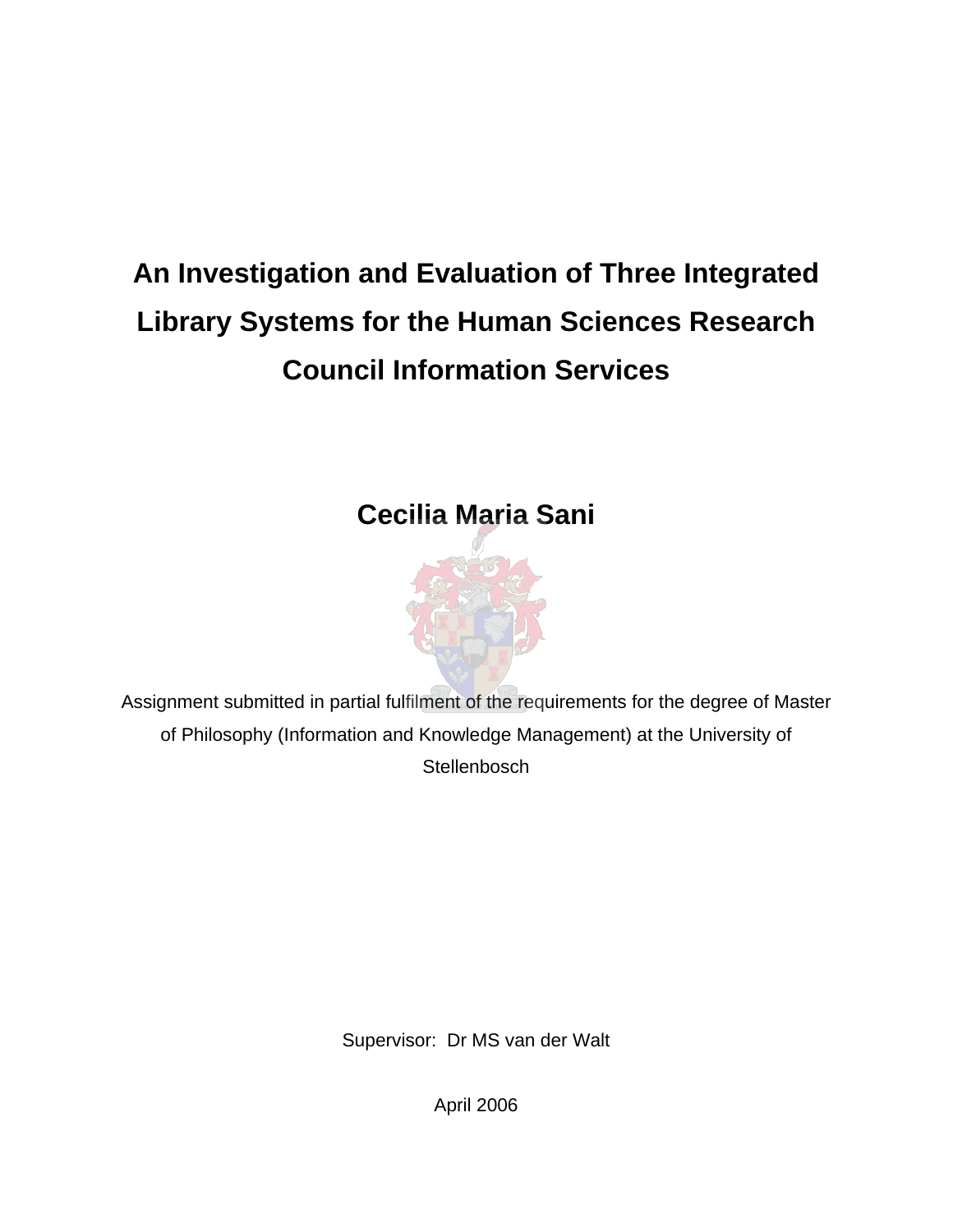# An Investigation and Evaluation of Three Integrated Library Systems for the Human Sciences Research Council Information Services

**Cecilia Maria Sani**

Assignment submitted in partial fulfilment of the requirements for the degree of Master of Philosophy (Information and Knowledge Management) at the University of Stellenbosch

Supervisor: Dr MS van der Walt

April 2006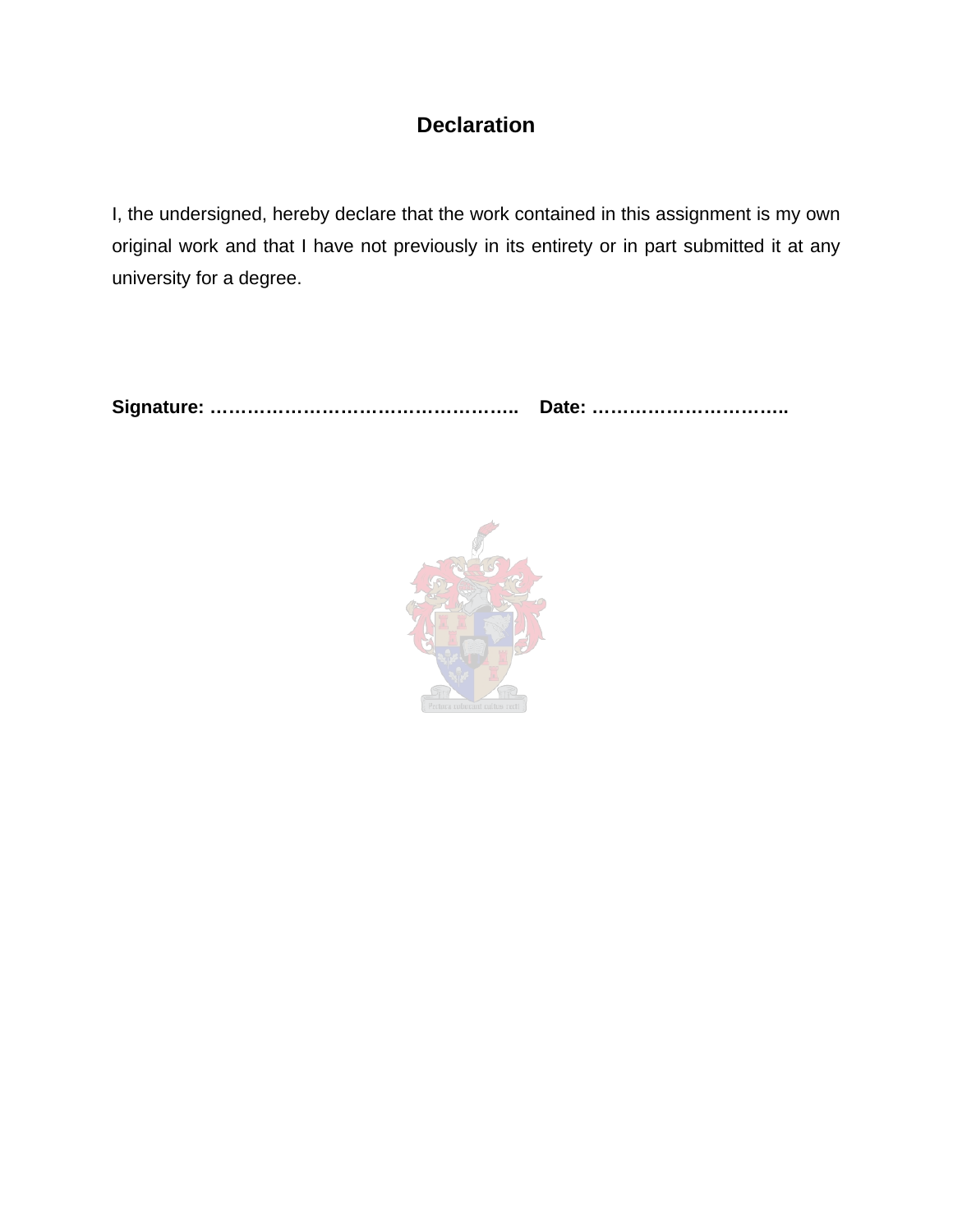# Declaration

I, the undersigned, hereby declare that the work contained in this assignment is my own original work and that I have not previously in its entirety or in part submitted it at any university for a degree.

**Signature: ………………………………………….. Date: …………………………..**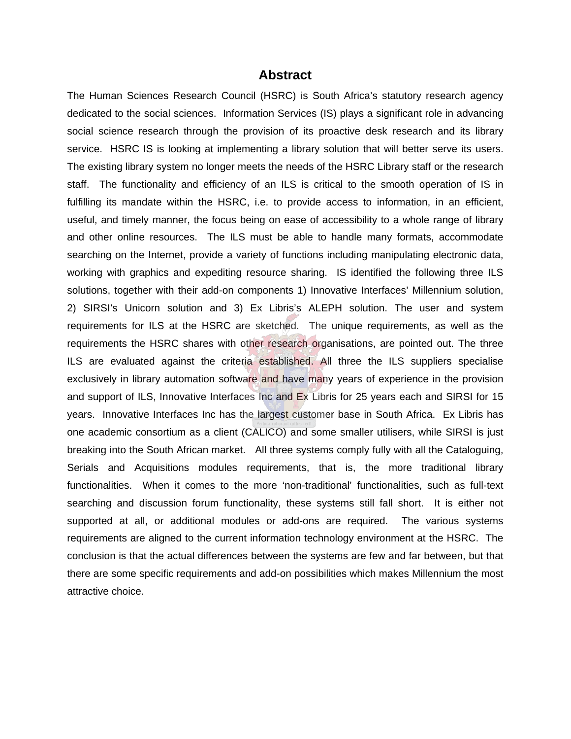# Abstract

The Human Sciences Research Council (HSRC) is South Africa's statutory research agency dedicated to the social sciences. Information Services (IS) plays a significant role in advancing social science research through the provision of its proactive desk research and its library service. HSRC IS is looking at implementing a library solution that will better serve its users. The existing library system no longer meets the needs of the HSRC Library staff or the research staff. The functionality and efficiency of an ILS is critical to the smooth operation of IS in fulfilling its mandate within the HSRC, i.e. to provide access to information, in an efficient, useful, and timely manner, the focus being on ease of accessibility to a whole range of library and other online resources. The ILS must be able to handle many formats, accommodate searching on the Internet, provide a variety of functions including manipulating electronic data, working with graphics and expediting resource sharing. IS identified the following three ILS solutions, together with their add-on components 1) Innovative Interfaces' Millennium solution, 2) SIRSI's Unicorn solution and 3) Ex Libris's ALEPH solution. The user and system requirements for ILS at the HSRC are sketched. The unique requirements, as well as the requirements the HSRC shares with other research organisations, are pointed out. The three ILS are evaluated against the criteria established. All three the ILS suppliers specialise exclusively in library automation software and have many years of experience in the provision and support of ILS, Innovative Interfaces Inc and Ex Libris for 25 years each and SIRSI for 15 years. Innovative Interfaces Inc has the largest customer base in South Africa. Ex Libris has one academic consortium as a client (CALICO) and some smaller utilisers, while SIRSI is just breaking into the South African market. All three systems comply fully with all the Cataloguing, Serials and Acquisitions modules requirements, that is, the more traditional library functionalities. When it comes to the more 'non-traditional' functionalities, such as full-text searching and discussion forum functionality, these systems still fall short. It is either not supported at all, or additional modules or add-ons are required. The various systems requirements are aligned to the current information technology environment at the HSRC. The conclusion is that the actual differences between the systems are few and far between, but that there are some specific requirements and add-on possibilities which makes Millennium the most attractive choice.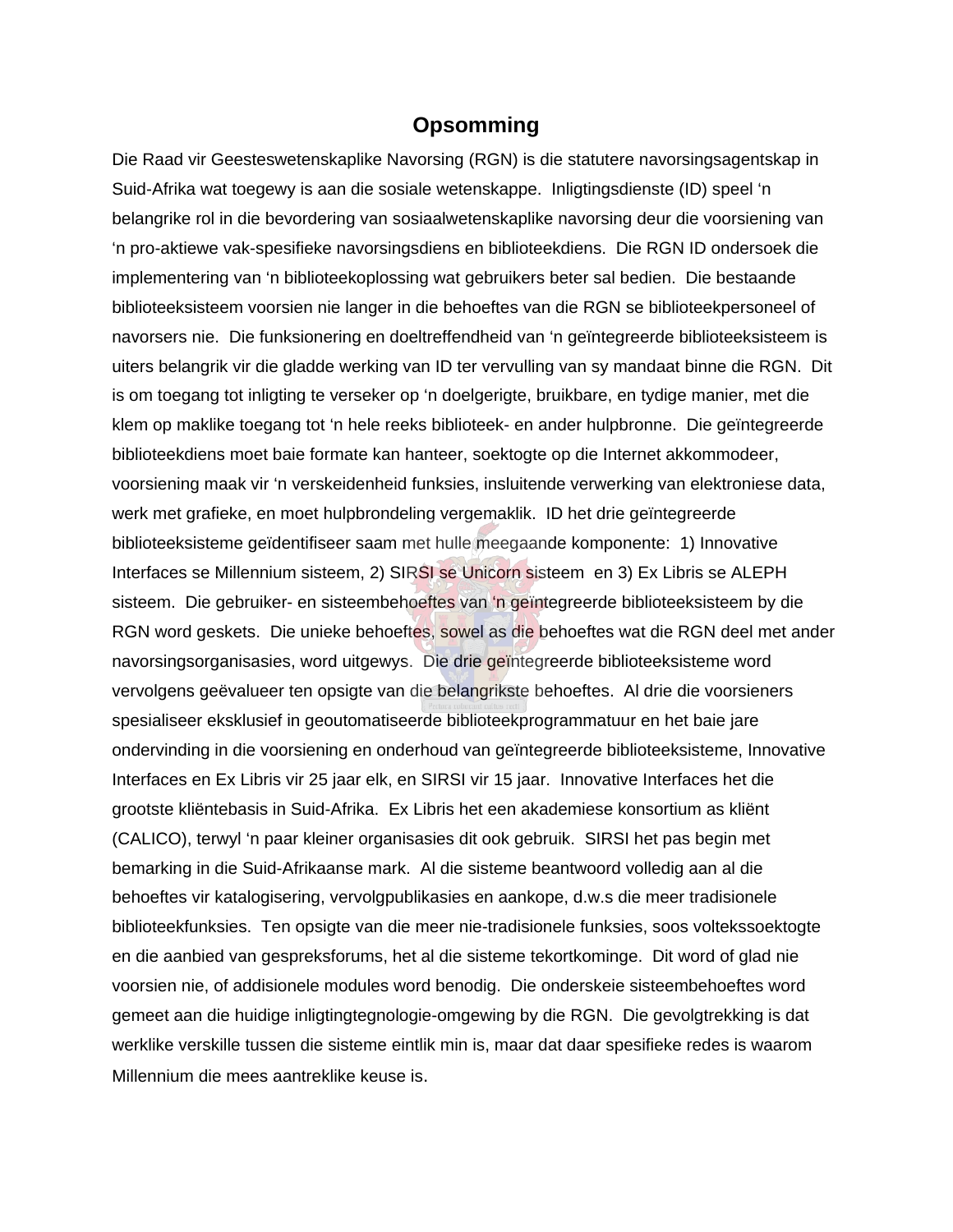# Opsomming

Die Raad vir Geesteswetenskaplike Navorsing (RGN) is die statutere navorsingsagentskap in Suid-Afrika wat toegewy is aan die sosiale wetenskappe. Inligtingsdienste (ID) speel 'n belangrike rol in die bevordering van sosiaalwetenskaplike navorsing deur die voorsiening van 'n pro-aktiewe vak-spesifieke navorsingsdiens en biblioteekdiens. Die RGN ID ondersoek die implementering van 'n biblioteekoplossing wat gebruikers beter sal bedien. Die bestaande biblioteeksisteem voorsien nie langer in die behoeftes van die RGN se biblioteekpersoneel of navorsers nie. Die funksionering en doeltreffendheid van 'n geïntegreerde biblioteeksisteem is uiters belangrik vir die gladde werking van ID ter vervulling van sy mandaat binne die RGN. Dit is om toegang tot inligting te verseker op 'n doelgerigte, bruikbare, en tydige manier, met die klem op maklike toegang tot 'n hele reeks biblioteek- en ander hulpbronne. Die geïntegreerde biblioteekdiens moet baie formate kan hanteer, soektogte op die Internet akkommodeer, voorsiening maak vir 'n verskeidenheid funksies, insluitende verwerking van elektroniese data, werk met grafieke, en moet hulpbrondeling vergemaklik. ID het drie geïntegreerde biblioteeksisteme geïdentifiseer saam met hulle meegaande komponente: 1) Innovative Interfaces se Millennium sisteem, 2) SIRSI se Unicorn sisteem en 3) Ex Libris se ALEPH sisteem. Die gebruiker- en sisteembehoeftes van 'n geïntegreerde biblioteeksisteem by die RGN word geskets. Die unieke behoeftes, sowel as die behoeftes wat die RGN deel met ander navorsingsorganisasies, word uitgewys. Die drie geïntegreerde biblioteeksisteme word vervolgens geëvalueer ten opsigte van die belangrikste behoeftes. Al drie die voorsieners spesialiseer eksklusief in geoutomatiseerde biblioteekprogrammatuur en het baie jare ondervinding in die voorsiening en onderhoud van geïntegreerde biblioteeksisteme, Innovative Interfaces en Ex Libris vir 25 jaar elk, en SIRSI vir 15 jaar. Innovative Interfaces het die grootste kliëntebasis in Suid-Afrika. Ex Libris het een akademiese konsortium as kliënt (CALICO), terwyl 'n paar kleiner organisasies dit ook gebruik. SIRSI het pas begin met bemarking in die Suid-Afrikaanse mark. Al die sisteme beantwoord volledig aan al die behoeftes vir katalogisering, vervolgpublikasies en aankope, d.w.s die meer tradisionele biblioteekfunksies. Ten opsigte van die meer nie-tradisionele funksies, soos volteksoektogte en die aanbied van gespreksforums, het al die sisteme tekortkominge. Dit word of glad nie voorsien nie, of addisionele modules word benodig. Die onderskeie sisteembehoeftes word gemeet aan die huidige inligtingtegnologie-omgewing by die RGN. Die gevolgtrekking is dat werklike verskille tussen die sisteme eintlik min is, maar dat daar spesifieke redes is waarom Millennium die mees aantreklike keuse is.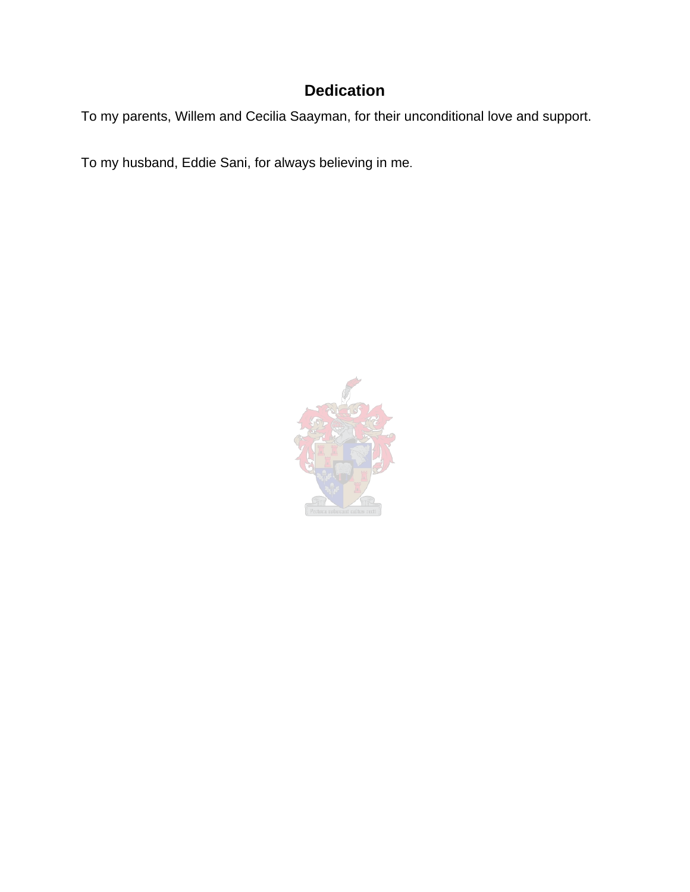# Dedication

To my parents, Willem and Cecilia Saayman, for their unconditional love and support.

To my husband, Eddie Sani, for always believing in me.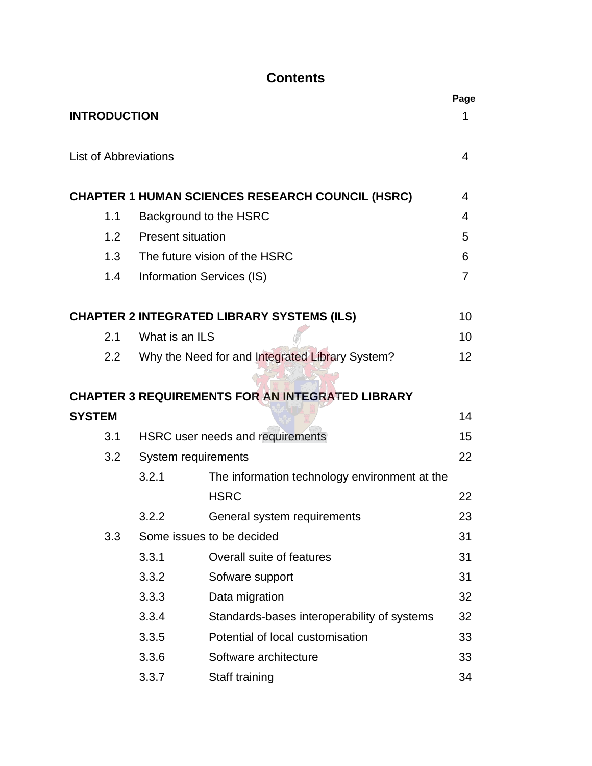# Contents

| | | | Page |
|---|---|---|---|
| **INTRODUCTION** | | | 1 |
| List of Abbreviations | | | 4 |
| **CHAPTER 1 HUMAN SCIENCES RESEARCH COUNCIL (HSRC)** | | | 4 |
| 1.1 | Background to the HSRC | | 4 |
| 1.2 | Present situation | | 5 |
| 1.3 | The future vision of the HSRC | | 6 |
| 1.4 | Information Services (IS) | | 7 |
| **CHAPTER 2 INTEGRATED LIBRARY SYSTEMS (ILS)** | | | 10 |
| 2.1 | What is an ILS | | 10 |
| 2.2 | Why the Need for and Integrated Library System? | | 12 |
| **CHAPTER 3 REQUIREMENTS FOR AN INTEGRATED LIBRARY SYSTEM** | | | 14 |
| 3.1 | HSRC user needs and requirements | | 15 |
| 3.2 | System requirements | | 22 |
| | 3.2.1 | The information technology environment at the HSRC | 22 |
| | 3.2.2 | General system requirements | 23 |
| 3.3 | Some issues to be decided | | 31 |
| | 3.3.1 | Overall suite of features | 31 |
| | 3.3.2 | Sofware support | 31 |
| | 3.3.3 | Data migration | 32 |
| | 3.3.4 | Standards-bases interoperability of systems | 32 |
| | 3.3.5 | Potential of local customisation | 33 |
| | 3.3.6 | Software architecture | 33 |
| | 3.3.7 | Staff training | 34 |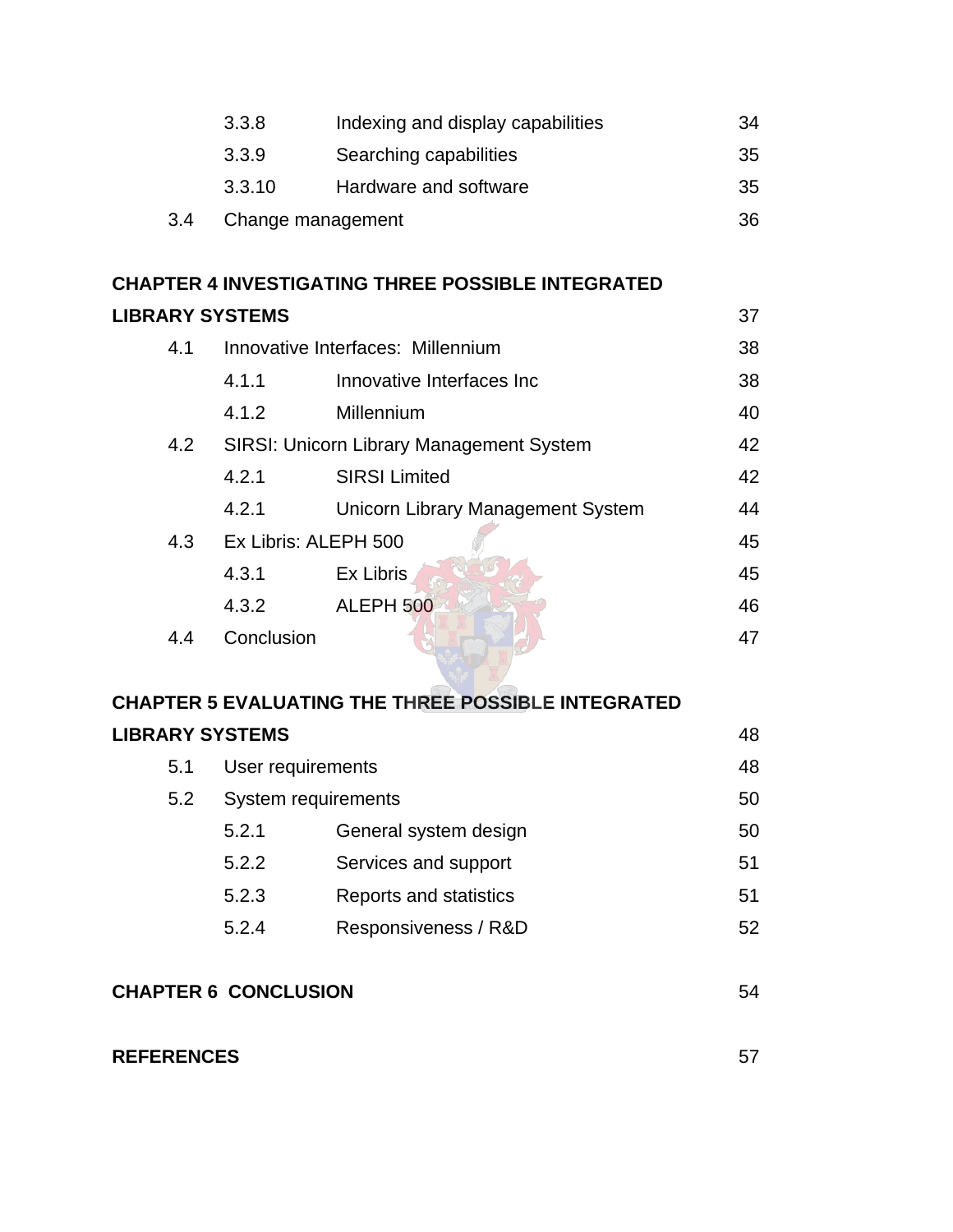| | | | |
|---|---|---|---|
| | 3.3.8 | Indexing and display capabilities | 34 |
| | 3.3.9 | Searching capabilities | 35 |
| | 3.3.10 | Hardware and software | 35 |
| 3.4 | Change management | | 36 |

**CHAPTER 4 INVESTIGATING THREE POSSIBLE INTEGRATED LIBRARY SYSTEMS** 37

| | | | |
|---|---|---|---|
| 4.1 | Innovative Interfaces: Millennium | | 38 |
| | 4.1.1 | Innovative Interfaces Inc | 38 |
| | 4.1.2 | Millennium | 40 |
| 4.2 | SIRSI: Unicorn Library Management System | | 42 |
| | 4.2.1 | SIRSI Limited | 42 |
| | 4.2.1 | Unicorn Library Management System | 44 |
| 4.3 | Ex Libris: ALEPH 500 | | 45 |
| | 4.3.1 | Ex Libris | 45 |
| | 4.3.2 | ALEPH 500 | 46 |
| 4.4 | Conclusion | | 47 |

**CHAPTER 5 EVALUATING THE THREE POSSIBLE INTEGRATED LIBRARY SYSTEMS** 48

| | | | |
|---|---|---|---|
| 5.1 | User requirements | | 48 |
| 5.2 | System requirements | | 50 |
| | 5.2.1 | General system design | 50 |
| | 5.2.2 | Services and support | 51 |
| | 5.2.3 | Reports and statistics | 51 |
| | 5.2.4 | Responsiveness / R&D | 52 |

**CHAPTER 6 CONCLUSION** 54

**REFERENCES** 57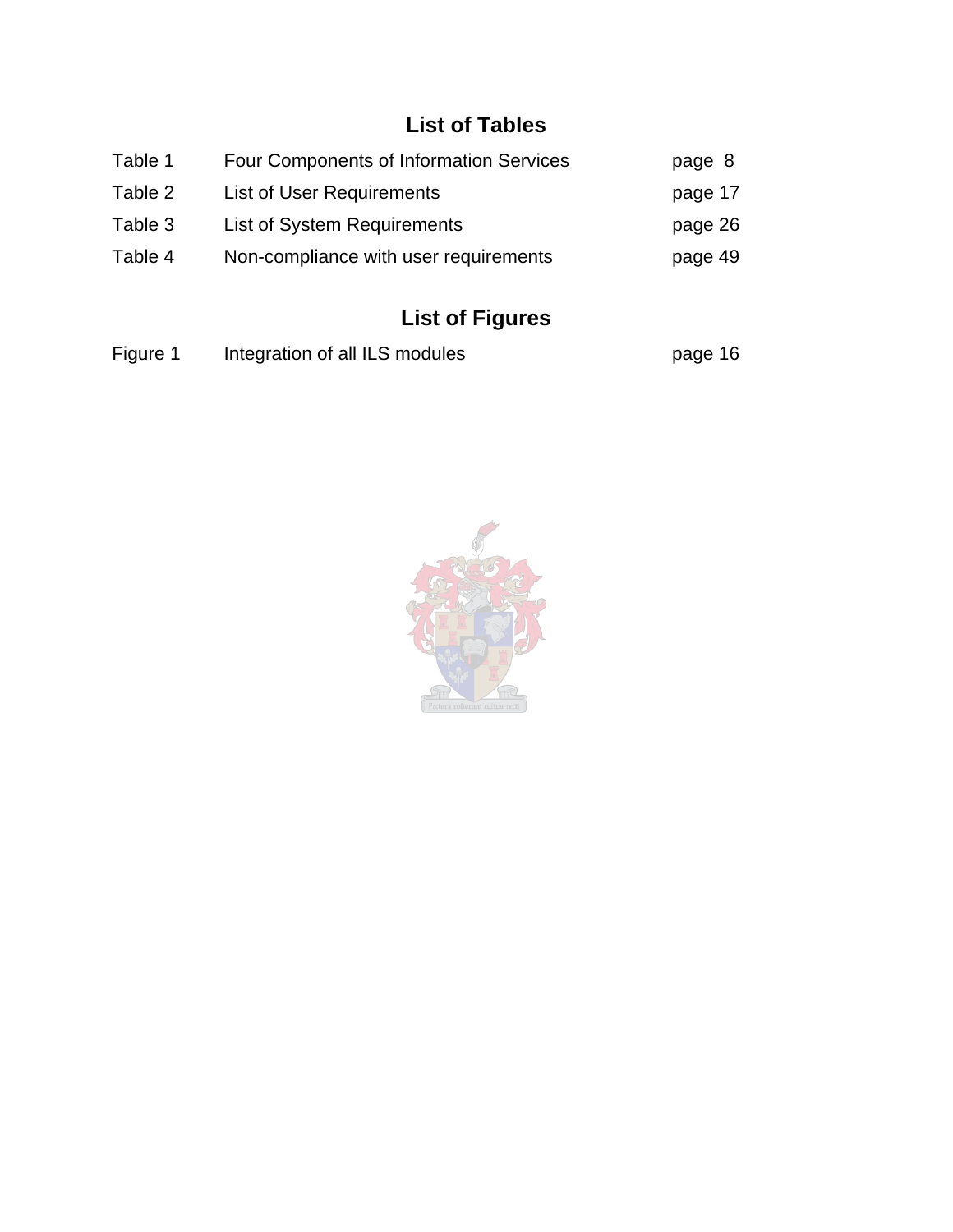## List of Tables

| | | |
|---|---|---|
| Table 1 | Four Components of Information Services | page 8 |
| Table 2 | List of User Requirements | page 17 |
| Table 3 | List of System Requirements | page 26 |
| Table 4 | Non-compliance with user requirements | page 49 |

## List of Figures

| | | |
|---|---|---|
| Figure 1 | Integration of all ILS modules | page 16 |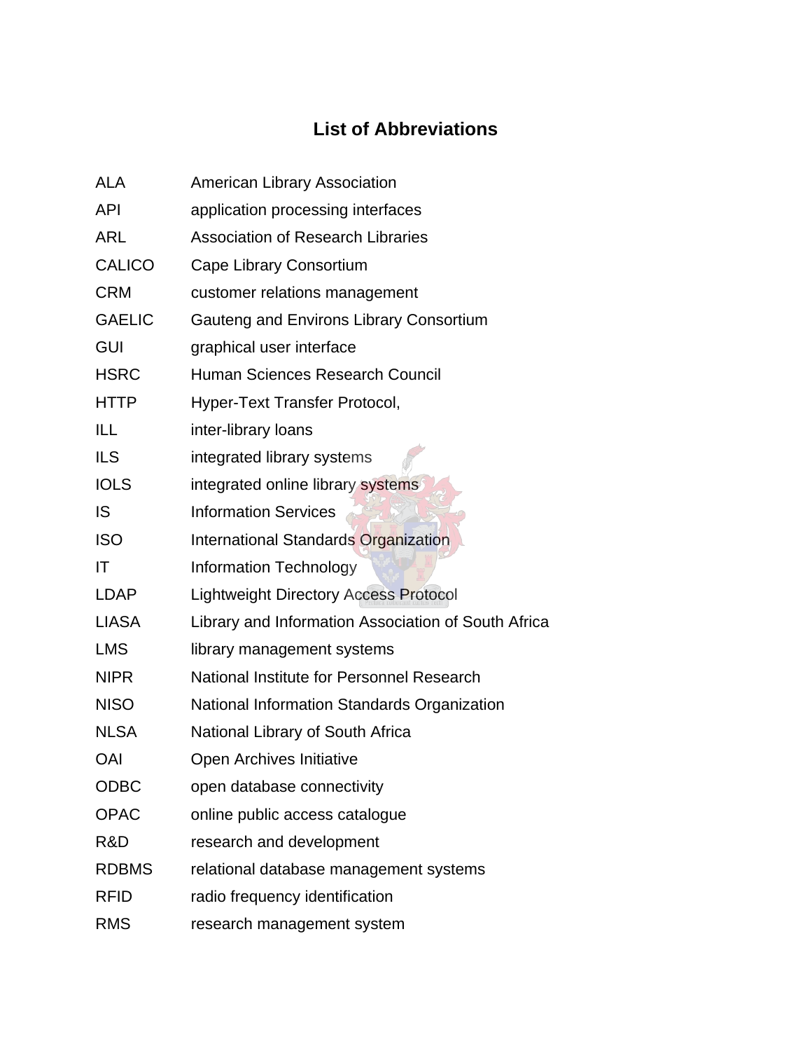# List of Abbreviations

| | |
|---|---|
| ALA | American Library Association |
| API | application processing interfaces |
| ARL | Association of Research Libraries |
| CALICO | Cape Library Consortium |
| CRM | customer relations management |
| GAELIC | Gauteng and Environs Library Consortium |
| GUI | graphical user interface |
| HSRC | Human Sciences Research Council |
| HTTP | Hyper-Text Transfer Protocol, |
| ILL | inter-library loans |
| ILS | integrated library systems |
| IOLS | integrated online library systems |
| IS | Information Services |
| ISO | International Standards Organization |
| IT | Information Technology |
| LDAP | Lightweight Directory Access Protocol |
| LIASA | Library and Information Association of South Africa |
| LMS | library management systems |
| NIPR | National Institute for Personnel Research |
| NISO | National Information Standards Organization |
| NLSA | National Library of South Africa |
| OAI | Open Archives Initiative |
| ODBC | open database connectivity |
| OPAC | online public access catalogue |
| R&D | research and development |
| RDBMS | relational database management systems |
| RFID | radio frequency identification |
| RMS | research management system |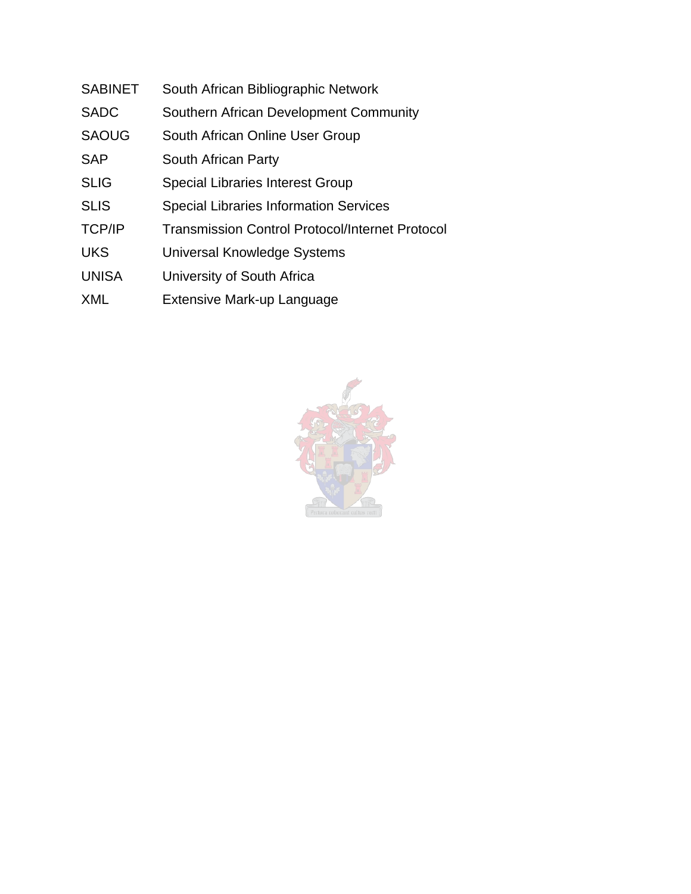| | |
|---|---|
| SABINET | South African Bibliographic Network |
| SADC | Southern African Development Community |
| SAOUG | South African Online User Group |
| SAP | South African Party |
| SLIG | Special Libraries Interest Group |
| SLIS | Special Libraries Information Services |
| TCP/IP | Transmission Control Protocol/Internet Protocol |
| UKS | Universal Knowledge Systems |
| UNISA | University of South Africa |
| XML | Extensive Mark-up Language |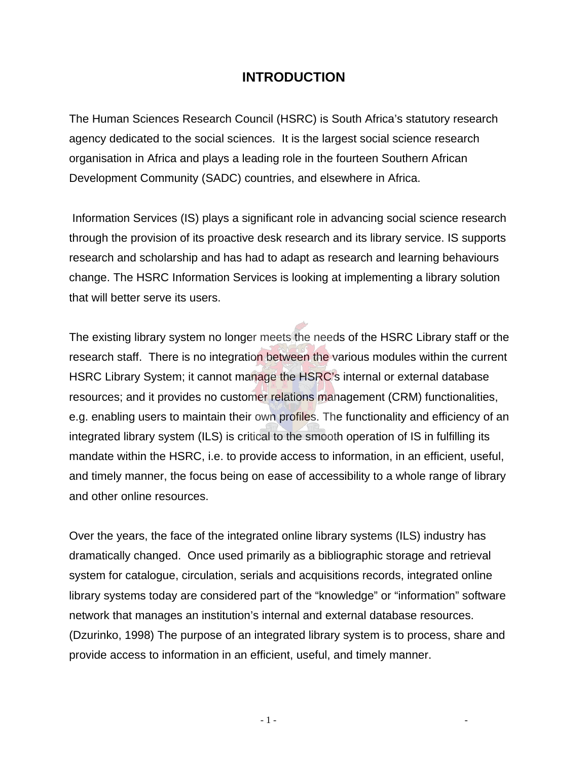# INTRODUCTION

The Human Sciences Research Council (HSRC) is South Africa's statutory research agency dedicated to the social sciences. It is the largest social science research organisation in Africa and plays a leading role in the fourteen Southern African Development Community (SADC) countries, and elsewhere in Africa.

Information Services (IS) plays a significant role in advancing social science research through the provision of its proactive desk research and its library service. IS supports research and scholarship and has had to adapt as research and learning behaviours change. The HSRC Information Services is looking at implementing a library solution that will better serve its users.

The existing library system no longer meets the needs of the HSRC Library staff or the research staff. There is no integration between the various modules within the current HSRC Library System; it cannot manage the HSRC's internal or external database resources; and it provides no customer relations management (CRM) functionalities, e.g. enabling users to maintain their own profiles. The functionality and efficiency of an integrated library system (ILS) is critical to the smooth operation of IS in fulfilling its mandate within the HSRC, i.e. to provide access to information, in an efficient, useful, and timely manner, the focus being on ease of accessibility to a whole range of library and other online resources.

Over the years, the face of the integrated online library systems (ILS) industry has dramatically changed. Once used primarily as a bibliographic storage and retrieval system for catalogue, circulation, serials and acquisitions records, integrated online library systems today are considered part of the "knowledge" or "information" software network that manages an institution's internal and external database resources. (Dzurinko, 1998) The purpose of an integrated library system is to process, share and provide access to information in an efficient, useful, and timely manner.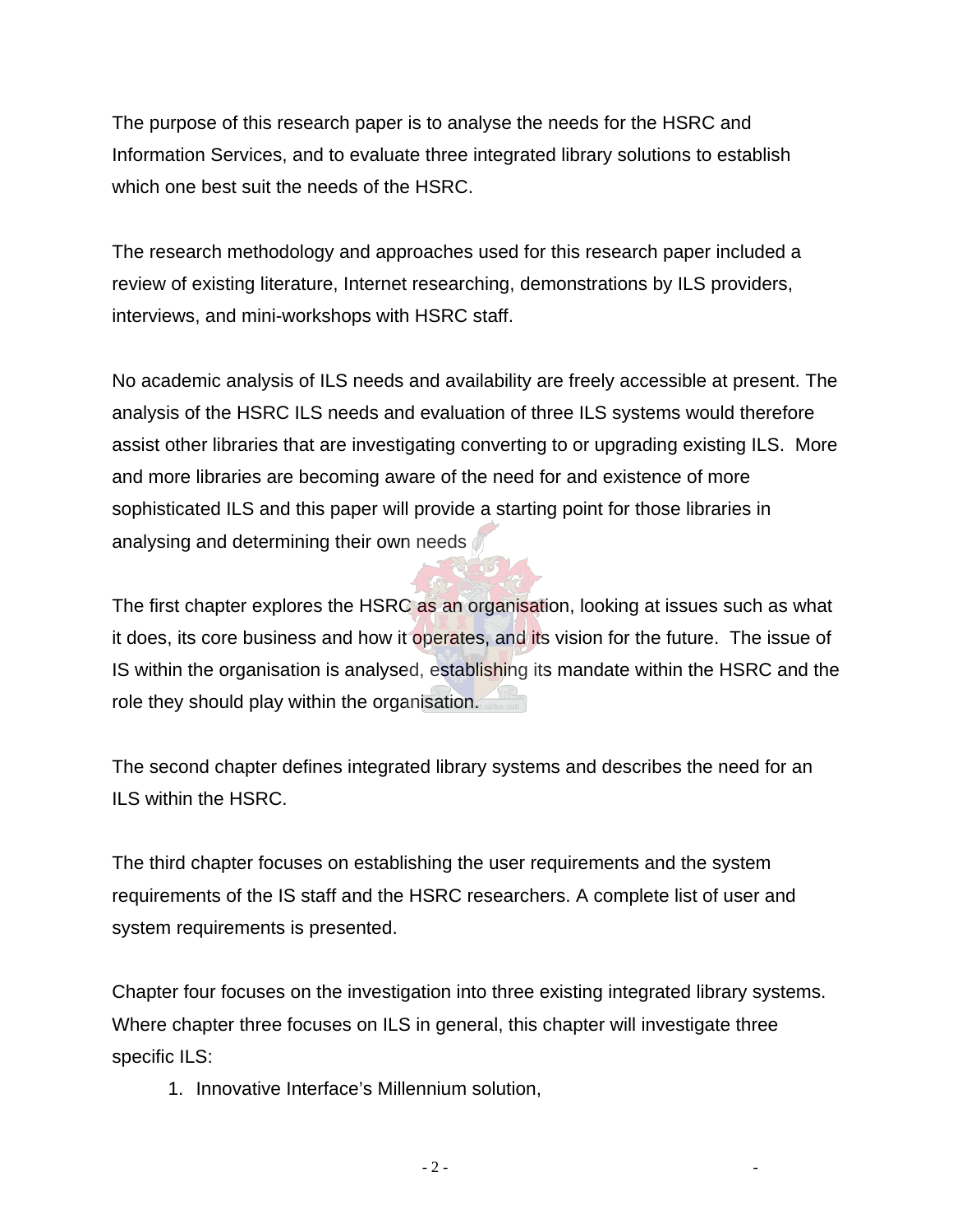The purpose of this research paper is to analyse the needs for the HSRC and Information Services, and to evaluate three integrated library solutions to establish which one best suit the needs of the HSRC.

The research methodology and approaches used for this research paper included a review of existing literature, Internet researching, demonstrations by ILS providers, interviews, and mini-workshops with HSRC staff.

No academic analysis of ILS needs and availability are freely accessible at present. The analysis of the HSRC ILS needs and evaluation of three ILS systems would therefore assist other libraries that are investigating converting to or upgrading existing ILS. More and more libraries are becoming aware of the need for and existence of more sophisticated ILS and this paper will provide a starting point for those libraries in analysing and determining their own needs

The first chapter explores the HSRC as an organisation, looking at issues such as what it does, its core business and how it operates, and its vision for the future. The issue of IS within the organisation is analysed, establishing its mandate within the HSRC and the role they should play within the organisation.

The second chapter defines integrated library systems and describes the need for an ILS within the HSRC.

The third chapter focuses on establishing the user requirements and the system requirements of the IS staff and the HSRC researchers. A complete list of user and system requirements is presented.

Chapter four focuses on the investigation into three existing integrated library systems. Where chapter three focuses on ILS in general, this chapter will investigate three specific ILS:

1. Innovative Interface's Millennium solution,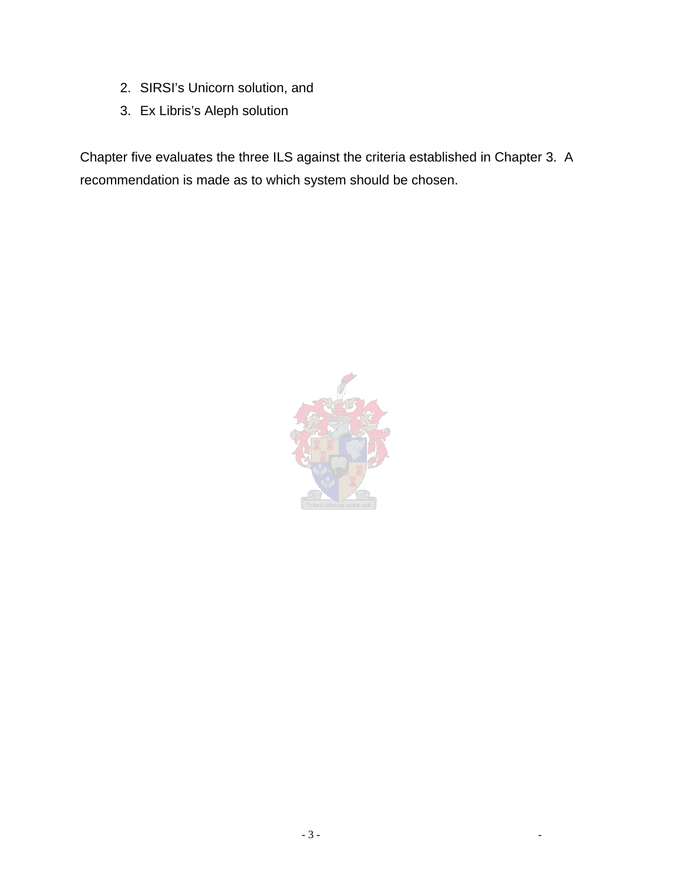2. SIRSI's Unicorn solution, and
3. Ex Libris's Aleph solution

Chapter five evaluates the three ILS against the criteria established in Chapter 3. A recommendation is made as to which system should be chosen.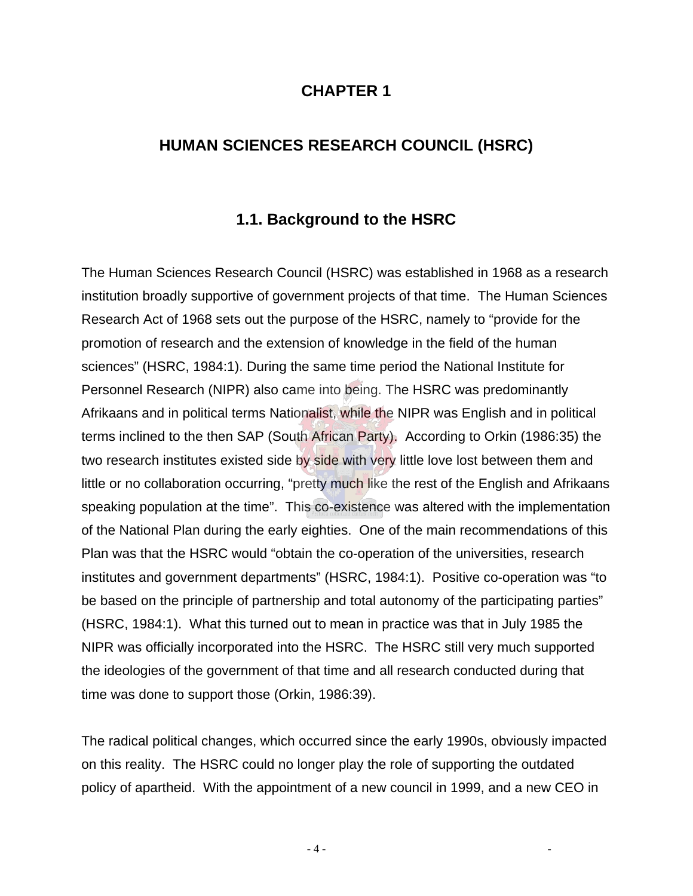# CHAPTER 1

# HUMAN SCIENCES RESEARCH COUNCIL (HSRC)

## 1.1. Background to the HSRC

The Human Sciences Research Council (HSRC) was established in 1968 as a research institution broadly supportive of government projects of that time. The Human Sciences Research Act of 1968 sets out the purpose of the HSRC, namely to "provide for the promotion of research and the extension of knowledge in the field of the human sciences" (HSRC, 1984:1). During the same time period the National Institute for Personnel Research (NIPR) also came into being. The HSRC was predominantly Afrikaans and in political terms Nationalist, while the NIPR was English and in political terms inclined to the then SAP (South African Party). According to Orkin (1986:35) the two research institutes existed side by side with very little love lost between them and little or no collaboration occurring, "pretty much like the rest of the English and Afrikaans speaking population at the time". This co-existence was altered with the implementation of the National Plan during the early eighties. One of the main recommendations of this Plan was that the HSRC would "obtain the co-operation of the universities, research institutes and government departments" (HSRC, 1984:1). Positive co-operation was "to be based on the principle of partnership and total autonomy of the participating parties" (HSRC, 1984:1). What this turned out to mean in practice was that in July 1985 the NIPR was officially incorporated into the HSRC. The HSRC still very much supported the ideologies of the government of that time and all research conducted during that time was done to support those (Orkin, 1986:39).

The radical political changes, which occurred since the early 1990s, obviously impacted on this reality. The HSRC could no longer play the role of supporting the outdated policy of apartheid. With the appointment of a new council in 1999, and a new CEO in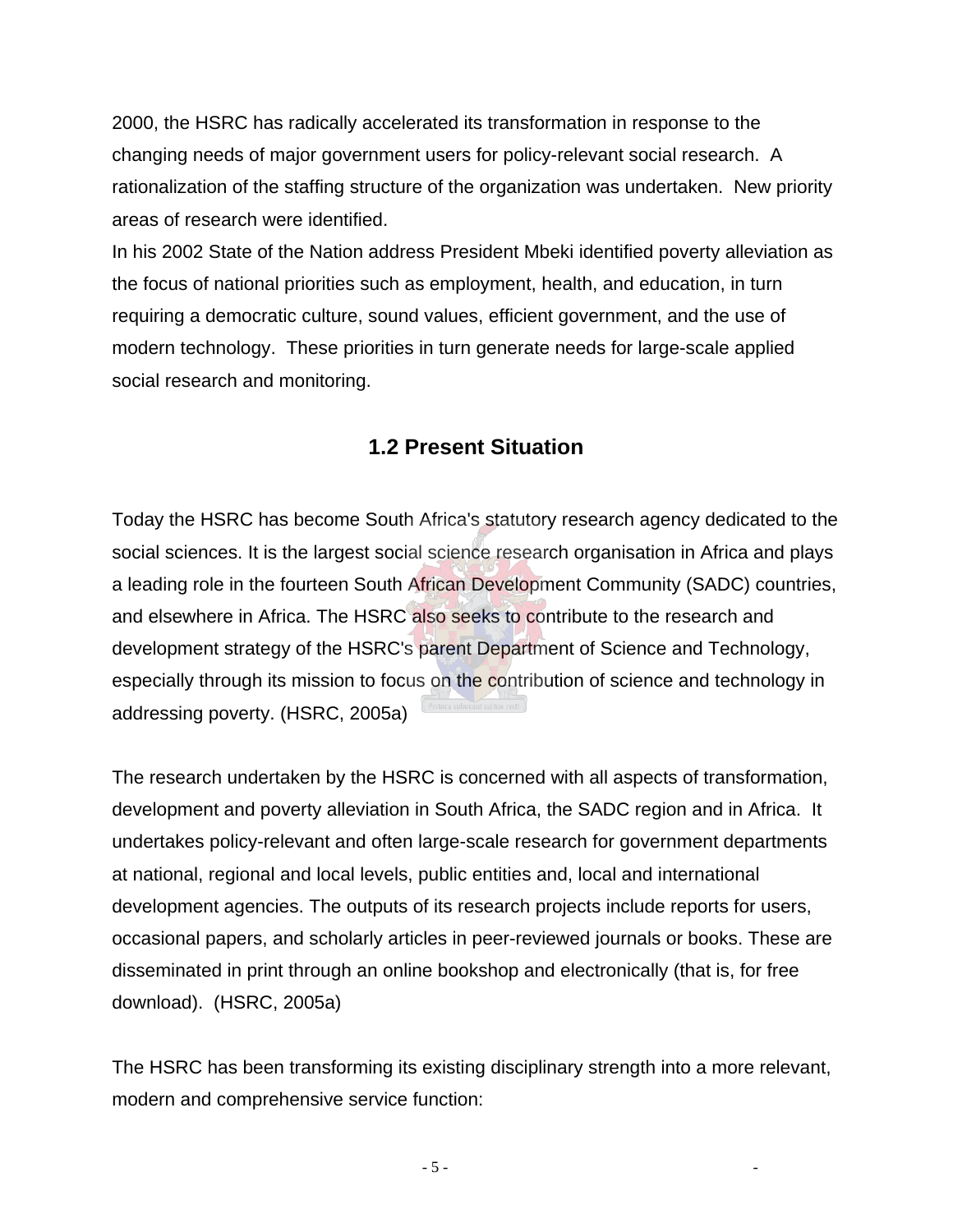2000, the HSRC has radically accelerated its transformation in response to the changing needs of major government users for policy-relevant social research. A rationalization of the staffing structure of the organization was undertaken. New priority areas of research were identified.

In his 2002 State of the Nation address President Mbeki identified poverty alleviation as the focus of national priorities such as employment, health, and education, in turn requiring a democratic culture, sound values, efficient government, and the use of modern technology. These priorities in turn generate needs for large-scale applied social research and monitoring.

## 1.2 Present Situation

Today the HSRC has become South Africa's statutory research agency dedicated to the social sciences. It is the largest social science research organisation in Africa and plays a leading role in the fourteen South African Development Community (SADC) countries, and elsewhere in Africa. The HSRC also seeks to contribute to the research and development strategy of the HSRC's parent Department of Science and Technology, especially through its mission to focus on the contribution of science and technology in addressing poverty. (HSRC, 2005a)

The research undertaken by the HSRC is concerned with all aspects of transformation, development and poverty alleviation in South Africa, the SADC region and in Africa. It undertakes policy-relevant and often large-scale research for government departments at national, regional and local levels, public entities and, local and international development agencies. The outputs of its research projects include reports for users, occasional papers, and scholarly articles in peer-reviewed journals or books. These are disseminated in print through an online bookshop and electronically (that is, for free download). (HSRC, 2005a)

The HSRC has been transforming its existing disciplinary strength into a more relevant, modern and comprehensive service function: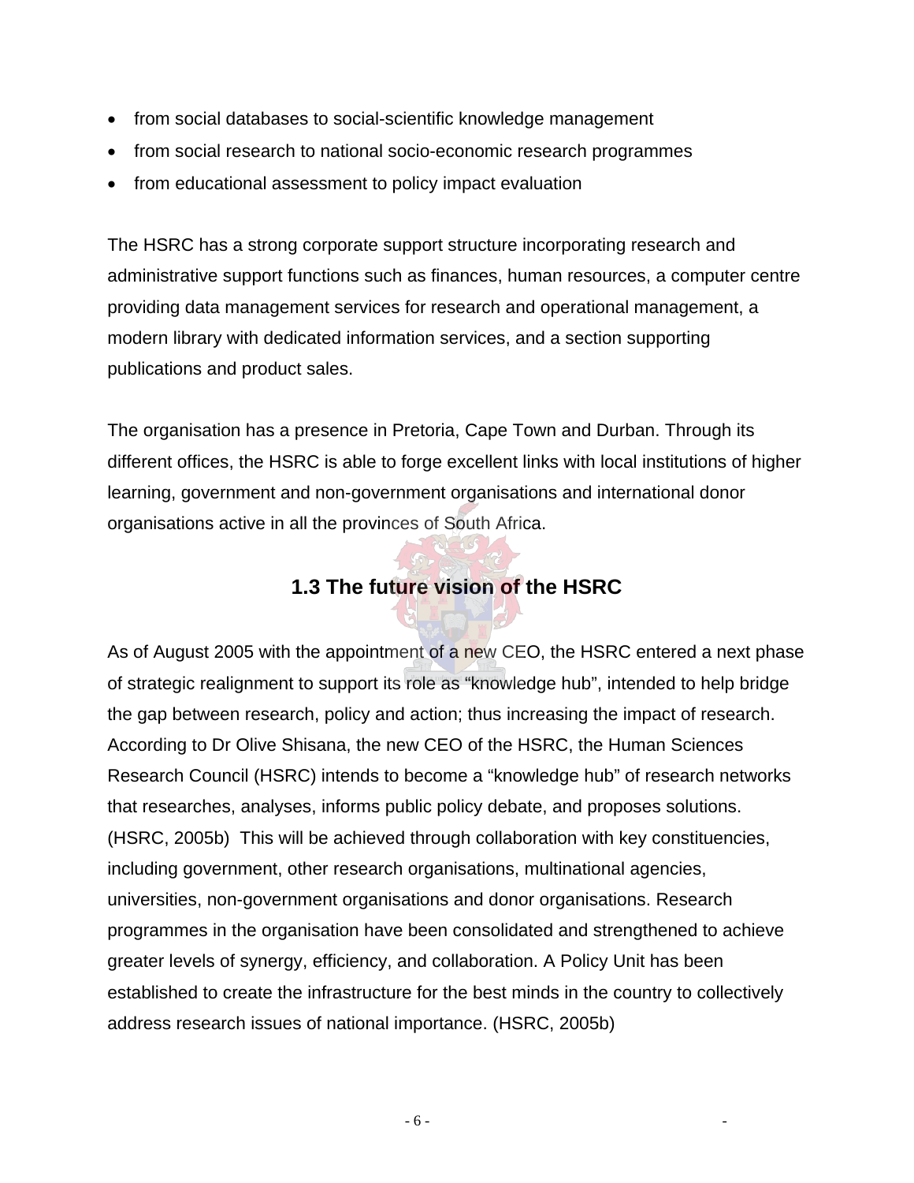- from social databases to social-scientific knowledge management
- from social research to national socio-economic research programmes
- from educational assessment to policy impact evaluation

The HSRC has a strong corporate support structure incorporating research and administrative support functions such as finances, human resources, a computer centre providing data management services for research and operational management, a modern library with dedicated information services, and a section supporting publications and product sales.

The organisation has a presence in Pretoria, Cape Town and Durban. Through its different offices, the HSRC is able to forge excellent links with local institutions of higher learning, government and non-government organisations and international donor organisations active in all the provinces of South Africa.

## 1.3 The future vision of the HSRC

As of August 2005 with the appointment of a new CEO, the HSRC entered a next phase of strategic realignment to support its role as "knowledge hub", intended to help bridge the gap between research, policy and action; thus increasing the impact of research. According to Dr Olive Shisana, the new CEO of the HSRC, the Human Sciences Research Council (HSRC) intends to become a "knowledge hub" of research networks that researches, analyses, informs public policy debate, and proposes solutions. (HSRC, 2005b) This will be achieved through collaboration with key constituencies, including government, other research organisations, multinational agencies, universities, non-government organisations and donor organisations. Research programmes in the organisation have been consolidated and strengthened to achieve greater levels of synergy, efficiency, and collaboration. A Policy Unit has been established to create the infrastructure for the best minds in the country to collectively address research issues of national importance. (HSRC, 2005b)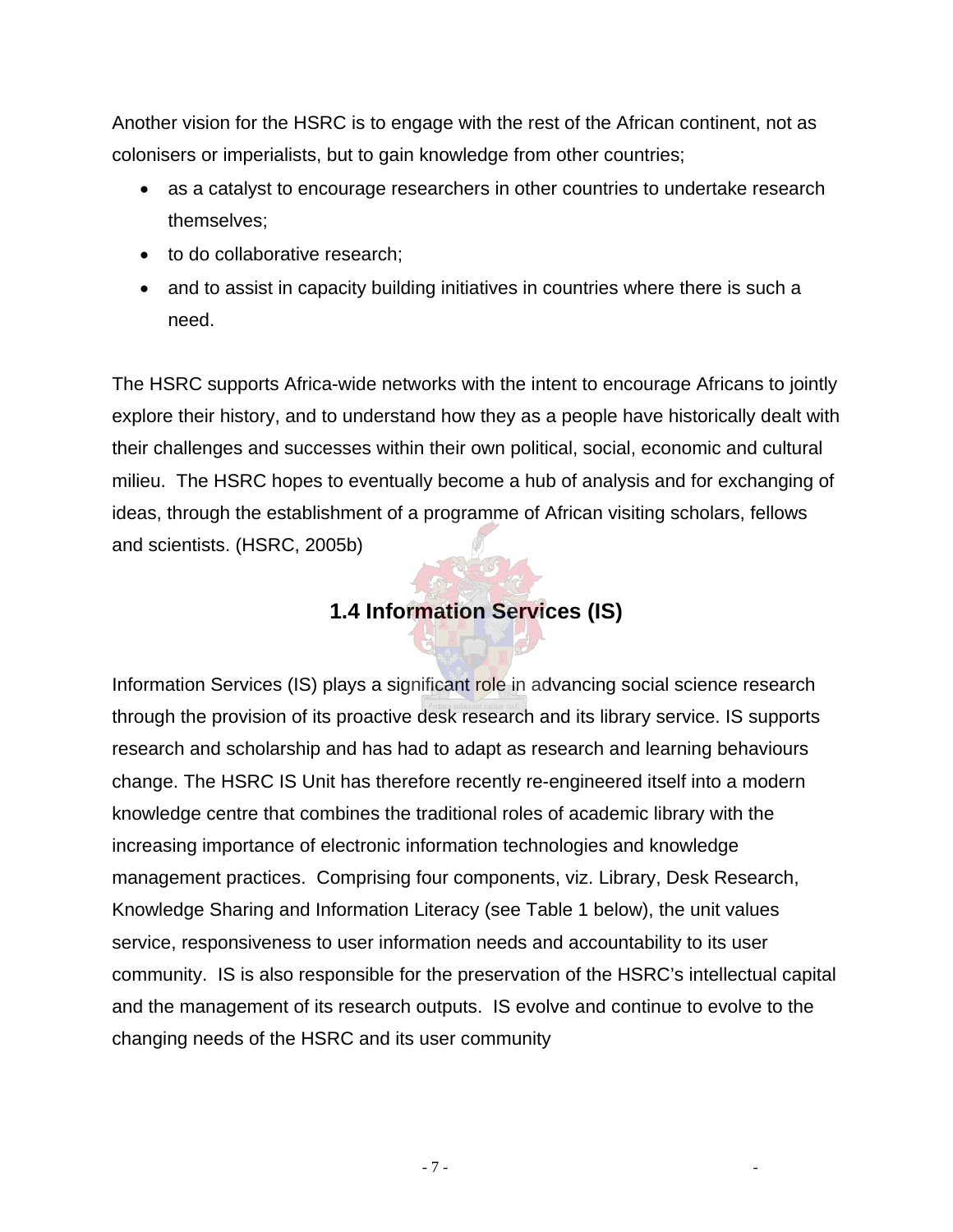Another vision for the HSRC is to engage with the rest of the African continent, not as colonisers or imperialists, but to gain knowledge from other countries;

- as a catalyst to encourage researchers in other countries to undertake research themselves;
- to do collaborative research;
- and to assist in capacity building initiatives in countries where there is such a need.

The HSRC supports Africa-wide networks with the intent to encourage Africans to jointly explore their history, and to understand how they as a people have historically dealt with their challenges and successes within their own political, social, economic and cultural milieu. The HSRC hopes to eventually become a hub of analysis and for exchanging of ideas, through the establishment of a programme of African visiting scholars, fellows and scientists. (HSRC, 2005b)

## 1.4 Information Services (IS)

Information Services (IS) plays a significant role in advancing social science research through the provision of its proactive desk research and its library service. IS supports research and scholarship and has had to adapt as research and learning behaviours change. The HSRC IS Unit has therefore recently re-engineered itself into a modern knowledge centre that combines the traditional roles of academic library with the increasing importance of electronic information technologies and knowledge management practices. Comprising four components, viz. Library, Desk Research, Knowledge Sharing and Information Literacy (see Table 1 below), the unit values service, responsiveness to user information needs and accountability to its user community. IS is also responsible for the preservation of the HSRC's intellectual capital and the management of its research outputs. IS evolve and continue to evolve to the changing needs of the HSRC and its user community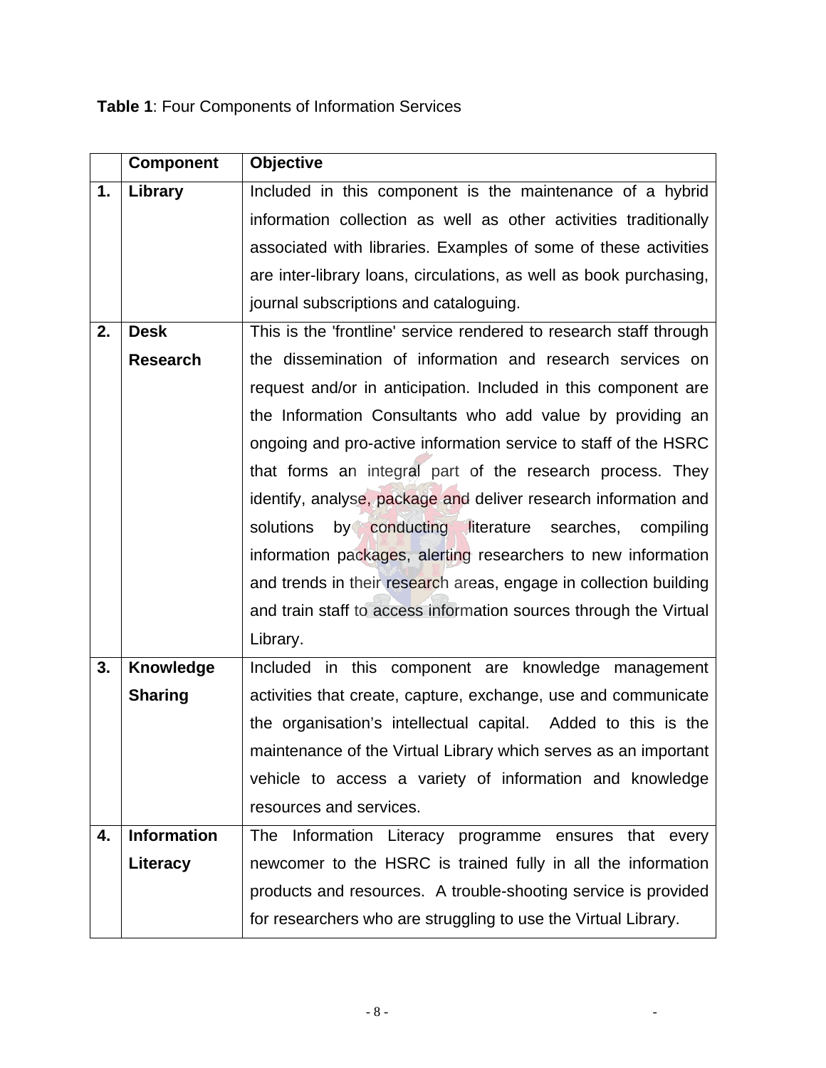**Table 1**: Four Components of Information Services

| | Component | Objective |
|---|---|---|
| **1.** | **Library** | Included in this component is the maintenance of a hybrid information collection as well as other activities traditionally associated with libraries. Examples of some of these activities are inter-library loans, circulations, as well as book purchasing, journal subscriptions and cataloguing. |
| **2.** | **Desk Research** | This is the 'frontline' service rendered to research staff through the dissemination of information and research services on request and/or in anticipation. Included in this component are the Information Consultants who add value by providing an ongoing and pro-active information service to staff of the HSRC that forms an integral part of the research process. They identify, analyse, package and deliver research information and solutions by conducting literature searches, compiling information packages, alerting researchers to new information and trends in their research areas, engage in collection building and train staff to access information sources through the Virtual Library. |
| **3.** | **Knowledge Sharing** | Included in this component are knowledge management activities that create, capture, exchange, use and communicate the organisation's intellectual capital. Added to this is the maintenance of the Virtual Library which serves as an important vehicle to access a variety of information and knowledge resources and services. |
| **4.** | **Information Literacy** | The Information Literacy programme ensures that every newcomer to the HSRC is trained fully in all the information products and resources. A trouble-shooting service is provided for researchers who are struggling to use the Virtual Library. |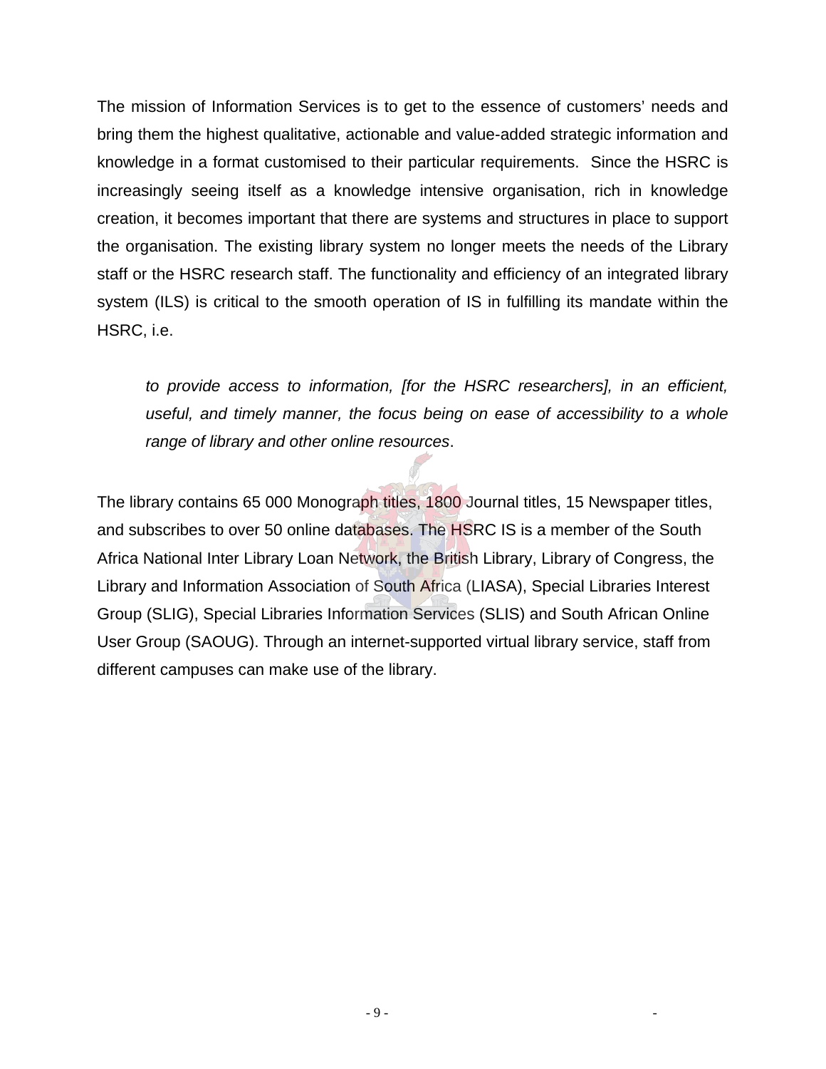The mission of Information Services is to get to the essence of customers' needs and bring them the highest qualitative, actionable and value-added strategic information and knowledge in a format customised to their particular requirements. Since the HSRC is increasingly seeing itself as a knowledge intensive organisation, rich in knowledge creation, it becomes important that there are systems and structures in place to support the organisation. The existing library system no longer meets the needs of the Library staff or the HSRC research staff. The functionality and efficiency of an integrated library system (ILS) is critical to the smooth operation of IS in fulfilling its mandate within the HSRC, i.e.

> *to provide access to information, [for the HSRC researchers], in an efficient, useful, and timely manner, the focus being on ease of accessibility to a whole range of library and other online resources*.

The library contains 65 000 Monograph titles, 1800 Journal titles, 15 Newspaper titles, and subscribes to over 50 online databases. The HSRC IS is a member of the South Africa National Inter Library Loan Network, the British Library, Library of Congress, the Library and Information Association of South Africa (LIASA), Special Libraries Interest Group (SLIG), Special Libraries Information Services (SLIS) and South African Online User Group (SAOUG). Through an internet-supported virtual library service, staff from different campuses can make use of the library.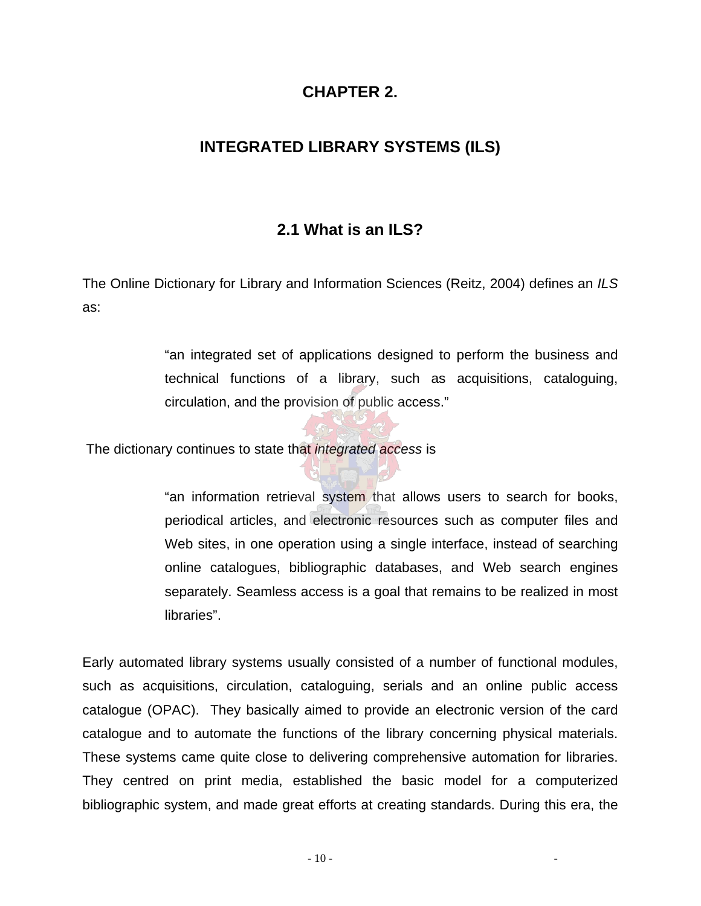# CHAPTER 2.

# INTEGRATED LIBRARY SYSTEMS (ILS)

## 2.1 What is an ILS?

The Online Dictionary for Library and Information Sciences (Reitz, 2004) defines an *ILS* as:

> "an integrated set of applications designed to perform the business and technical functions of a library, such as acquisitions, cataloguing, circulation, and the provision of public access."

The dictionary continues to state that *integrated access* is

> "an information retrieval system that allows users to search for books, periodical articles, and electronic resources such as computer files and Web sites, in one operation using a single interface, instead of searching online catalogues, bibliographic databases, and Web search engines separately. Seamless access is a goal that remains to be realized in most libraries".

Early automated library systems usually consisted of a number of functional modules, such as acquisitions, circulation, cataloguing, serials and an online public access catalogue (OPAC). They basically aimed to provide an electronic version of the card catalogue and to automate the functions of the library concerning physical materials. These systems came quite close to delivering comprehensive automation for libraries. They centred on print media, established the basic model for a computerized bibliographic system, and made great efforts at creating standards. During this era, the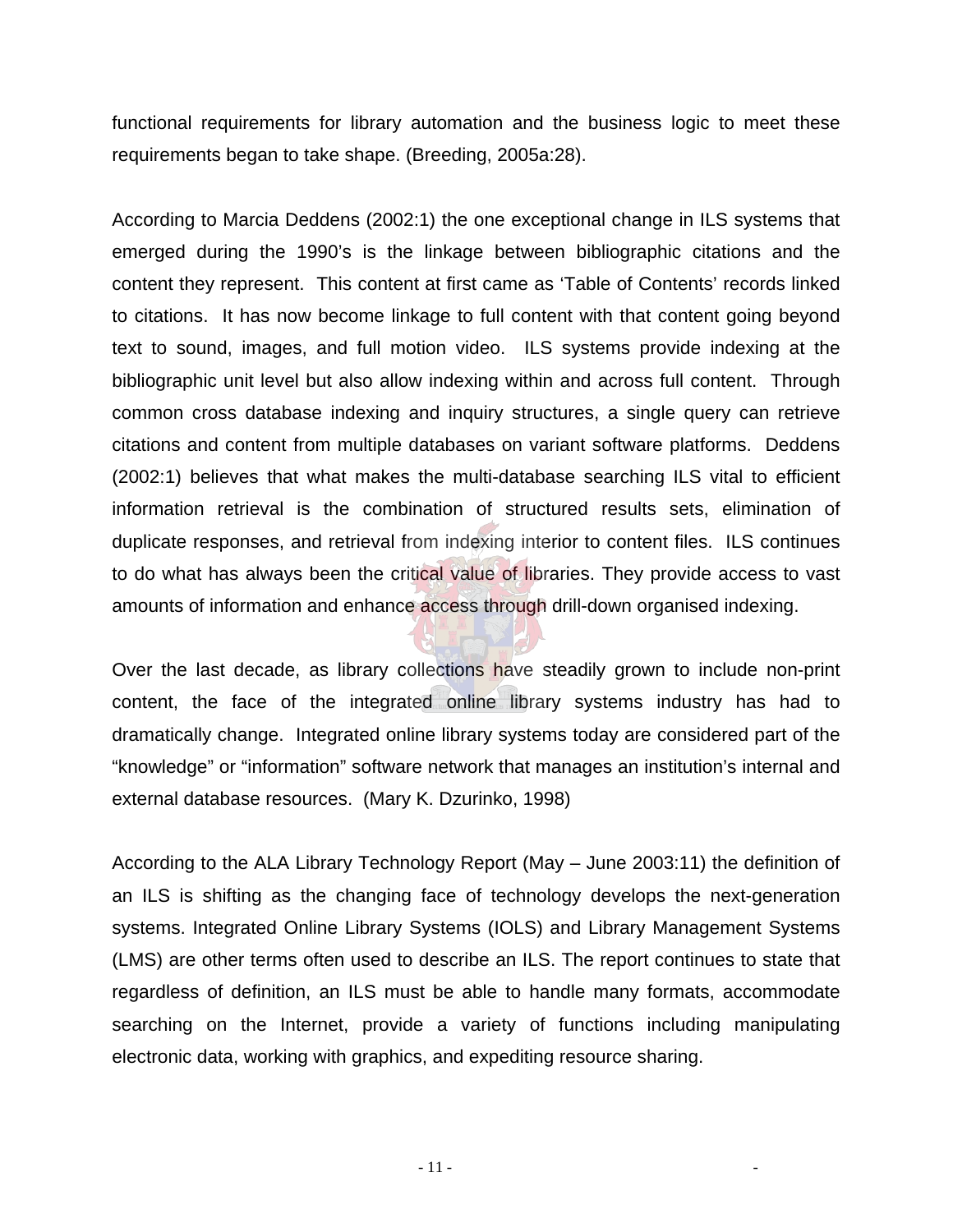functional requirements for library automation and the business logic to meet these requirements began to take shape. (Breeding, 2005a:28).

According to Marcia Deddens (2002:1) the one exceptional change in ILS systems that emerged during the 1990's is the linkage between bibliographic citations and the content they represent. This content at first came as 'Table of Contents' records linked to citations. It has now become linkage to full content with that content going beyond text to sound, images, and full motion video. ILS systems provide indexing at the bibliographic unit level but also allow indexing within and across full content. Through common cross database indexing and inquiry structures, a single query can retrieve citations and content from multiple databases on variant software platforms. Deddens (2002:1) believes that what makes the multi-database searching ILS vital to efficient information retrieval is the combination of structured results sets, elimination of duplicate responses, and retrieval from indexing interior to content files. ILS continues to do what has always been the critical value of libraries. They provide access to vast amounts of information and enhance access through drill-down organised indexing.

Over the last decade, as library collections have steadily grown to include non-print content, the face of the integrated online library systems industry has had to dramatically change. Integrated online library systems today are considered part of the "knowledge" or "information" software network that manages an institution's internal and external database resources. (Mary K. Dzurinko, 1998)

According to the ALA Library Technology Report (May – June 2003:11) the definition of an ILS is shifting as the changing face of technology develops the next-generation systems. Integrated Online Library Systems (IOLS) and Library Management Systems (LMS) are other terms often used to describe an ILS. The report continues to state that regardless of definition, an ILS must be able to handle many formats, accommodate searching on the Internet, provide a variety of functions including manipulating electronic data, working with graphics, and expediting resource sharing.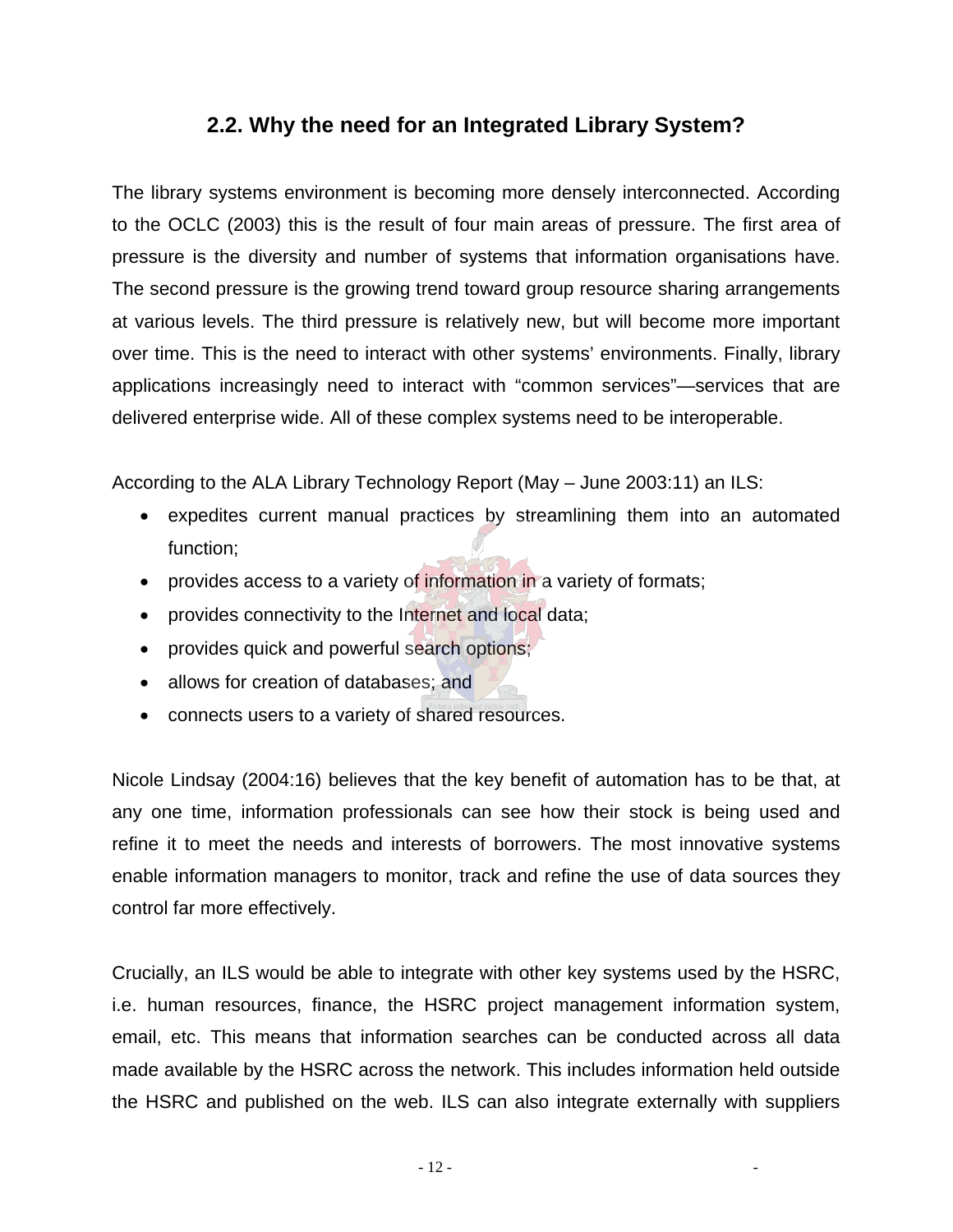## 2.2. Why the need for an Integrated Library System?

The library systems environment is becoming more densely interconnected. According to the OCLC (2003) this is the result of four main areas of pressure. The first area of pressure is the diversity and number of systems that information organisations have. The second pressure is the growing trend toward group resource sharing arrangements at various levels. The third pressure is relatively new, but will become more important over time. This is the need to interact with other systems' environments. Finally, library applications increasingly need to interact with "common services"—services that are delivered enterprise wide. All of these complex systems need to be interoperable.

According to the ALA Library Technology Report (May – June 2003:11) an ILS:

- expedites current manual practices by streamlining them into an automated function;
- provides access to a variety of information in a variety of formats;
- provides connectivity to the Internet and local data;
- provides quick and powerful search options;
- allows for creation of databases; and
- connects users to a variety of shared resources.

Nicole Lindsay (2004:16) believes that the key benefit of automation has to be that, at any one time, information professionals can see how their stock is being used and refine it to meet the needs and interests of borrowers. The most innovative systems enable information managers to monitor, track and refine the use of data sources they control far more effectively.

Crucially, an ILS would be able to integrate with other key systems used by the HSRC, i.e. human resources, finance, the HSRC project management information system, email, etc. This means that information searches can be conducted across all data made available by the HSRC across the network. This includes information held outside the HSRC and published on the web. ILS can also integrate externally with suppliers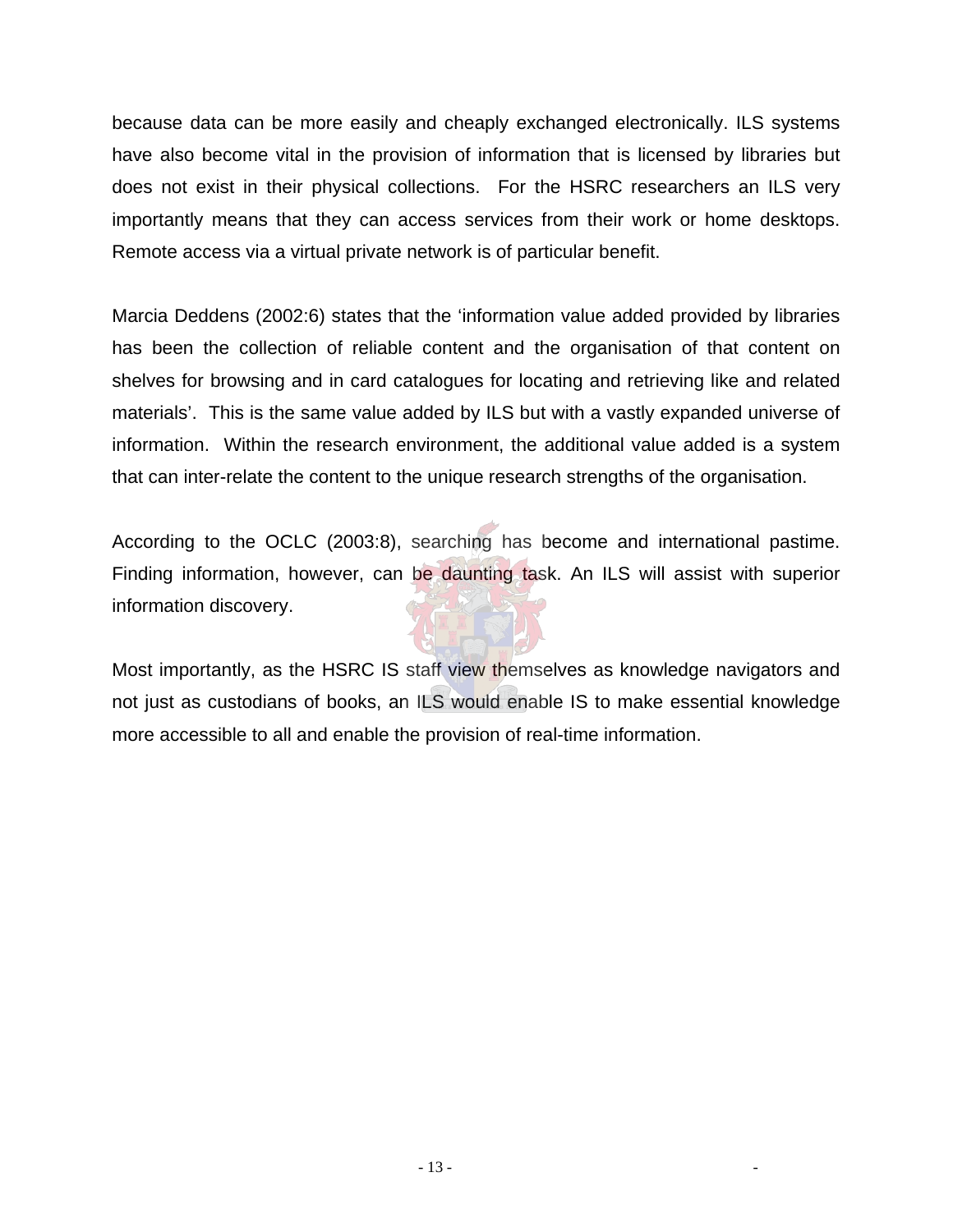because data can be more easily and cheaply exchanged electronically. ILS systems have also become vital in the provision of information that is licensed by libraries but does not exist in their physical collections. For the HSRC researchers an ILS very importantly means that they can access services from their work or home desktops. Remote access via a virtual private network is of particular benefit.

Marcia Deddens (2002:6) states that the 'information value added provided by libraries has been the collection of reliable content and the organisation of that content on shelves for browsing and in card catalogues for locating and retrieving like and related materials'. This is the same value added by ILS but with a vastly expanded universe of information. Within the research environment, the additional value added is a system that can inter-relate the content to the unique research strengths of the organisation.

According to the OCLC (2003:8), searching has become and international pastime. Finding information, however, can be daunting task. An ILS will assist with superior information discovery.

Most importantly, as the HSRC IS staff view themselves as knowledge navigators and not just as custodians of books, an ILS would enable IS to make essential knowledge more accessible to all and enable the provision of real-time information.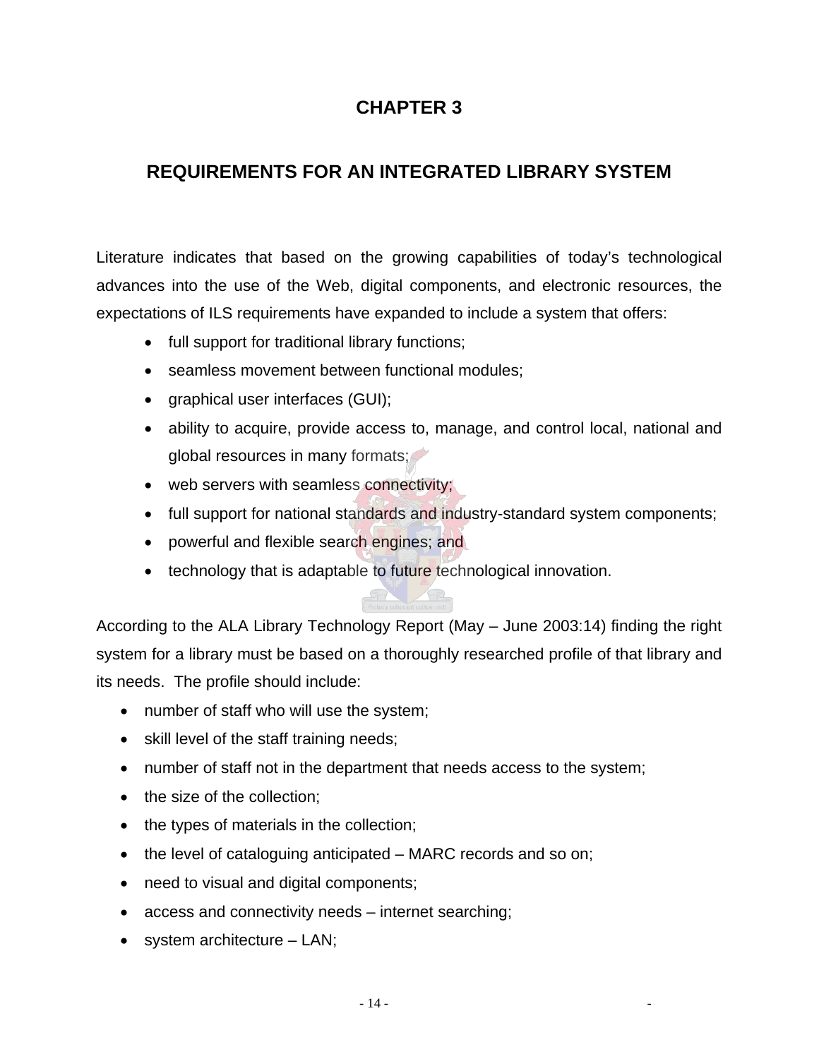# CHAPTER 3

## REQUIREMENTS FOR AN INTEGRATED LIBRARY SYSTEM

Literature indicates that based on the growing capabilities of today's technological advances into the use of the Web, digital components, and electronic resources, the expectations of ILS requirements have expanded to include a system that offers:

- full support for traditional library functions;
- seamless movement between functional modules;
- graphical user interfaces (GUI);
- ability to acquire, provide access to, manage, and control local, national and global resources in many formats;
- web servers with seamless connectivity;
- full support for national standards and industry-standard system components;
- powerful and flexible search engines; and
- technology that is adaptable to future technological innovation.

According to the ALA Library Technology Report (May – June 2003:14) finding the right system for a library must be based on a thoroughly researched profile of that library and its needs. The profile should include:

- number of staff who will use the system;
- skill level of the staff training needs;
- number of staff not in the department that needs access to the system;
- the size of the collection;
- the types of materials in the collection;
- the level of cataloguing anticipated – MARC records and so on;
- need to visual and digital components;
- access and connectivity needs – internet searching;
- system architecture – LAN;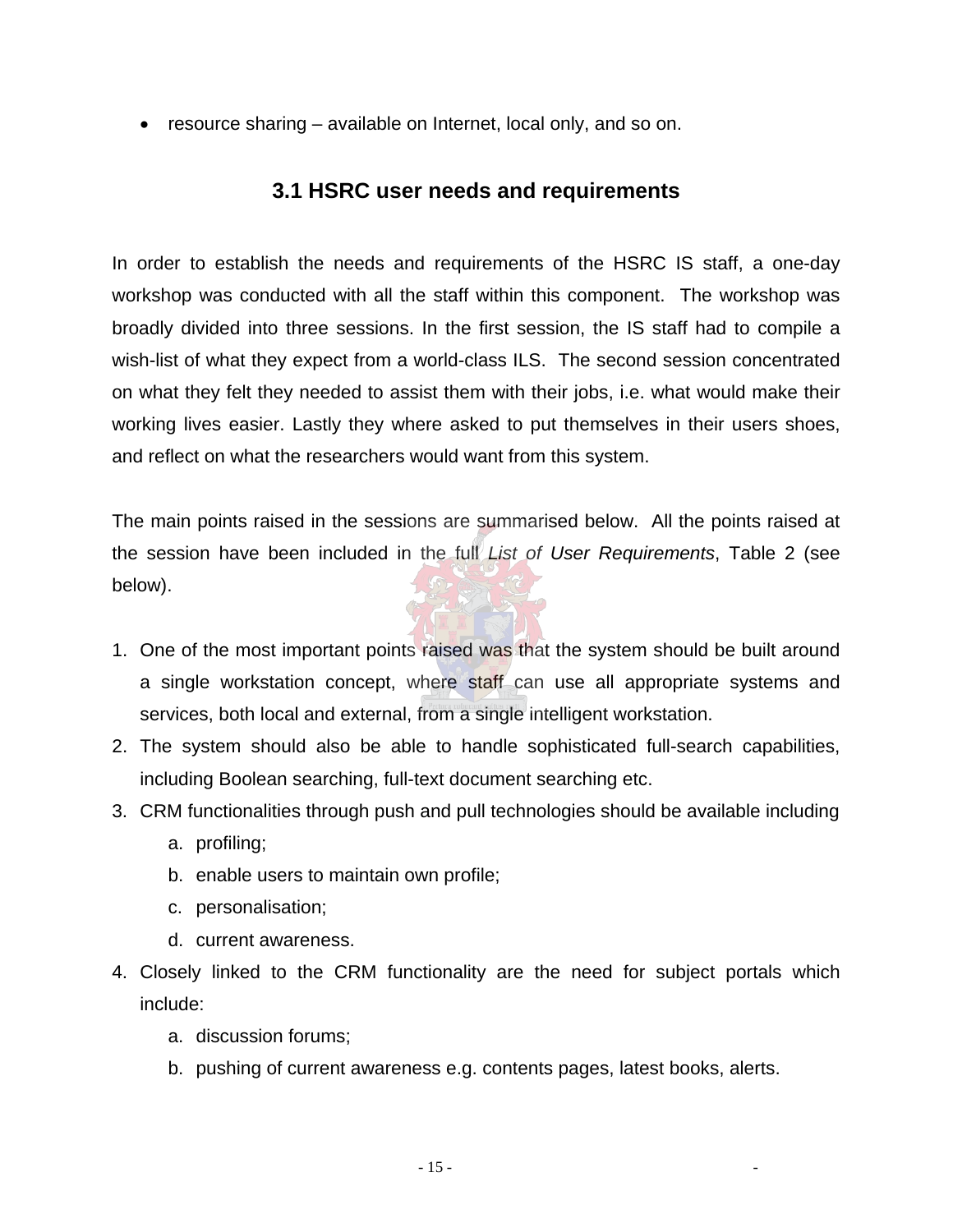- resource sharing – available on Internet, local only, and so on.

## 3.1 HSRC user needs and requirements

In order to establish the needs and requirements of the HSRC IS staff, a one-day workshop was conducted with all the staff within this component. The workshop was broadly divided into three sessions. In the first session, the IS staff had to compile a wish-list of what they expect from a world-class ILS. The second session concentrated on what they felt they needed to assist them with their jobs, i.e. what would make their working lives easier. Lastly they where asked to put themselves in their users shoes, and reflect on what the researchers would want from this system.

The main points raised in the sessions are summarised below. All the points raised at the session have been included in the full *List of User Requirements*, Table 2 (see below).

1. One of the most important points raised was that the system should be built around a single workstation concept, where staff can use all appropriate systems and services, both local and external, from a single intelligent workstation.
2. The system should also be able to handle sophisticated full-search capabilities, including Boolean searching, full-text document searching etc.
3. CRM functionalities through push and pull technologies should be available including
   a. profiling;
   b. enable users to maintain own profile;
   c. personalisation;
   d. current awareness.
4. Closely linked to the CRM functionality are the need for subject portals which include:
   a. discussion forums;
   b. pushing of current awareness e.g. contents pages, latest books, alerts.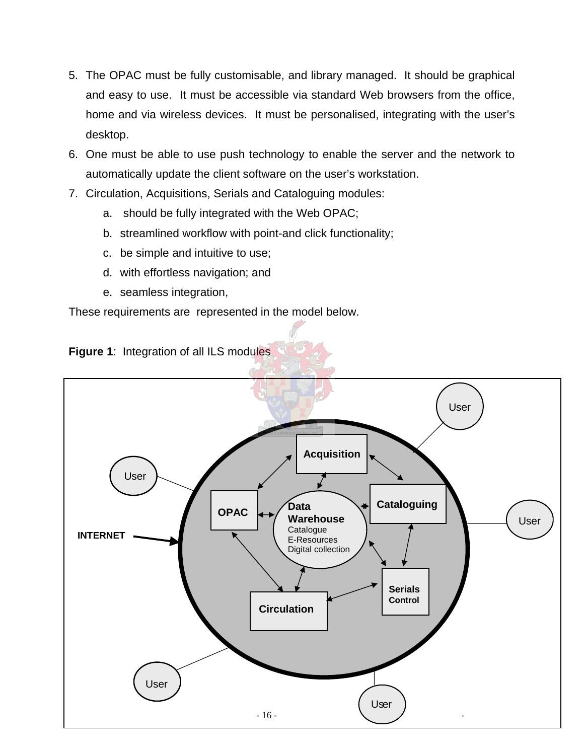5. The OPAC must be fully customisable, and library managed. It should be graphical and easy to use. It must be accessible via standard Web browsers from the office, home and via wireless devices. It must be personalised, integrating with the user's desktop.
6. One must be able to use push technology to enable the server and the network to automatically update the client software on the user's workstation.
7. Circulation, Acquisitions, Serials and Cataloguing modules:
   a. should be fully integrated with the Web OPAC;
   b. streamlined workflow with point-and click functionality;
   c. be simple and intuitive to use;
   d. with effortless navigation; and
   e. seamless integration,

These requirements are represented in the model below.

**Figure 1**: Integration of all ILS modules

User

User

User

INTERNET

Acquisition

OPAC

Data Warehouse
Catalogue
E-Resources
Digital collection

Cataloguing

Serials Control

Circulation

User

User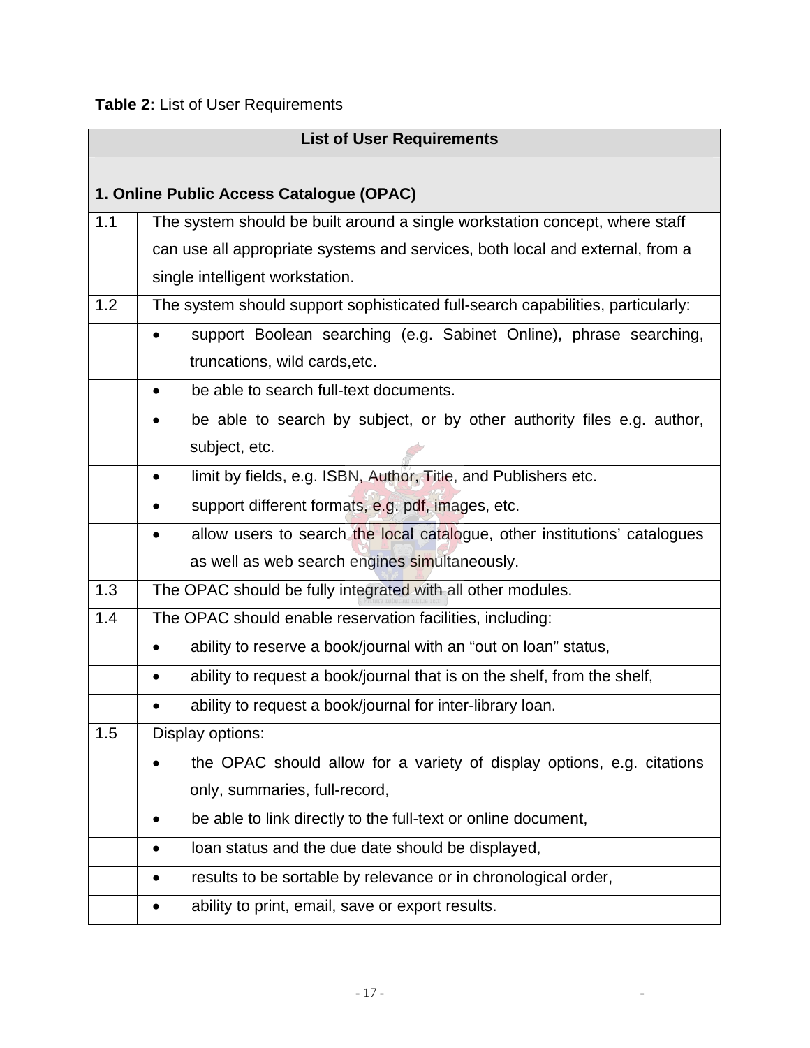**Table 2:** List of User Requirements

| List of User Requirements | |
|---|---|
| **1. Online Public Access Catalogue (OPAC)** | |
| 1.1 | The system should be built around a single workstation concept, where staff can use all appropriate systems and services, both local and external, from a single intelligent workstation. |
| 1.2 | The system should support sophisticated full-search capabilities, particularly: |
| | • support Boolean searching (e.g. Sabinet Online), phrase searching, truncations, wild cards,etc. |
| | • be able to search full-text documents. |
| | • be able to search by subject, or by other authority files e.g. author, subject, etc. |
| | • limit by fields, e.g. ISBN, Author, Title, and Publishers etc. |
| | • support different formats, e.g. pdf, images, etc. |
| | • allow users to search the local catalogue, other institutions' catalogues as well as web search engines simultaneously. |
| 1.3 | The OPAC should be fully integrated with all other modules. |
| 1.4 | The OPAC should enable reservation facilities, including: |
| | • ability to reserve a book/journal with an "out on loan" status, |
| | • ability to request a book/journal that is on the shelf, from the shelf, |
| | • ability to request a book/journal for inter-library loan. |
| 1.5 | Display options: |
| | • the OPAC should allow for a variety of display options, e.g. citations only, summaries, full-record, |
| | • be able to link directly to the full-text or online document, |
| | • loan status and the due date should be displayed, |
| | • results to be sortable by relevance or in chronological order, |
| | • ability to print, email, save or export results. |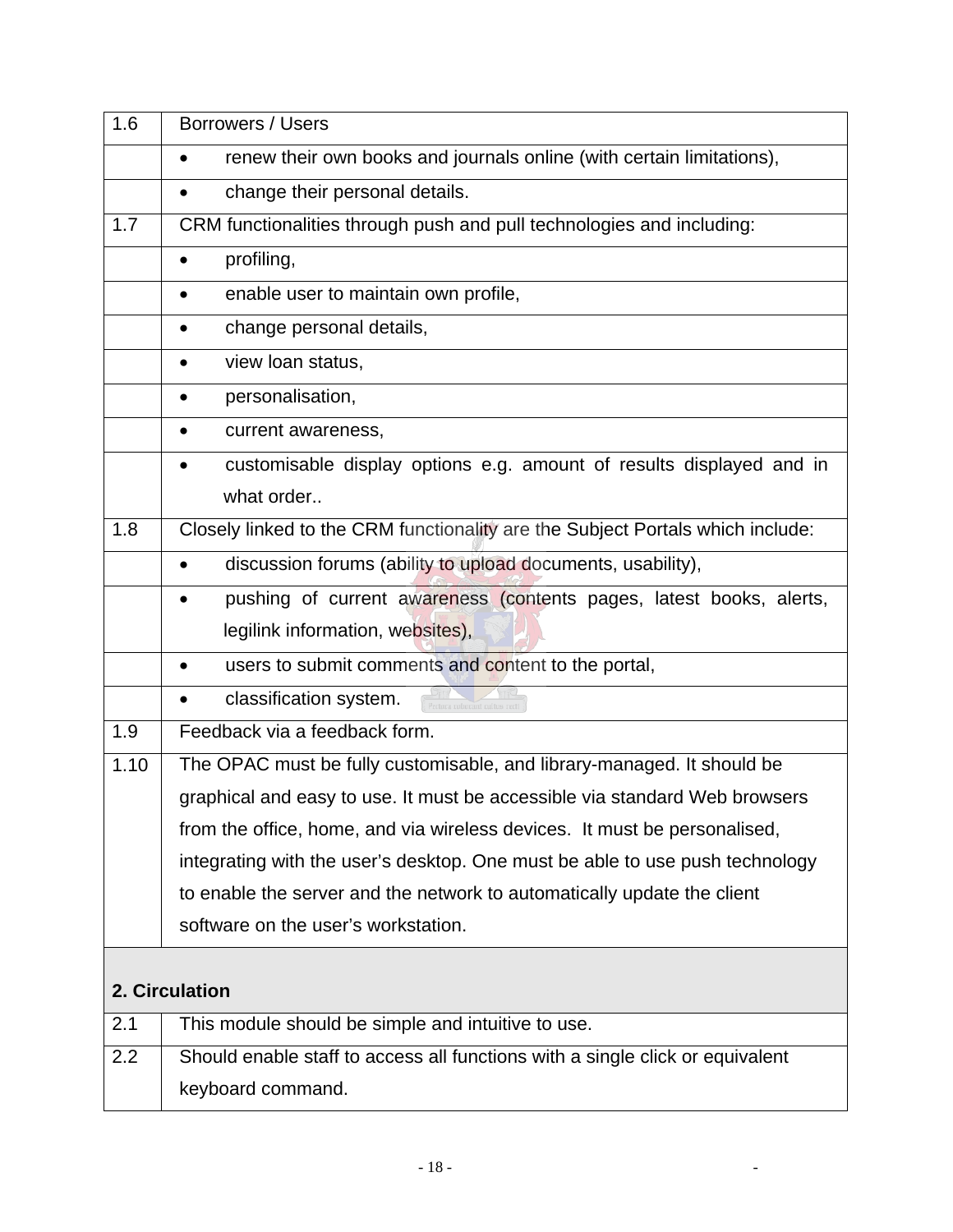| 1.6 | Borrowers / Users |
| --- | --- |
| | • renew their own books and journals online (with certain limitations), |
| | • change their personal details. |
| 1.7 | CRM functionalities through push and pull technologies and including: |
| | • profiling, |
| | • enable user to maintain own profile, |
| | • change personal details, |
| | • view loan status, |
| | • personalisation, |
| | • current awareness, |
| | • customisable display options e.g. amount of results displayed and in what order.. |
| 1.8 | Closely linked to the CRM functionality are the Subject Portals which include: |
| | • discussion forums (ability to upload documents, usability), |
| | • pushing of current awareness (contents pages, latest books, alerts, legilink information, websites), |
| | • users to submit comments and content to the portal, |
| | • classification system. |
| 1.9 | Feedback via a feedback form. |
| 1.10 | The OPAC must be fully customisable, and library-managed. It should be graphical and easy to use. It must be accessible via standard Web browsers from the office, home, and via wireless devices. It must be personalised, integrating with the user's desktop. One must be able to use push technology to enable the server and the network to automatically update the client software on the user's workstation. |
| **2. Circulation** | |
| 2.1 | This module should be simple and intuitive to use. |
| 2.2 | Should enable staff to access all functions with a single click or equivalent keyboard command. |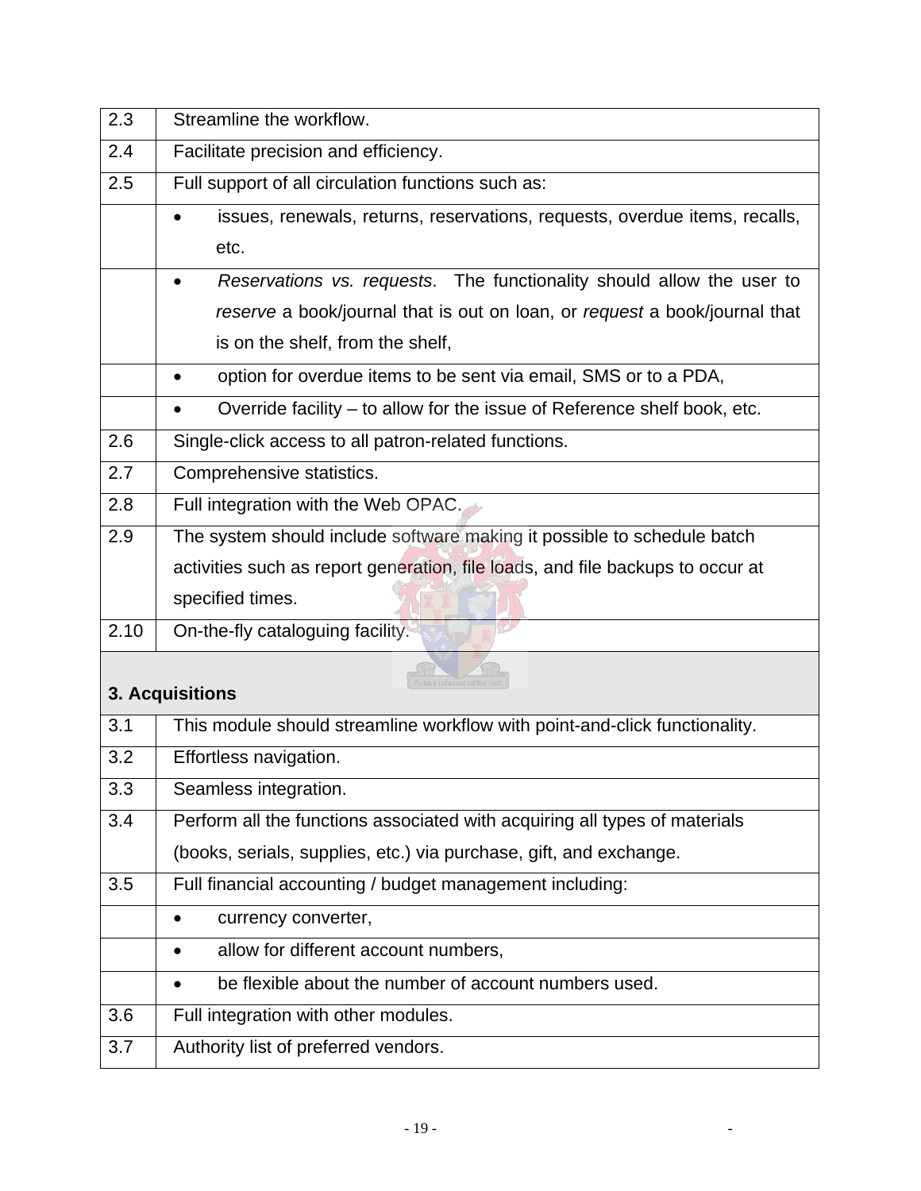| | |
|---|---|
| 2.3 | Streamline the workflow. |
| 2.4 | Facilitate precision and efficiency. |
| 2.5 | Full support of all circulation functions such as: |
| | • issues, renewals, returns, reservations, requests, overdue items, recalls, etc. |
| | • *Reservations vs. requests*. The functionality should allow the user to *reserve* a book/journal that is out on loan, or *request* a book/journal that is on the shelf, from the shelf, |
| | • option for overdue items to be sent via email, SMS or to a PDA, |
| | • Override facility – to allow for the issue of Reference shelf book, etc. |
| 2.6 | Single-click access to all patron-related functions. |
| 2.7 | Comprehensive statistics. |
| 2.8 | Full integration with the Web OPAC. |
| 2.9 | The system should include software making it possible to schedule batch activities such as report generation, file loads, and file backups to occur at specified times. |
| 2.10 | On-the-fly cataloguing facility. |
| **3. Acquisitions** | |
| 3.1 | This module should streamline workflow with point-and-click functionality. |
| 3.2 | Effortless navigation. |
| 3.3 | Seamless integration. |
| 3.4 | Perform all the functions associated with acquiring all types of materials (books, serials, supplies, etc.) via purchase, gift, and exchange. |
| 3.5 | Full financial accounting / budget management including: |
| | • currency converter, |
| | • allow for different account numbers, |
| | • be flexible about the number of account numbers used. |
| 3.6 | Full integration with other modules. |
| 3.7 | Authority list of preferred vendors. |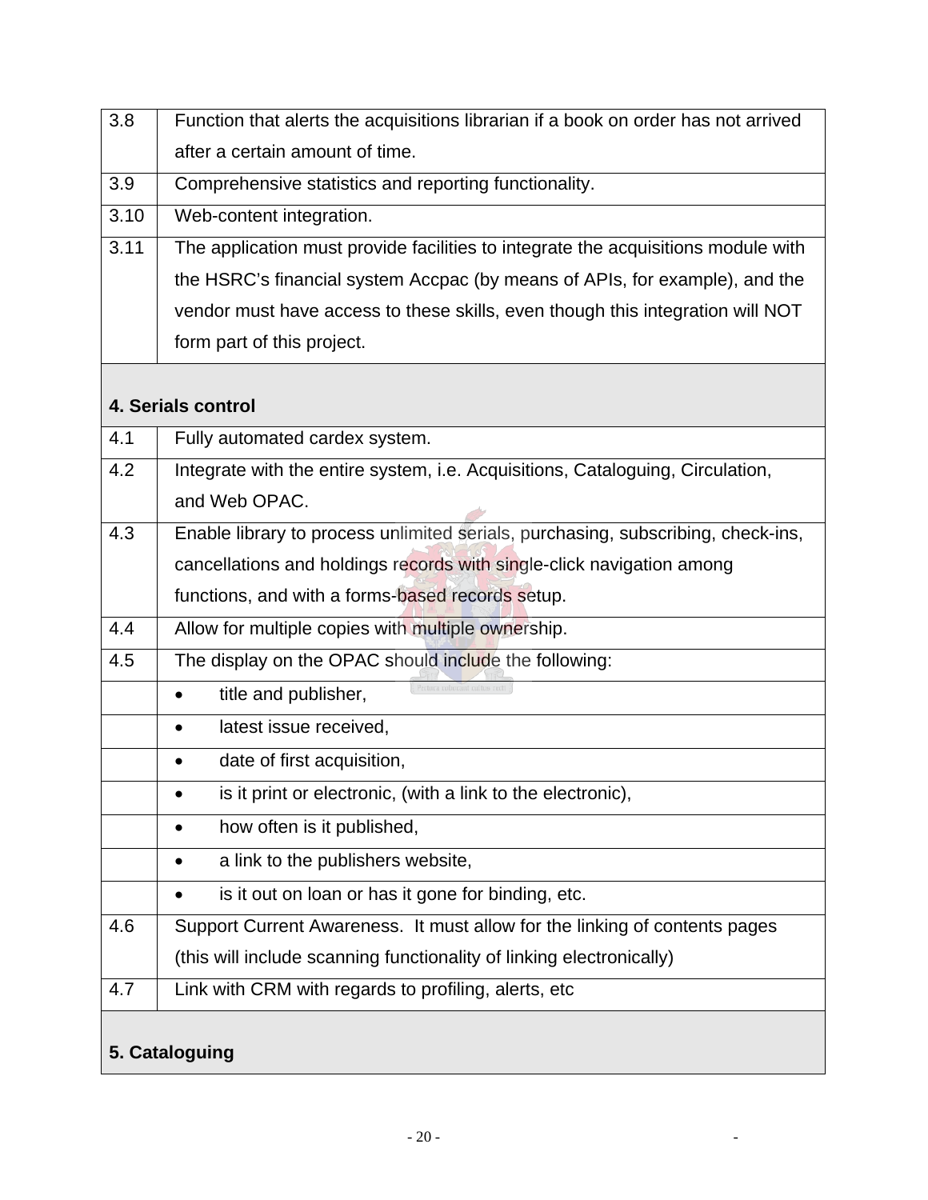| | |
|---|---|
| 3.8 | Function that alerts the acquisitions librarian if a book on order has not arrived after a certain amount of time. |
| 3.9 | Comprehensive statistics and reporting functionality. |
| 3.10 | Web-content integration. |
| 3.11 | The application must provide facilities to integrate the acquisitions module with the HSRC’s financial system Accpac (by means of APIs, for example), and the vendor must have access to these skills, even though this integration will NOT form part of this project. |
| **4. Serials control** | |
| 4.1 | Fully automated cardex system. |
| 4.2 | Integrate with the entire system, i.e. Acquisitions, Cataloguing, Circulation, and Web OPAC. |
| 4.3 | Enable library to process unlimited serials, purchasing, subscribing, check-ins, cancellations and holdings records with single-click navigation among functions, and with a forms-based records setup. |
| 4.4 | Allow for multiple copies with multiple ownership. |
| 4.5 | The display on the OPAC should include the following: |
| | • title and publisher, |
| | • latest issue received, |
| | • date of first acquisition, |
| | • is it print or electronic, (with a link to the electronic), |
| | • how often is it published, |
| | • a link to the publishers website, |
| | • is it out on loan or has it gone for binding, etc. |
| 4.6 | Support Current Awareness. It must allow for the linking of contents pages (this will include scanning functionality of linking electronically) |
| 4.7 | Link with CRM with regards to profiling, alerts, etc |
| **5. Cataloguing** | |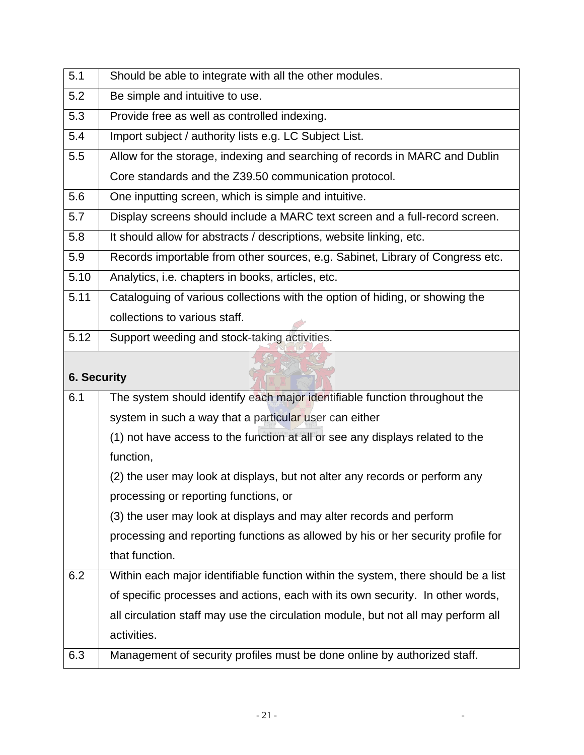| | |
|---|---|
| 5.1 | Should be able to integrate with all the other modules. |
| 5.2 | Be simple and intuitive to use. |
| 5.3 | Provide free as well as controlled indexing. |
| 5.4 | Import subject / authority lists e.g. LC Subject List. |
| 5.5 | Allow for the storage, indexing and searching of records in MARC and Dublin Core standards and the Z39.50 communication protocol. |
| 5.6 | One inputting screen, which is simple and intuitive. |
| 5.7 | Display screens should include a MARC text screen and a full-record screen. |
| 5.8 | It should allow for abstracts / descriptions, website linking, etc. |
| 5.9 | Records importable from other sources, e.g. Sabinet, Library of Congress etc. |
| 5.10 | Analytics, i.e. chapters in books, articles, etc. |
| 5.11 | Cataloguing of various collections with the option of hiding, or showing the collections to various staff. |
| 5.12 | Support weeding and stock-taking activities. |
| **6. Security** | |
| 6.1 | The system should identify each major identifiable function throughout the system in such a way that a particular user can either<br>(1) not have access to the function at all or see any displays related to the function,<br>(2) the user may look at displays, but not alter any records or perform any processing or reporting functions, or<br>(3) the user may look at displays and may alter records and perform processing and reporting functions as allowed by his or her security profile for that function. |
| 6.2 | Within each major identifiable function within the system, there should be a list of specific processes and actions, each with its own security. In other words, all circulation staff may use the circulation module, but not all may perform all activities. |
| 6.3 | Management of security profiles must be done online by authorized staff. |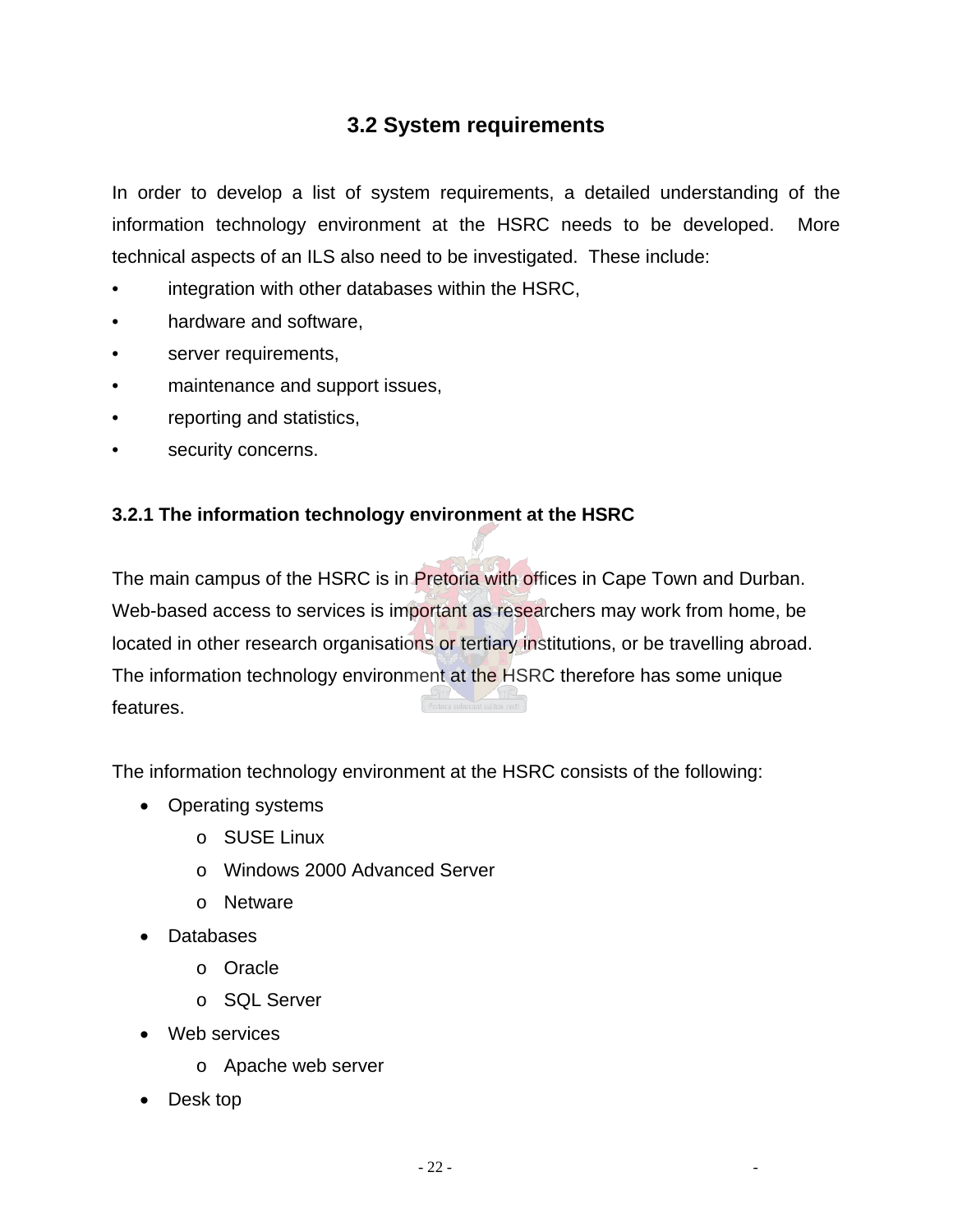## 3.2 System requirements

In order to develop a list of system requirements, a detailed understanding of the information technology environment at the HSRC needs to be developed. More technical aspects of an ILS also need to be investigated. These include:

- integration with other databases within the HSRC,
- hardware and software,
- server requirements,
- maintenance and support issues,
- reporting and statistics,
- security concerns.

### 3.2.1 The information technology environment at the HSRC

The main campus of the HSRC is in Pretoria with offices in Cape Town and Durban. Web-based access to services is important as researchers may work from home, be located in other research organisations or tertiary institutions, or be travelling abroad. The information technology environment at the HSRC therefore has some unique features.

The information technology environment at the HSRC consists of the following:

- Operating systems
  - SUSE Linux
  - Windows 2000 Advanced Server
  - Netware
- Databases
  - Oracle
  - SQL Server
- Web services
  - Apache web server
- Desk top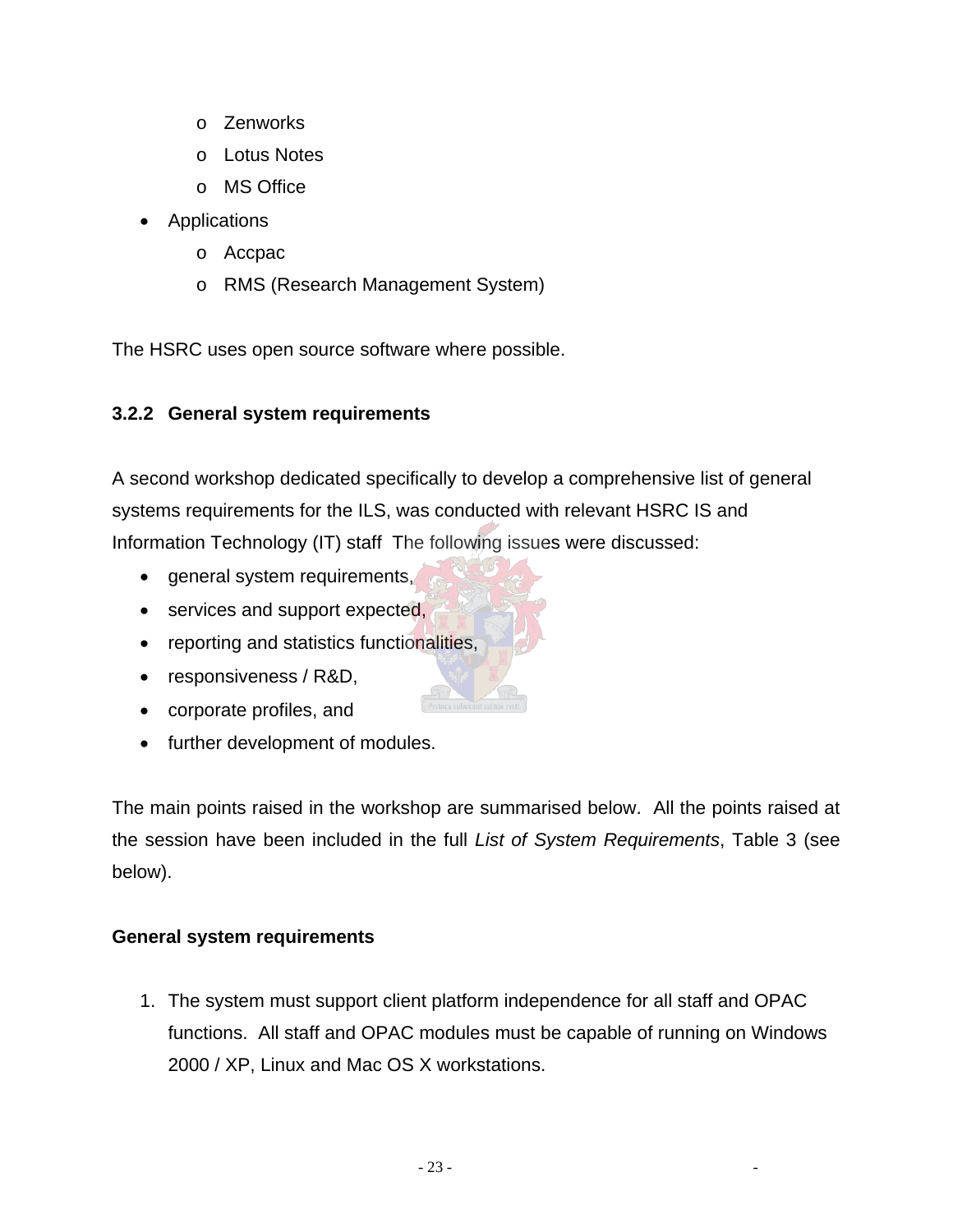- Zenworks
    - Lotus Notes
    - MS Office
- Applications
    - Accpac
    - RMS (Research Management System)

The HSRC uses open source software where possible.

### 3.2.2 General system requirements

A second workshop dedicated specifically to develop a comprehensive list of general systems requirements for the ILS, was conducted with relevant HSRC IS and Information Technology (IT) staff The following issues were discussed:

- general system requirements,
- services and support expected,
- reporting and statistics functionalities,
- responsiveness / R&D,
- corporate profiles, and
- further development of modules.

The main points raised in the workshop are summarised below. All the points raised at the session have been included in the full *List of System Requirements*, Table 3 (see below).

**General system requirements**

1. The system must support client platform independence for all staff and OPAC functions. All staff and OPAC modules must be capable of running on Windows 2000 / XP, Linux and Mac OS X workstations.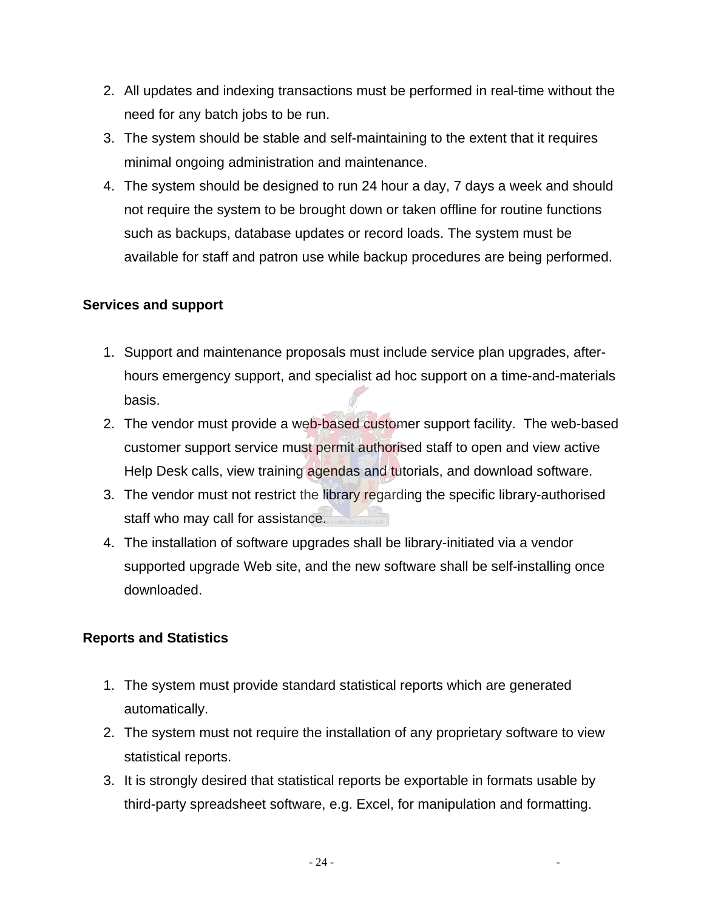2. All updates and indexing transactions must be performed in real-time without the need for any batch jobs to be run.
3. The system should be stable and self-maintaining to the extent that it requires minimal ongoing administration and maintenance.
4. The system should be designed to run 24 hour a day, 7 days a week and should not require the system to be brought down or taken offline for routine functions such as backups, database updates or record loads. The system must be available for staff and patron use while backup procedures are being performed.

**Services and support**

1. Support and maintenance proposals must include service plan upgrades, after-hours emergency support, and specialist ad hoc support on a time-and-materials basis.
2. The vendor must provide a web-based customer support facility. The web-based customer support service must permit authorised staff to open and view active Help Desk calls, view training agendas and tutorials, and download software.
3. The vendor must not restrict the library regarding the specific library-authorised staff who may call for assistance.
4. The installation of software upgrades shall be library-initiated via a vendor supported upgrade Web site, and the new software shall be self-installing once downloaded.

**Reports and Statistics**

1. The system must provide standard statistical reports which are generated automatically.
2. The system must not require the installation of any proprietary software to view statistical reports.
3. It is strongly desired that statistical reports be exportable in formats usable by third-party spreadsheet software, e.g. Excel, for manipulation and formatting.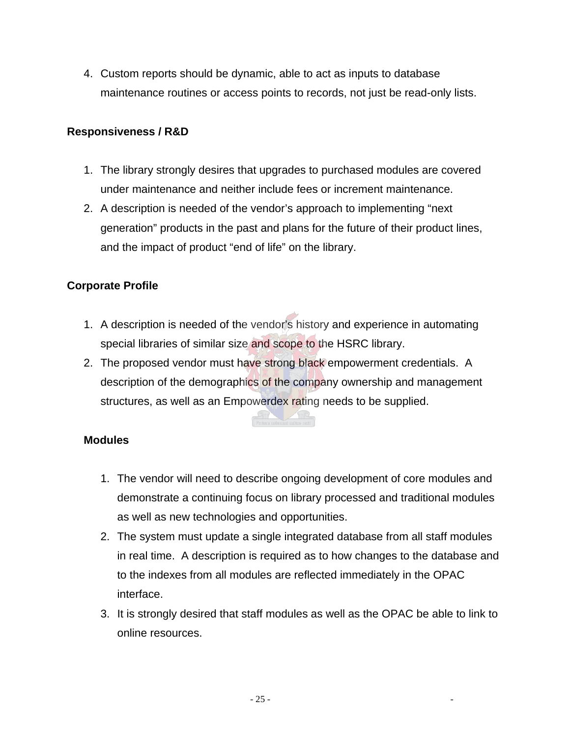4. Custom reports should be dynamic, able to act as inputs to database maintenance routines or access points to records, not just be read-only lists.

**Responsiveness / R&D**

1. The library strongly desires that upgrades to purchased modules are covered under maintenance and neither include fees or increment maintenance.
2. A description is needed of the vendor's approach to implementing "next generation" products in the past and plans for the future of their product lines, and the impact of product "end of life" on the library.

**Corporate Profile**

1. A description is needed of the vendor's history and experience in automating special libraries of similar size and scope to the HSRC library.
2. The proposed vendor must have strong black empowerment credentials. A description of the demographics of the company ownership and management structures, as well as an Empowerdex rating needs to be supplied.

**Modules**

1. The vendor will need to describe ongoing development of core modules and demonstrate a continuing focus on library processed and traditional modules as well as new technologies and opportunities.
2. The system must update a single integrated database from all staff modules in real time. A description is required as to how changes to the database and to the indexes from all modules are reflected immediately in the OPAC interface.
3. It is strongly desired that staff modules as well as the OPAC be able to link to online resources.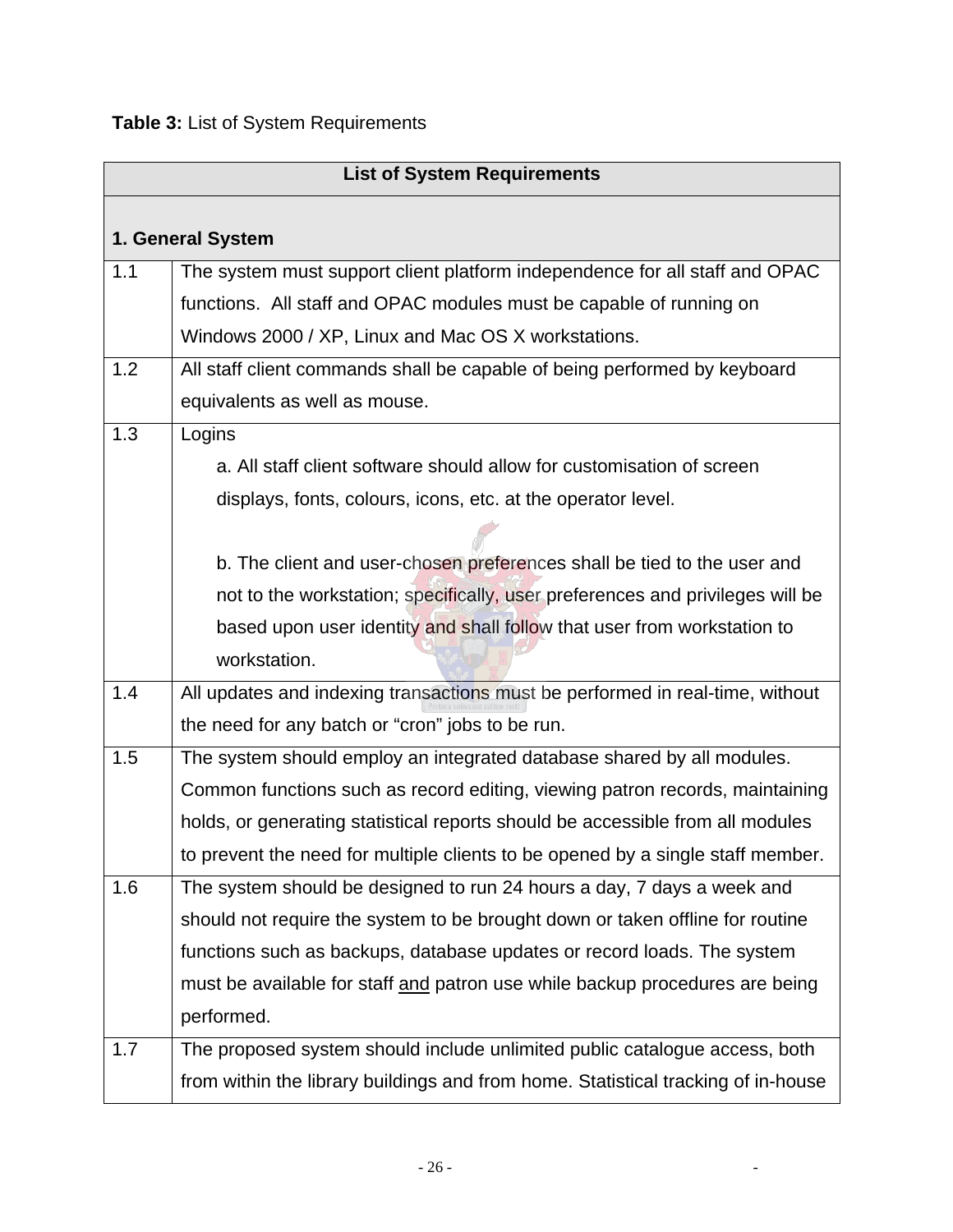**Table 3:** List of System Requirements

| List of System Requirements | |
|---|---|
| **1. General System** | |
| 1.1 | The system must support client platform independence for all staff and OPAC functions. All staff and OPAC modules must be capable of running on Windows 2000 / XP, Linux and Mac OS X workstations. |
| 1.2 | All staff client commands shall be capable of being performed by keyboard equivalents as well as mouse. |
| 1.3 | Logins<br>a. All staff client software should allow for customisation of screen displays, fonts, colours, icons, etc. at the operator level.<br><br>b. The client and user-chosen preferences shall be tied to the user and not to the workstation; specifically, user preferences and privileges will be based upon user identity and shall follow that user from workstation to workstation. |
| 1.4 | All updates and indexing transactions must be performed in real-time, without the need for any batch or "cron" jobs to be run. |
| 1.5 | The system should employ an integrated database shared by all modules. Common functions such as record editing, viewing patron records, maintaining holds, or generating statistical reports should be accessible from all modules to prevent the need for multiple clients to be opened by a single staff member. |
| 1.6 | The system should be designed to run 24 hours a day, 7 days a week and should not require the system to be brought down or taken offline for routine functions such as backups, database updates or record loads. The system must be available for staff <u>and</u> patron use while backup procedures are being performed. |
| 1.7 | The proposed system should include unlimited public catalogue access, both from within the library buildings and from home. Statistical tracking of in-house |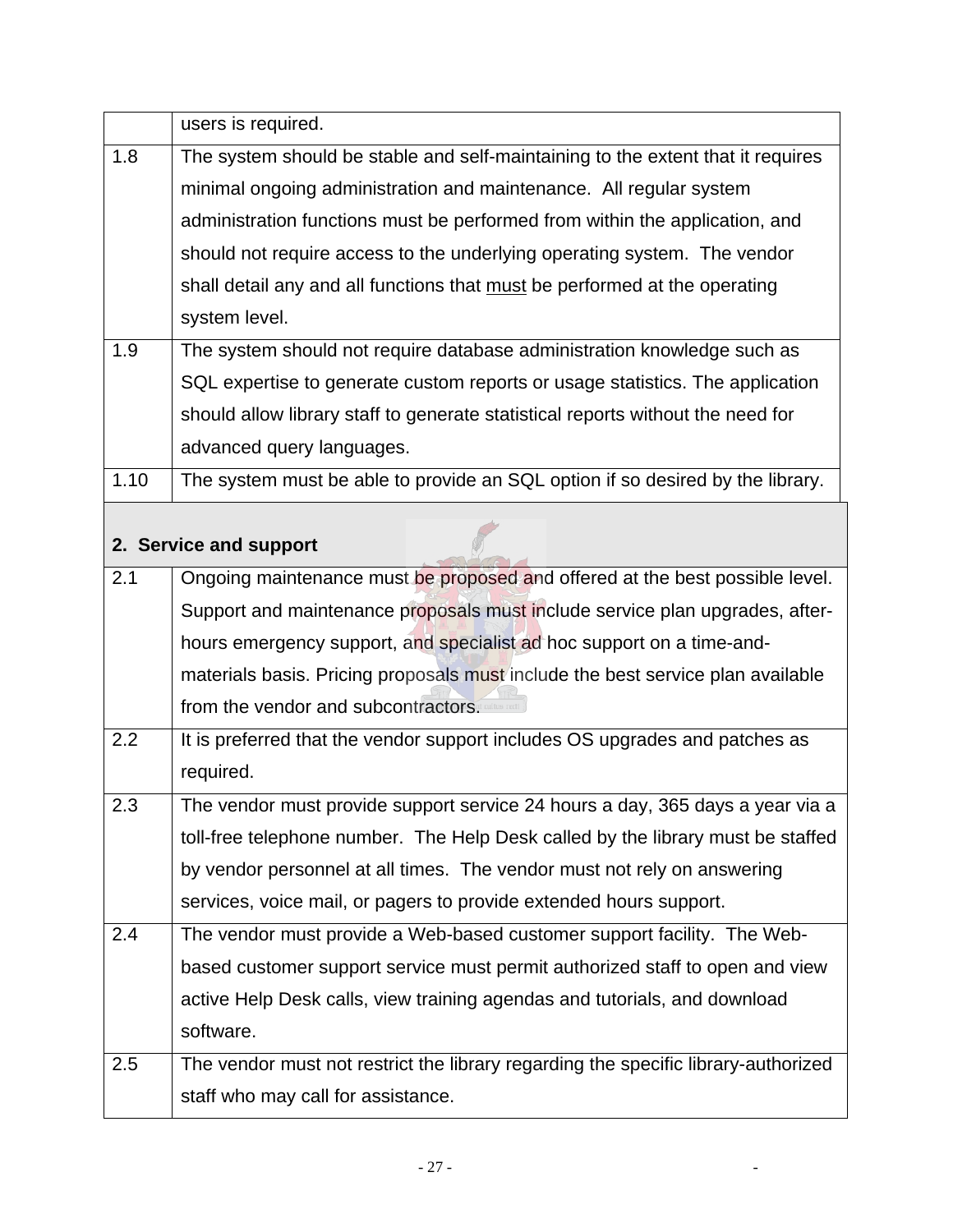| | |
|---|---|
| | users is required. |
| 1.8 | The system should be stable and self-maintaining to the extent that it requires minimal ongoing administration and maintenance. All regular system administration functions must be performed from within the application, and should not require access to the underlying operating system. The vendor shall detail any and all functions that <u>must</u> be performed at the operating system level. |
| 1.9 | The system should not require database administration knowledge such as SQL expertise to generate custom reports or usage statistics. The application should allow library staff to generate statistical reports without the need for advanced query languages. |
| 1.10 | The system must be able to provide an SQL option if so desired by the library. |
| **2. Service and support** | |
| 2.1 | Ongoing maintenance must be proposed and offered at the best possible level. Support and maintenance proposals must include service plan upgrades, after-hours emergency support, and specialist ad hoc support on a time-and-materials basis. Pricing proposals must include the best service plan available from the vendor and subcontractors. |
| 2.2 | It is preferred that the vendor support includes OS upgrades and patches as required. |
| 2.3 | The vendor must provide support service 24 hours a day, 365 days a year via a toll-free telephone number. The Help Desk called by the library must be staffed by vendor personnel at all times. The vendor must not rely on answering services, voice mail, or pagers to provide extended hours support. |
| 2.4 | The vendor must provide a Web-based customer support facility. The Web-based customer support service must permit authorized staff to open and view active Help Desk calls, view training agendas and tutorials, and download software. |
| 2.5 | The vendor must not restrict the library regarding the specific library-authorized staff who may call for assistance. |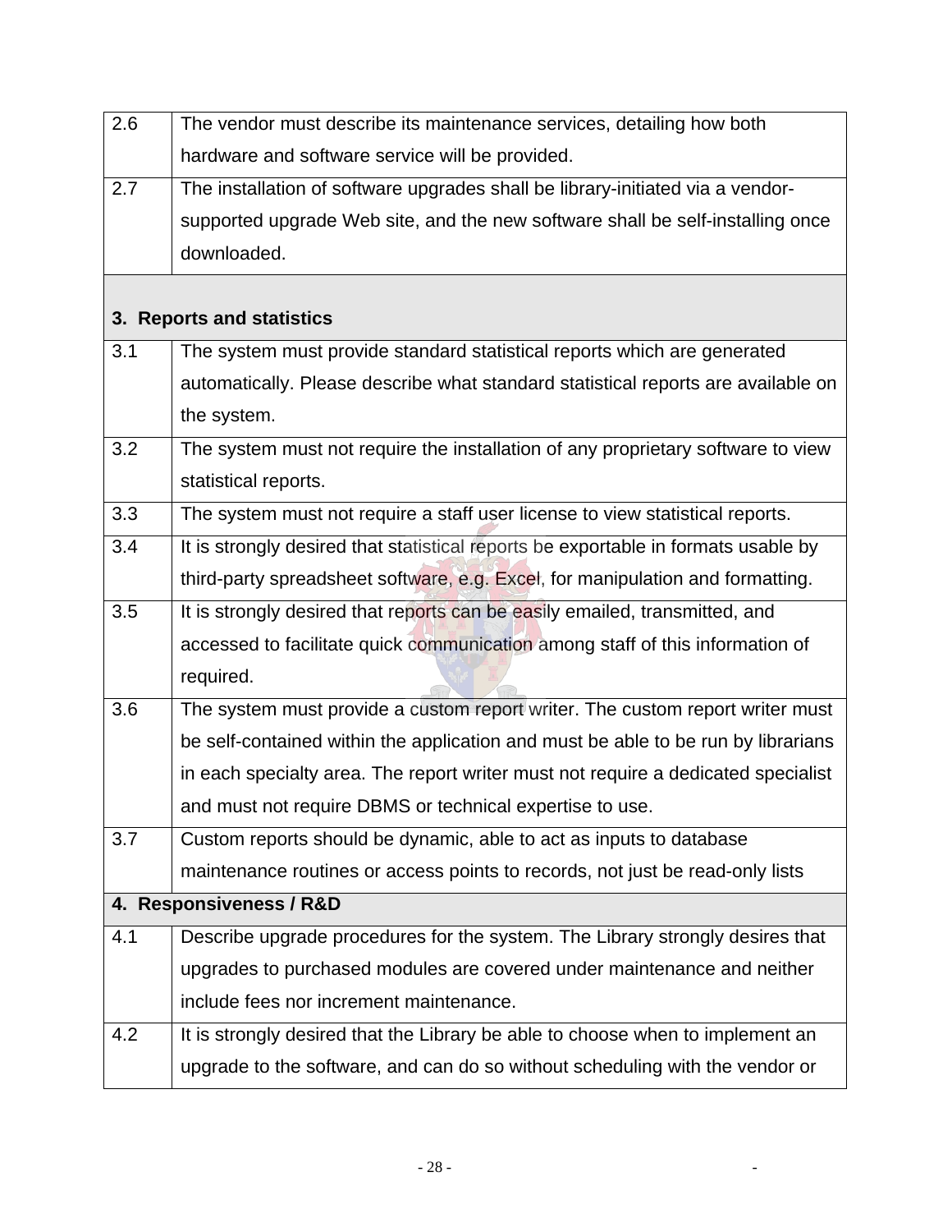| | |
|---|---|
| 2.6 | The vendor must describe its maintenance services, detailing how both hardware and software service will be provided. |
| 2.7 | The installation of software upgrades shall be library-initiated via a vendor-supported upgrade Web site, and the new software shall be self-installing once downloaded. |
| **3. Reports and statistics** | |
| 3.1 | The system must provide standard statistical reports which are generated automatically. Please describe what standard statistical reports are available on the system. |
| 3.2 | The system must not require the installation of any proprietary software to view statistical reports. |
| 3.3 | The system must not require a staff user license to view statistical reports. |
| 3.4 | It is strongly desired that statistical reports be exportable in formats usable by third-party spreadsheet software, e.g. Excel, for manipulation and formatting. |
| 3.5 | It is strongly desired that reports can be easily emailed, transmitted, and accessed to facilitate quick communication among staff of this information of required. |
| 3.6 | The system must provide a custom report writer. The custom report writer must be self-contained within the application and must be able to be run by librarians in each specialty area. The report writer must not require a dedicated specialist and must not require DBMS or technical expertise to use. |
| 3.7 | Custom reports should be dynamic, able to act as inputs to database maintenance routines or access points to records, not just be read-only lists |
| **4. Responsiveness / R&D** | |
| 4.1 | Describe upgrade procedures for the system. The Library strongly desires that upgrades to purchased modules are covered under maintenance and neither include fees nor increment maintenance. |
| 4.2 | It is strongly desired that the Library be able to choose when to implement an upgrade to the software, and can do so without scheduling with the vendor or |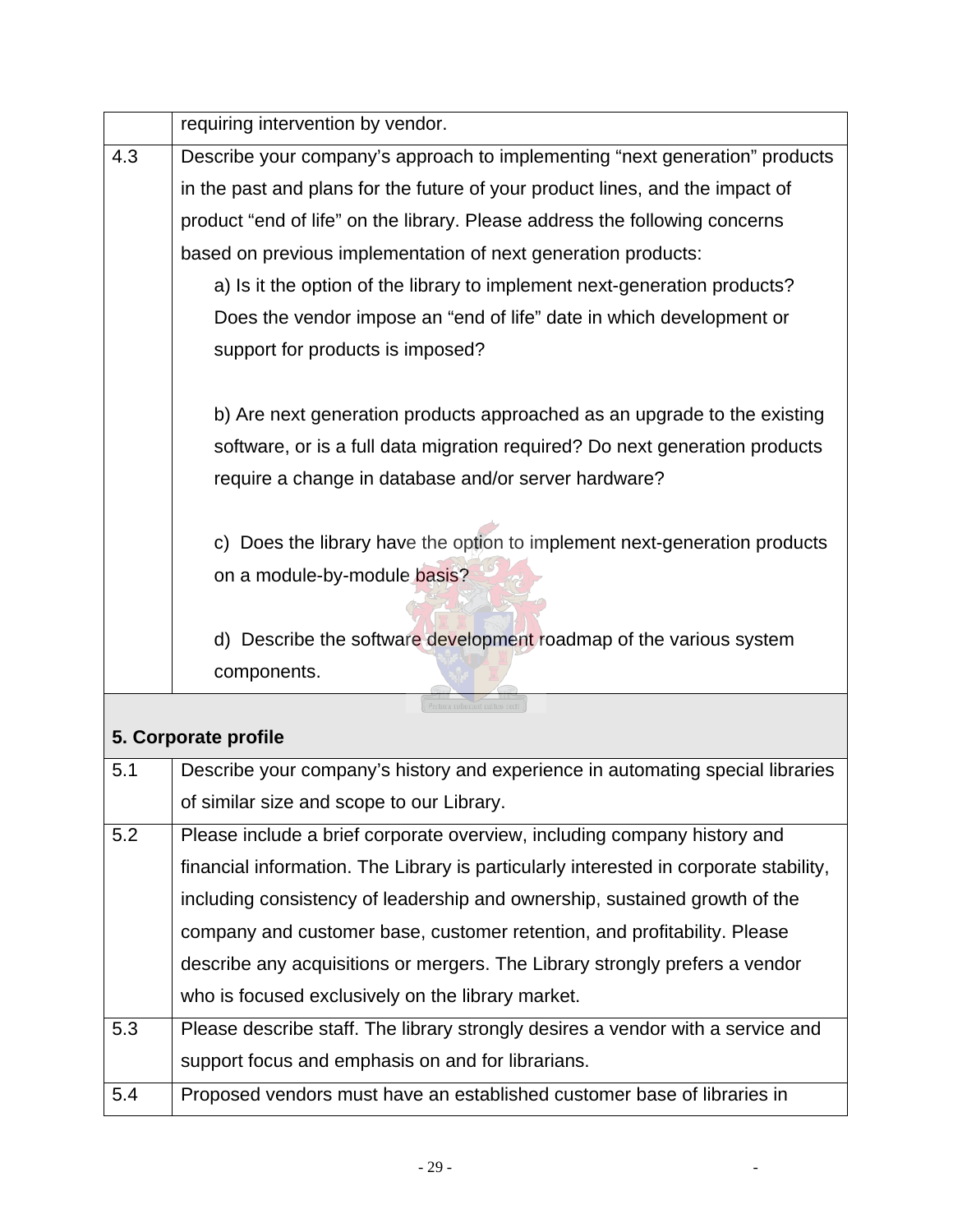|  |  |
|---|---|
|  | requiring intervention by vendor. |
| 4.3 | Describe your company's approach to implementing "next generation" products in the past and plans for the future of your product lines, and the impact of product "end of life" on the library. Please address the following concerns based on previous implementation of next generation products:<br>a) Is it the option of the library to implement next-generation products? Does the vendor impose an "end of life" date in which development or support for products is imposed?<br><br>b) Are next generation products approached as an upgrade to the existing software, or is a full data migration required? Do next generation products require a change in database and/or server hardware?<br><br>c) Does the library have the option to implement next-generation products on a module-by-module basis?<br><br>d) Describe the software development roadmap of the various system components. |
| **5. Corporate profile** |  |
| 5.1 | Describe your company's history and experience in automating special libraries of similar size and scope to our Library. |
| 5.2 | Please include a brief corporate overview, including company history and financial information. The Library is particularly interested in corporate stability, including consistency of leadership and ownership, sustained growth of the company and customer base, customer retention, and profitability. Please describe any acquisitions or mergers. The Library strongly prefers a vendor who is focused exclusively on the library market. |
| 5.3 | Please describe staff. The library strongly desires a vendor with a service and support focus and emphasis on and for librarians. |
| 5.4 | Proposed vendors must have an established customer base of libraries in |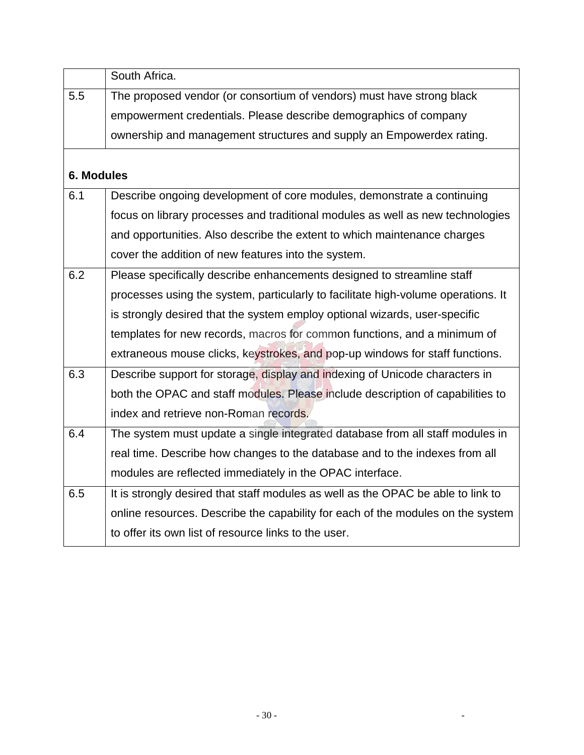| | |
|---|---|
| | South Africa. |
| 5.5 | The proposed vendor (or consortium of vendors) must have strong black empowerment credentials. Please describe demographics of company ownership and management structures and supply an Empowerdex rating. |
| **6. Modules** | |
| 6.1 | Describe ongoing development of core modules, demonstrate a continuing focus on library processes and traditional modules as well as new technologies and opportunities. Also describe the extent to which maintenance charges cover the addition of new features into the system. |
| 6.2 | Please specifically describe enhancements designed to streamline staff processes using the system, particularly to facilitate high-volume operations. It is strongly desired that the system employ optional wizards, user-specific templates for new records, macros for common functions, and a minimum of extraneous mouse clicks, keystrokes, and pop-up windows for staff functions. |
| 6.3 | Describe support for storage, display and indexing of Unicode characters in both the OPAC and staff modules. Please include description of capabilities to index and retrieve non-Roman records. |
| 6.4 | The system must update a single integrated database from all staff modules in real time. Describe how changes to the database and to the indexes from all modules are reflected immediately in the OPAC interface. |
| 6.5 | It is strongly desired that staff modules as well as the OPAC be able to link to online resources. Describe the capability for each of the modules on the system to offer its own list of resource links to the user. |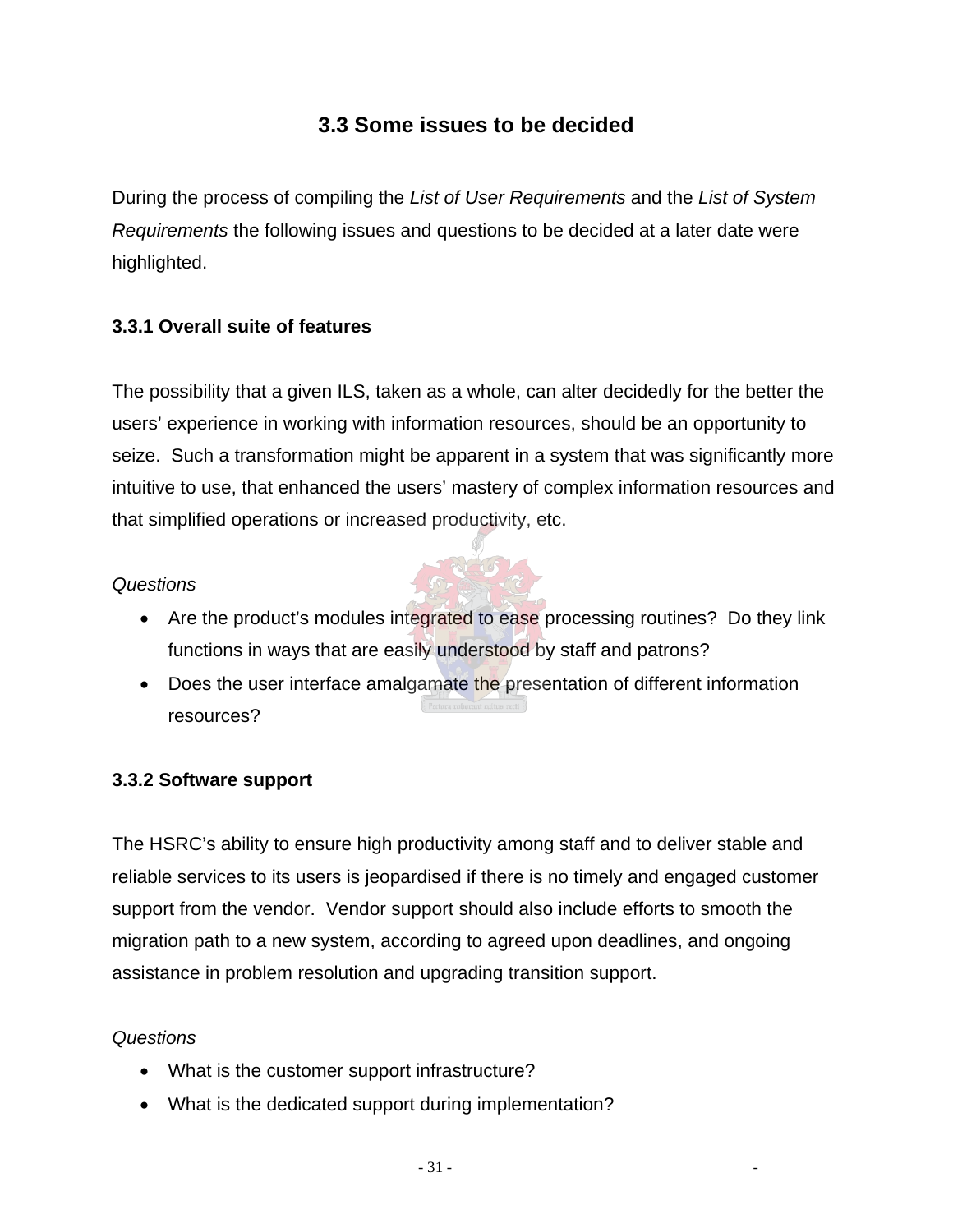## 3.3 Some issues to be decided

During the process of compiling the *List of User Requirements* and the *List of System Requirements* the following issues and questions to be decided at a later date were highlighted.

### 3.3.1 Overall suite of features

The possibility that a given ILS, taken as a whole, can alter decidedly for the better the users' experience in working with information resources, should be an opportunity to seize. Such a transformation might be apparent in a system that was significantly more intuitive to use, that enhanced the users' mastery of complex information resources and that simplified operations or increased productivity, etc.

*Questions*

- Are the product's modules integrated to ease processing routines? Do they link functions in ways that are easily understood by staff and patrons?
- Does the user interface amalgamate the presentation of different information resources?

### 3.3.2 Software support

The HSRC's ability to ensure high productivity among staff and to deliver stable and reliable services to its users is jeopardised if there is no timely and engaged customer support from the vendor. Vendor support should also include efforts to smooth the migration path to a new system, according to agreed upon deadlines, and ongoing assistance in problem resolution and upgrading transition support.

*Questions*

- What is the customer support infrastructure?
- What is the dedicated support during implementation?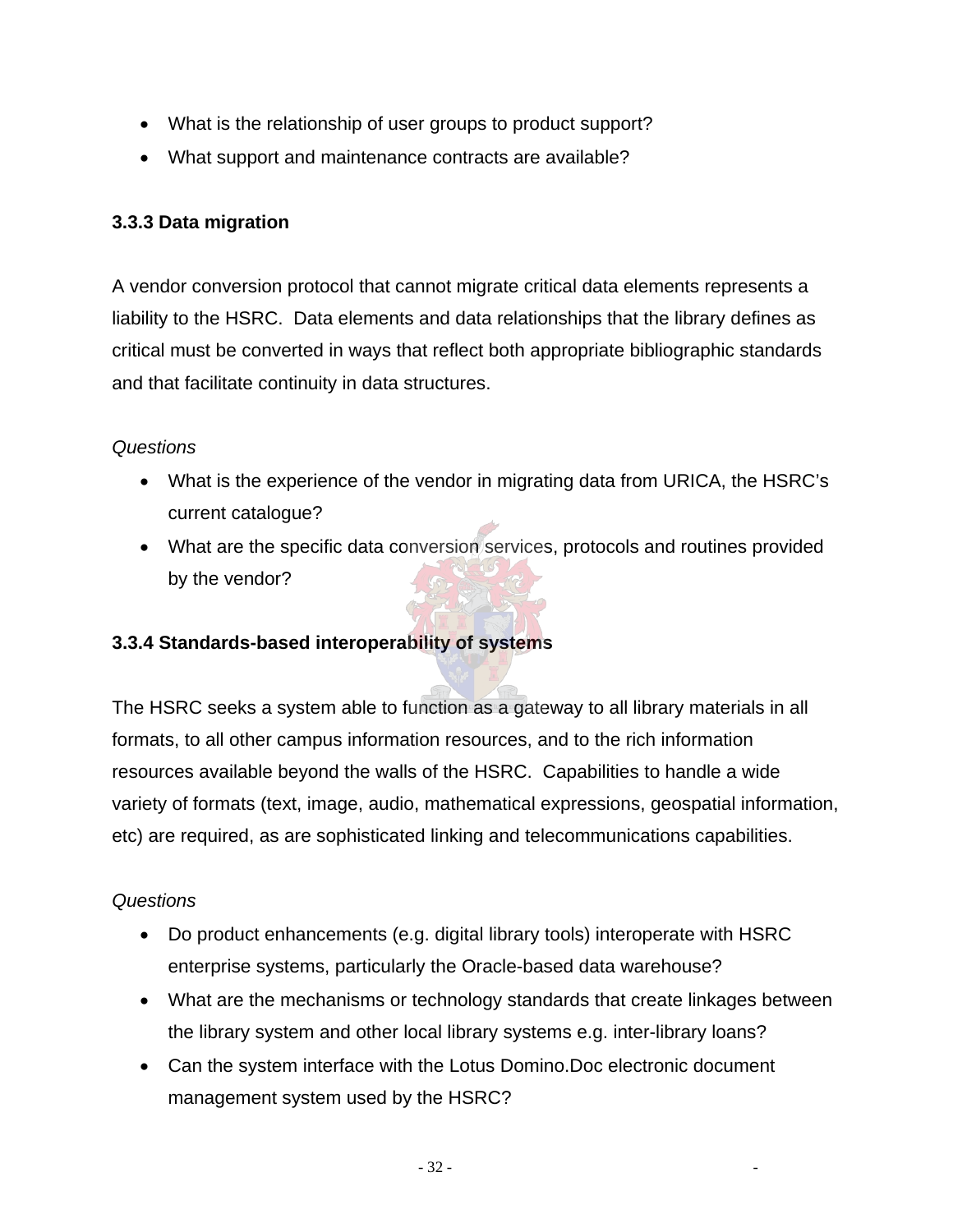- What is the relationship of user groups to product support?
- What support and maintenance contracts are available?

### 3.3.3 Data migration

A vendor conversion protocol that cannot migrate critical data elements represents a liability to the HSRC. Data elements and data relationships that the library defines as critical must be converted in ways that reflect both appropriate bibliographic standards and that facilitate continuity in data structures.

*Questions*

- What is the experience of the vendor in migrating data from URICA, the HSRC's current catalogue?
- What are the specific data conversion services, protocols and routines provided by the vendor?

### 3.3.4 Standards-based interoperability of systems

The HSRC seeks a system able to function as a gateway to all library materials in all formats, to all other campus information resources, and to the rich information resources available beyond the walls of the HSRC. Capabilities to handle a wide variety of formats (text, image, audio, mathematical expressions, geospatial information, etc) are required, as are sophisticated linking and telecommunications capabilities.

*Questions*

- Do product enhancements (e.g. digital library tools) interoperate with HSRC enterprise systems, particularly the Oracle-based data warehouse?
- What are the mechanisms or technology standards that create linkages between the library system and other local library systems e.g. inter-library loans?
- Can the system interface with the Lotus Domino.Doc electronic document management system used by the HSRC?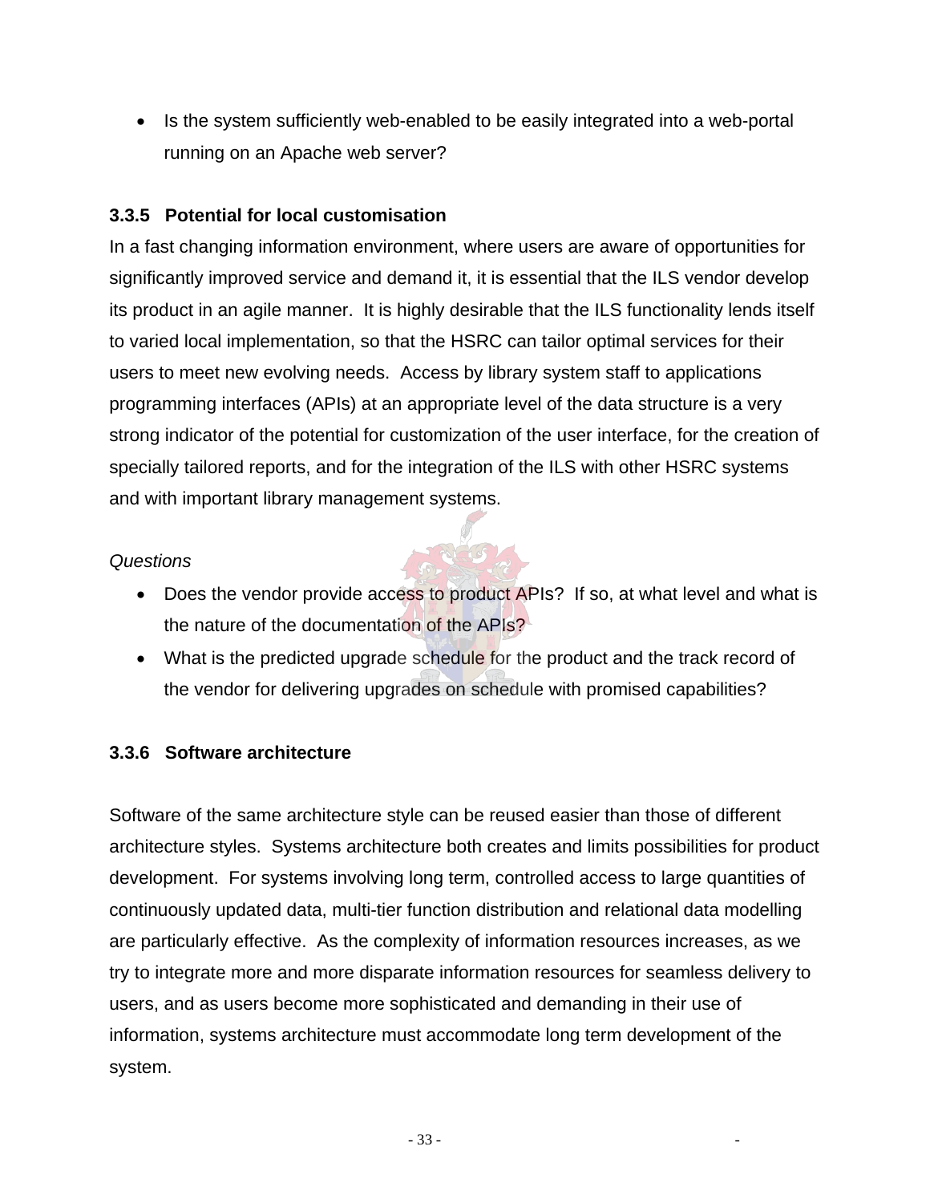- Is the system sufficiently web-enabled to be easily integrated into a web-portal running on an Apache web server?

### 3.3.5 Potential for local customisation

In a fast changing information environment, where users are aware of opportunities for significantly improved service and demand it, it is essential that the ILS vendor develop its product in an agile manner. It is highly desirable that the ILS functionality lends itself to varied local implementation, so that the HSRC can tailor optimal services for their users to meet new evolving needs. Access by library system staff to applications programming interfaces (APIs) at an appropriate level of the data structure is a very strong indicator of the potential for customization of the user interface, for the creation of specially tailored reports, and for the integration of the ILS with other HSRC systems and with important library management systems.

*Questions*

- Does the vendor provide access to product APIs? If so, at what level and what is the nature of the documentation of the APIs?
- What is the predicted upgrade schedule for the product and the track record of the vendor for delivering upgrades on schedule with promised capabilities?

### 3.3.6 Software architecture

Software of the same architecture style can be reused easier than those of different architecture styles. Systems architecture both creates and limits possibilities for product development. For systems involving long term, controlled access to large quantities of continuously updated data, multi-tier function distribution and relational data modelling are particularly effective. As the complexity of information resources increases, as we try to integrate more and more disparate information resources for seamless delivery to users, and as users become more sophisticated and demanding in their use of information, systems architecture must accommodate long term development of the system.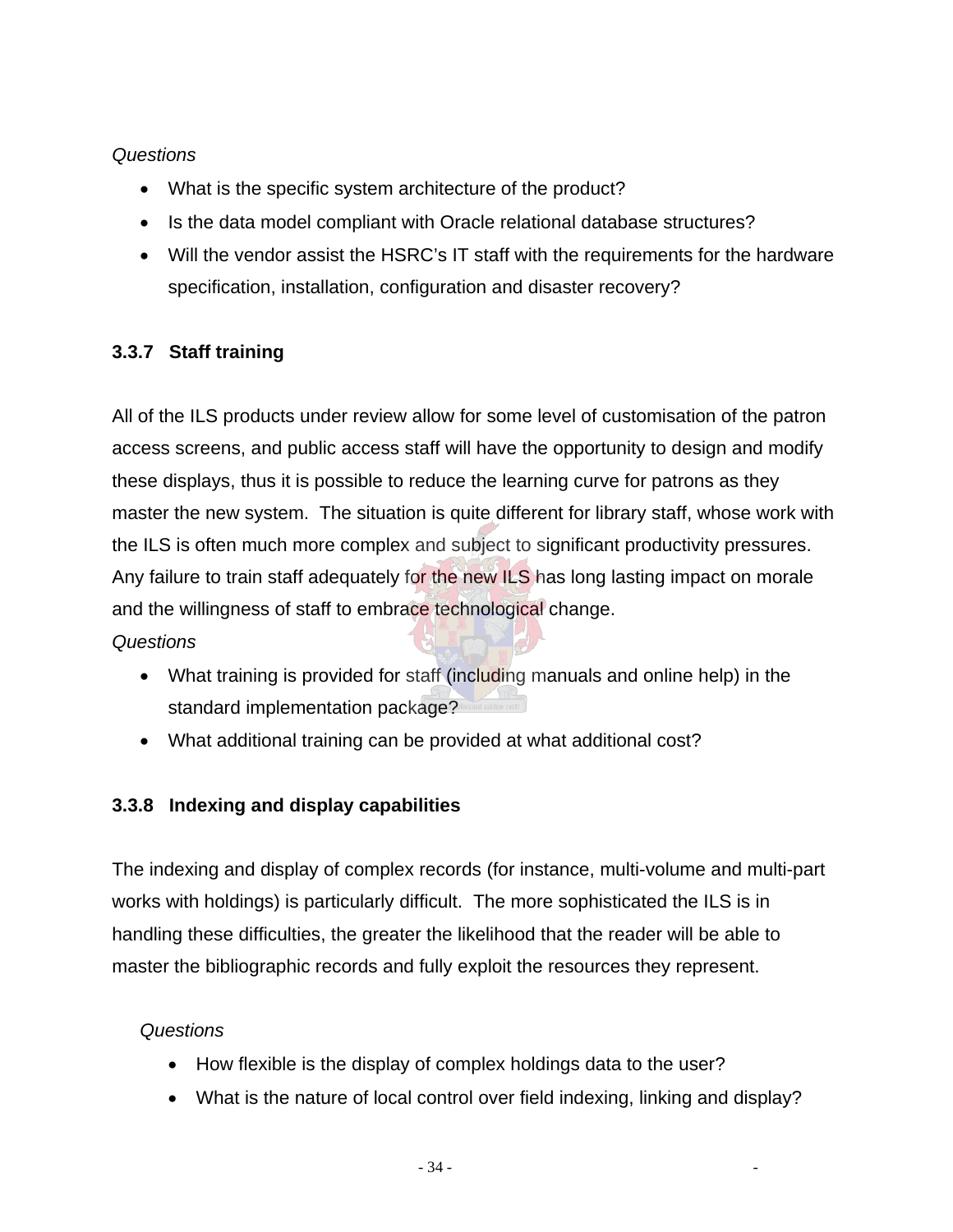*Questions*

- What is the specific system architecture of the product?
- Is the data model compliant with Oracle relational database structures?
- Will the vendor assist the HSRC's IT staff with the requirements for the hardware specification, installation, configuration and disaster recovery?

### 3.3.7 Staff training

All of the ILS products under review allow for some level of customisation of the patron access screens, and public access staff will have the opportunity to design and modify these displays, thus it is possible to reduce the learning curve for patrons as they master the new system. The situation is quite different for library staff, whose work with the ILS is often much more complex and subject to significant productivity pressures. Any failure to train staff adequately for the new ILS has long lasting impact on morale and the willingness of staff to embrace technological change.

*Questions*

- What training is provided for staff (including manuals and online help) in the standard implementation package?
- What additional training can be provided at what additional cost?

### 3.3.8 Indexing and display capabilities

The indexing and display of complex records (for instance, multi-volume and multi-part works with holdings) is particularly difficult. The more sophisticated the ILS is in handling these difficulties, the greater the likelihood that the reader will be able to master the bibliographic records and fully exploit the resources they represent.

*Questions*

- How flexible is the display of complex holdings data to the user?
- What is the nature of local control over field indexing, linking and display?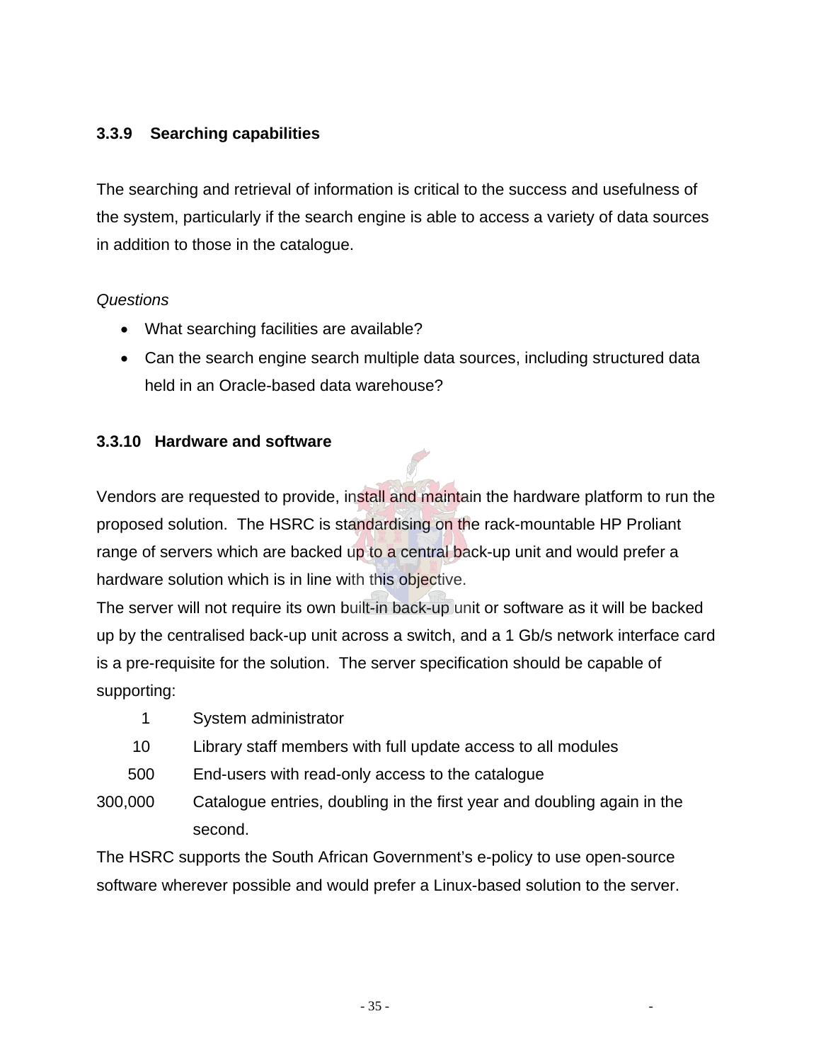### 3.3.9 Searching capabilities

The searching and retrieval of information is critical to the success and usefulness of the system, particularly if the search engine is able to access a variety of data sources in addition to those in the catalogue.

*Questions*

- What searching facilities are available?
- Can the search engine search multiple data sources, including structured data held in an Oracle-based data warehouse?

### 3.3.10 Hardware and software

Vendors are requested to provide, install and maintain the hardware platform to run the proposed solution. The HSRC is standardising on the rack-mountable HP Proliant range of servers which are backed up to a central back-up unit and would prefer a hardware solution which is in line with this objective.

The server will not require its own built-in back-up unit or software as it will be backed up by the centralised back-up unit across a switch, and a 1 Gb/s network interface card is a pre-requisite for the solution. The server specification should be capable of supporting:

| | |
|---|---|
| 1 | System administrator |
| 10 | Library staff members with full update access to all modules |
| 500 | End-users with read-only access to the catalogue |
| 300,000 | Catalogue entries, doubling in the first year and doubling again in the second. |

The HSRC supports the South African Government's e-policy to use open-source software wherever possible and would prefer a Linux-based solution to the server.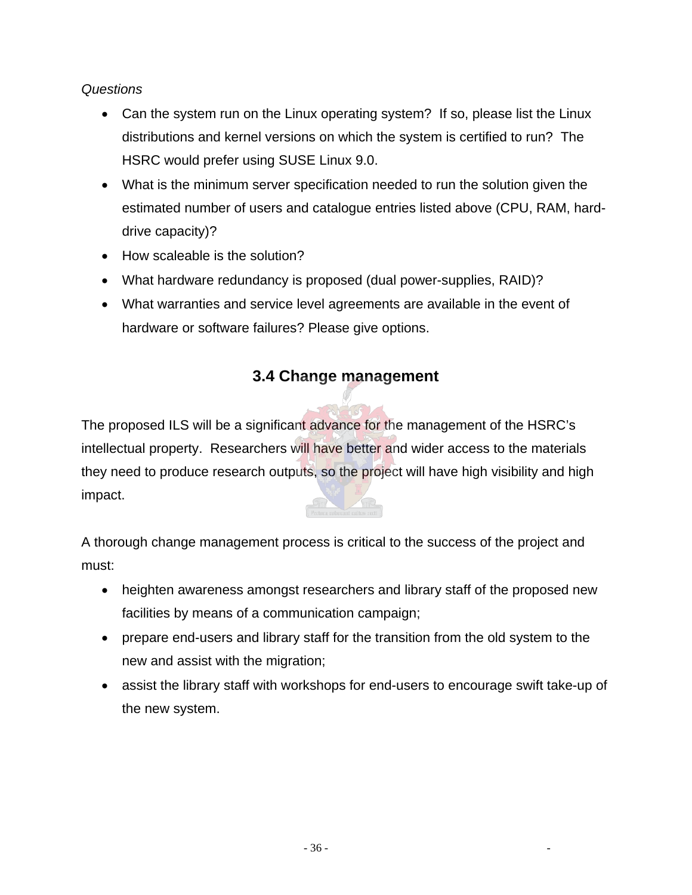*Questions*

- Can the system run on the Linux operating system? If so, please list the Linux distributions and kernel versions on which the system is certified to run? The HSRC would prefer using SUSE Linux 9.0.
- What is the minimum server specification needed to run the solution given the estimated number of users and catalogue entries listed above (CPU, RAM, hard-drive capacity)?
- How scaleable is the solution?
- What hardware redundancy is proposed (dual power-supplies, RAID)?
- What warranties and service level agreements are available in the event of hardware or software failures? Please give options.

## 3.4 Change management

The proposed ILS will be a significant advance for the management of the HSRC's intellectual property. Researchers will have better and wider access to the materials they need to produce research outputs, so the project will have high visibility and high impact.

A thorough change management process is critical to the success of the project and must:

- heighten awareness amongst researchers and library staff of the proposed new facilities by means of a communication campaign;
- prepare end-users and library staff for the transition from the old system to the new and assist with the migration;
- assist the library staff with workshops for end-users to encourage swift take-up of the new system.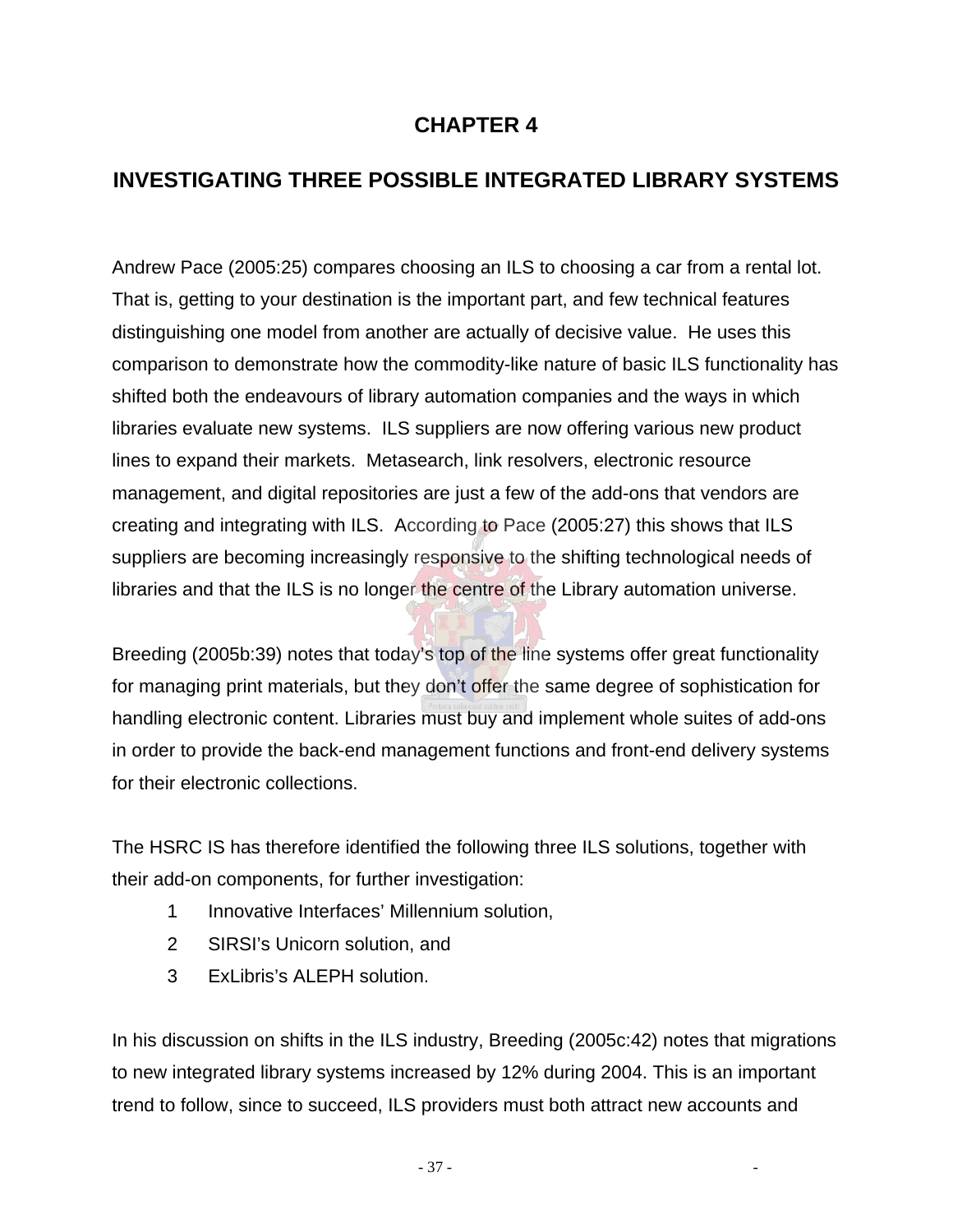# CHAPTER 4

## INVESTIGATING THREE POSSIBLE INTEGRATED LIBRARY SYSTEMS

Andrew Pace (2005:25) compares choosing an ILS to choosing a car from a rental lot. That is, getting to your destination is the important part, and few technical features distinguishing one model from another are actually of decisive value. He uses this comparison to demonstrate how the commodity-like nature of basic ILS functionality has shifted both the endeavours of library automation companies and the ways in which libraries evaluate new systems. ILS suppliers are now offering various new product lines to expand their markets. Metasearch, link resolvers, electronic resource management, and digital repositories are just a few of the add-ons that vendors are creating and integrating with ILS. According to Pace (2005:27) this shows that ILS suppliers are becoming increasingly responsive to the shifting technological needs of libraries and that the ILS is no longer the centre of the Library automation universe.

Breeding (2005b:39) notes that today's top of the line systems offer great functionality for managing print materials, but they don't offer the same degree of sophistication for handling electronic content. Libraries must buy and implement whole suites of add-ons in order to provide the back-end management functions and front-end delivery systems for their electronic collections.

The HSRC IS has therefore identified the following three ILS solutions, together with their add-on components, for further investigation:

1. Innovative Interfaces' Millennium solution,
2. SIRSI's Unicorn solution, and
3. ExLibris's ALEPH solution.

In his discussion on shifts in the ILS industry, Breeding (2005c:42) notes that migrations to new integrated library systems increased by 12% during 2004. This is an important trend to follow, since to succeed, ILS providers must both attract new accounts and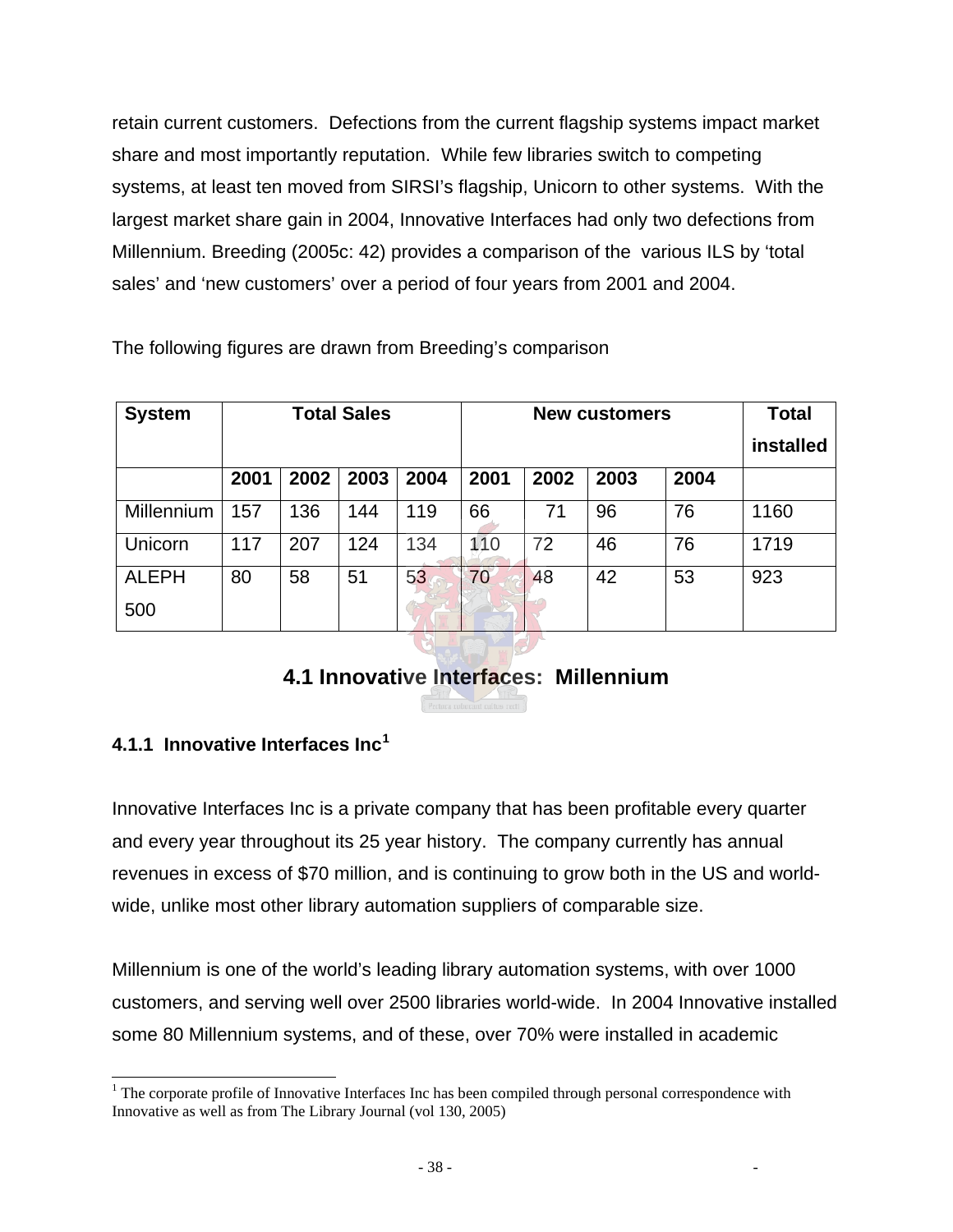retain current customers. Defections from the current flagship systems impact market share and most importantly reputation. While few libraries switch to competing systems, at least ten moved from SIRSI's flagship, Unicorn to other systems. With the largest market share gain in 2004, Innovative Interfaces had only two defections from Millennium. Breeding (2005c: 42) provides a comparison of the various ILS by 'total sales' and 'new customers' over a period of four years from 2001 and 2004.

The following figures are drawn from Breeding's comparison

| **System** | **Total Sales** | | | | **New customers** | | | | **Total installed** |
|---|---|---|---|---|---|---|---|---|---|
| | **2001** | **2002** | **2003** | **2004** | **2001** | **2002** | **2003** | **2004** | |
| Millennium | 157 | 136 | 144 | 119 | 66 | 71 | 96 | 76 | 1160 |
| Unicorn | 117 | 207 | 124 | 134 | 110 | 72 | 46 | 76 | 1719 |
| ALEPH 500 | 80 | 58 | 51 | 53 | 70 | 48 | 42 | 53 | 923 |

## 4.1 Innovative Interfaces: Millennium

### 4.1.1 Innovative Interfaces Inc[1]

Innovative Interfaces Inc is a private company that has been profitable every quarter and every year throughout its 25 year history. The company currently has annual revenues in excess of $70 million, and is continuing to grow both in the US and world-wide, unlike most other library automation suppliers of comparable size.

Millennium is one of the world's leading library automation systems, with over 1000 customers, and serving well over 2500 libraries world-wide. In 2004 Innovative installed some 80 Millennium systems, and of these, over 70% were installed in academic

[1] The corporate profile of Innovative Interfaces Inc has been compiled through personal correspondence with Innovative as well as from The Library Journal (vol 130, 2005)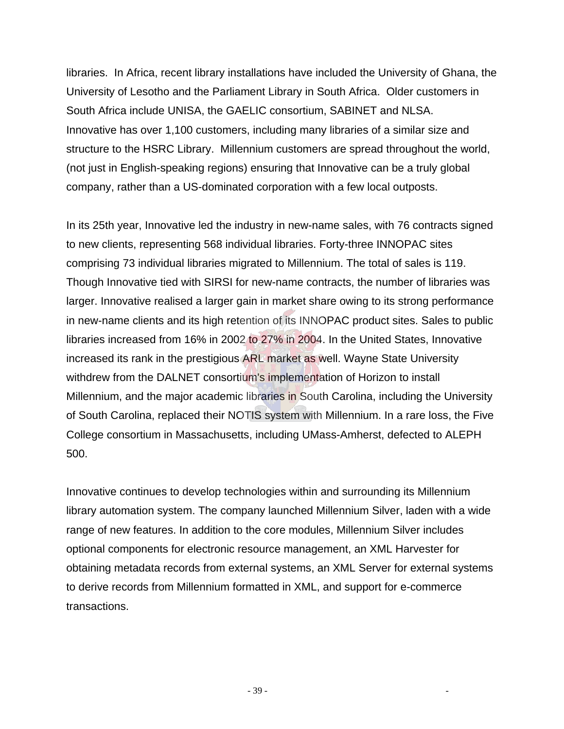libraries. In Africa, recent library installations have included the University of Ghana, the University of Lesotho and the Parliament Library in South Africa. Older customers in South Africa include UNISA, the GAELIC consortium, SABINET and NLSA. Innovative has over 1,100 customers, including many libraries of a similar size and structure to the HSRC Library. Millennium customers are spread throughout the world, (not just in English-speaking regions) ensuring that Innovative can be a truly global company, rather than a US-dominated corporation with a few local outposts.

In its 25th year, Innovative led the industry in new-name sales, with 76 contracts signed to new clients, representing 568 individual libraries. Forty-three INNOPAC sites comprising 73 individual libraries migrated to Millennium. The total of sales is 119. Though Innovative tied with SIRSI for new-name contracts, the number of libraries was larger. Innovative realised a larger gain in market share owing to its strong performance in new-name clients and its high retention of its INNOPAC product sites. Sales to public libraries increased from 16% in 2002 to 27% in 2004. In the United States, Innovative increased its rank in the prestigious ARL market as well. Wayne State University withdrew from the DALNET consortium's implementation of Horizon to install Millennium, and the major academic libraries in South Carolina, including the University of South Carolina, replaced their NOTIS system with Millennium. In a rare loss, the Five College consortium in Massachusetts, including UMass-Amherst, defected to ALEPH 500.

Innovative continues to develop technologies within and surrounding its Millennium library automation system. The company launched Millennium Silver, laden with a wide range of new features. In addition to the core modules, Millennium Silver includes optional components for electronic resource management, an XML Harvester for obtaining metadata records from external systems, an XML Server for external systems to derive records from Millennium formatted in XML, and support for e-commerce transactions.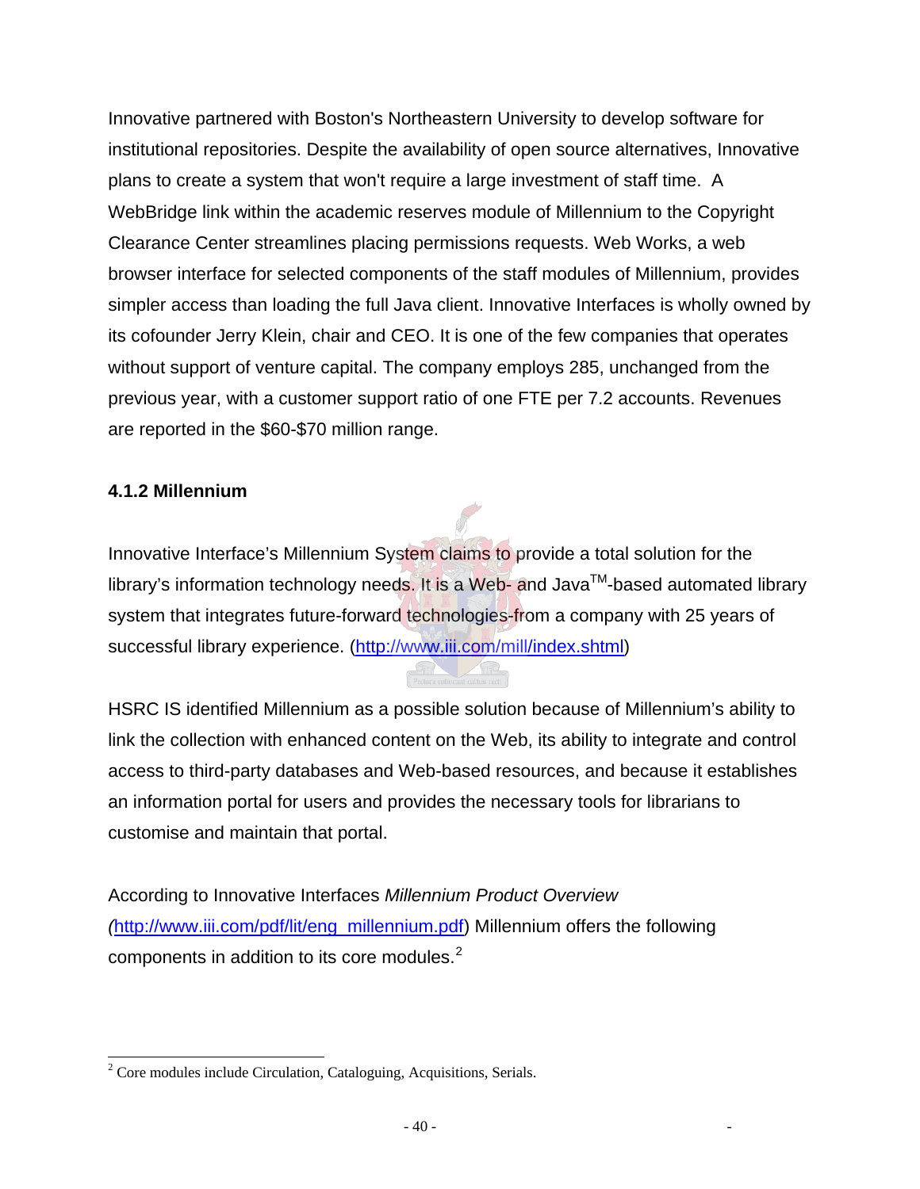Innovative partnered with Boston's Northeastern University to develop software for institutional repositories. Despite the availability of open source alternatives, Innovative plans to create a system that won't require a large investment of staff time. A WebBridge link within the academic reserves module of Millennium to the Copyright Clearance Center streamlines placing permissions requests. Web Works, a web browser interface for selected components of the staff modules of Millennium, provides simpler access than loading the full Java client. Innovative Interfaces is wholly owned by its cofounder Jerry Klein, chair and CEO. It is one of the few companies that operates without support of venture capital. The company employs 285, unchanged from the previous year, with a customer support ratio of one FTE per 7.2 accounts. Revenues are reported in the $60-$70 million range.

### 4.1.2 Millennium

Innovative Interface's Millennium System claims to provide a total solution for the library's information technology needs. It is a Web- and Java™-based automated library system that integrates future-forward technologies-from a company with 25 years of successful library experience. (http://www.iii.com/mill/index.shtml)

HSRC IS identified Millennium as a possible solution because of Millennium's ability to link the collection with enhanced content on the Web, its ability to integrate and control access to third-party databases and Web-based resources, and because it establishes an information portal for users and provides the necessary tools for librarians to customise and maintain that portal.

According to Innovative Interfaces *Millennium Product Overview* *(*http://www.iii.com/pdf/lit/eng_millennium.pdf) Millennium offers the following components in addition to its core modules.[2]

---

[2] Core modules include Circulation, Cataloguing, Acquisitions, Serials.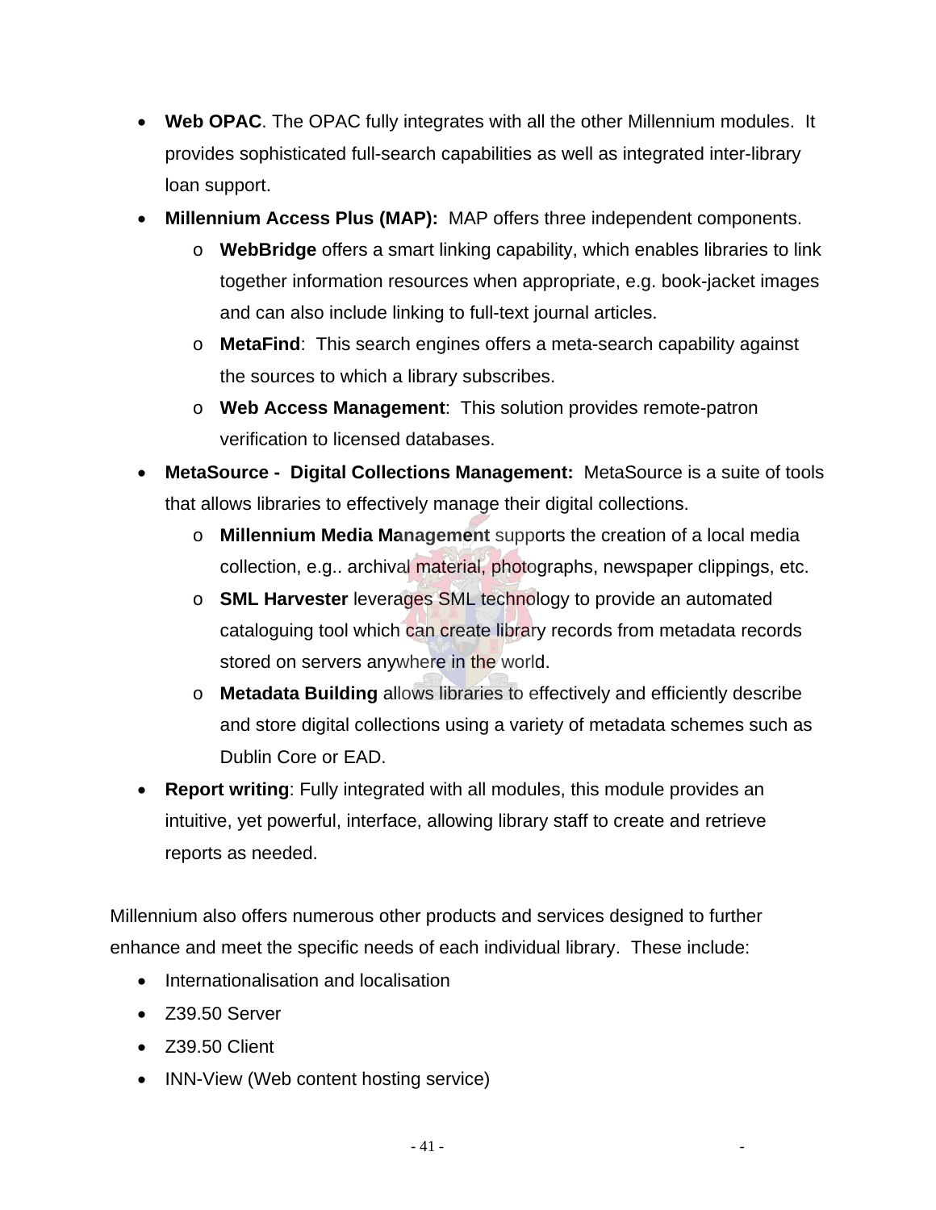- **Web OPAC**. The OPAC fully integrates with all the other Millennium modules. It provides sophisticated full-search capabilities as well as integrated inter-library loan support.
- **Millennium Access Plus (MAP):** MAP offers three independent components.
    - **WebBridge** offers a smart linking capability, which enables libraries to link together information resources when appropriate, e.g. book-jacket images and can also include linking to full-text journal articles.
    - **MetaFind**: This search engines offers a meta-search capability against the sources to which a library subscribes.
    - **Web Access Management**: This solution provides remote-patron verification to licensed databases.
- **MetaSource - Digital Collections Management:** MetaSource is a suite of tools that allows libraries to effectively manage their digital collections.
    - **Millennium Media Management** supports the creation of a local media collection, e.g.. archival material, photographs, newspaper clippings, etc.
    - **SML Harvester** leverages SML technology to provide an automated cataloguing tool which can create library records from metadata records stored on servers anywhere in the world.
    - **Metadata Building** allows libraries to effectively and efficiently describe and store digital collections using a variety of metadata schemes such as Dublin Core or EAD.
- **Report writing**: Fully integrated with all modules, this module provides an intuitive, yet powerful, interface, allowing library staff to create and retrieve reports as needed.

Millennium also offers numerous other products and services designed to further enhance and meet the specific needs of each individual library. These include:

- Internationalisation and localisation
- Z39.50 Server
- Z39.50 Client
- INN-View (Web content hosting service)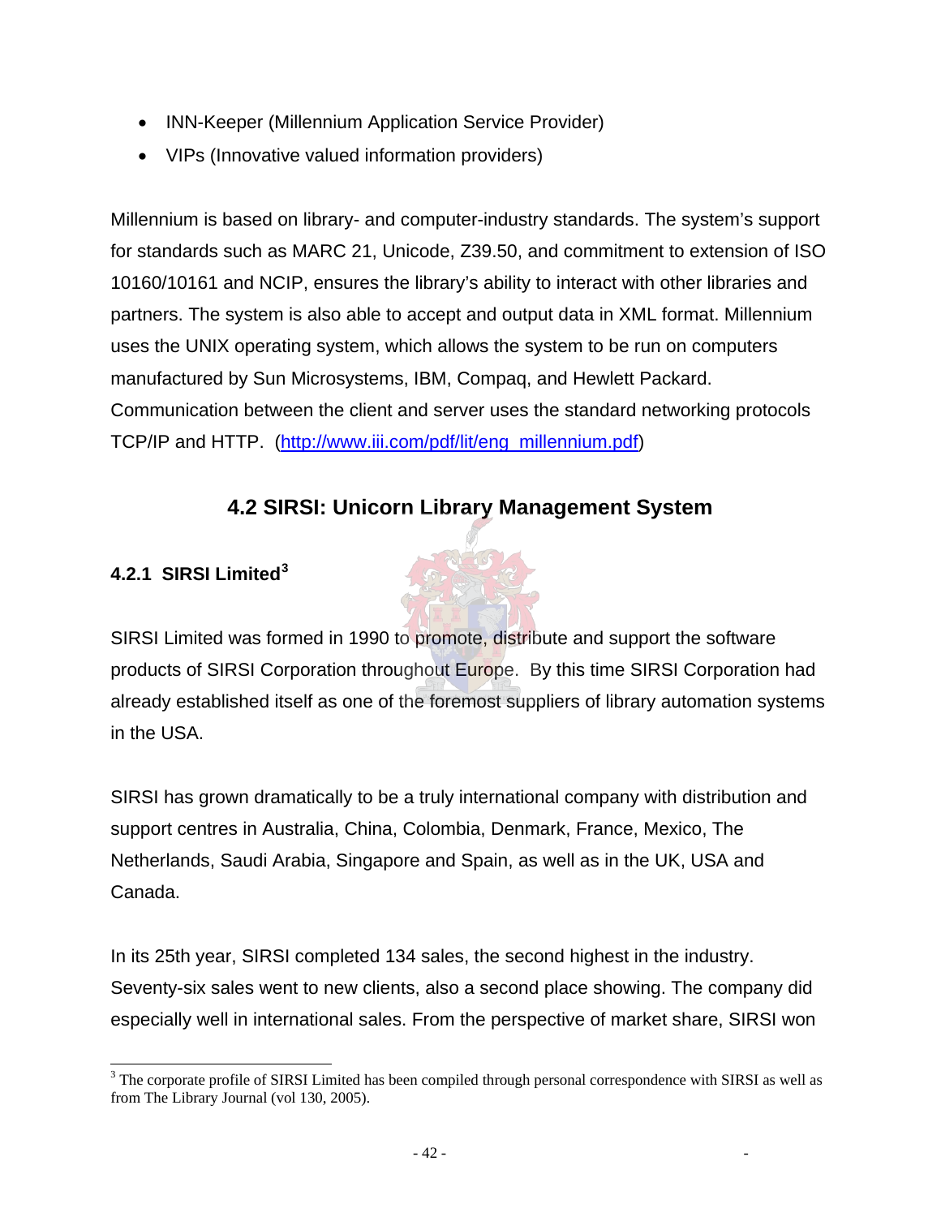- INN-Keeper (Millennium Application Service Provider)
- VIPs (Innovative valued information providers)

Millennium is based on library- and computer-industry standards. The system's support for standards such as MARC 21, Unicode, Z39.50, and commitment to extension of ISO 10160/10161 and NCIP, ensures the library's ability to interact with other libraries and partners. The system is also able to accept and output data in XML format. Millennium uses the UNIX operating system, which allows the system to be run on computers manufactured by Sun Microsystems, IBM, Compaq, and Hewlett Packard. Communication between the client and server uses the standard networking protocols TCP/IP and HTTP. (http://www.iii.com/pdf/lit/eng_millennium.pdf)

## 4.2 SIRSI: Unicorn Library Management System

### 4.2.1 SIRSI Limited[3]

SIRSI Limited was formed in 1990 to promote, distribute and support the software products of SIRSI Corporation throughout Europe. By this time SIRSI Corporation had already established itself as one of the foremost suppliers of library automation systems in the USA.

SIRSI has grown dramatically to be a truly international company with distribution and support centres in Australia, China, Colombia, Denmark, France, Mexico, The Netherlands, Saudi Arabia, Singapore and Spain, as well as in the UK, USA and Canada.

In its 25th year, SIRSI completed 134 sales, the second highest in the industry. Seventy-six sales went to new clients, also a second place showing. The company did especially well in international sales. From the perspective of market share, SIRSI won

[3] The corporate profile of SIRSI Limited has been compiled through personal correspondence with SIRSI as well as from The Library Journal (vol 130, 2005).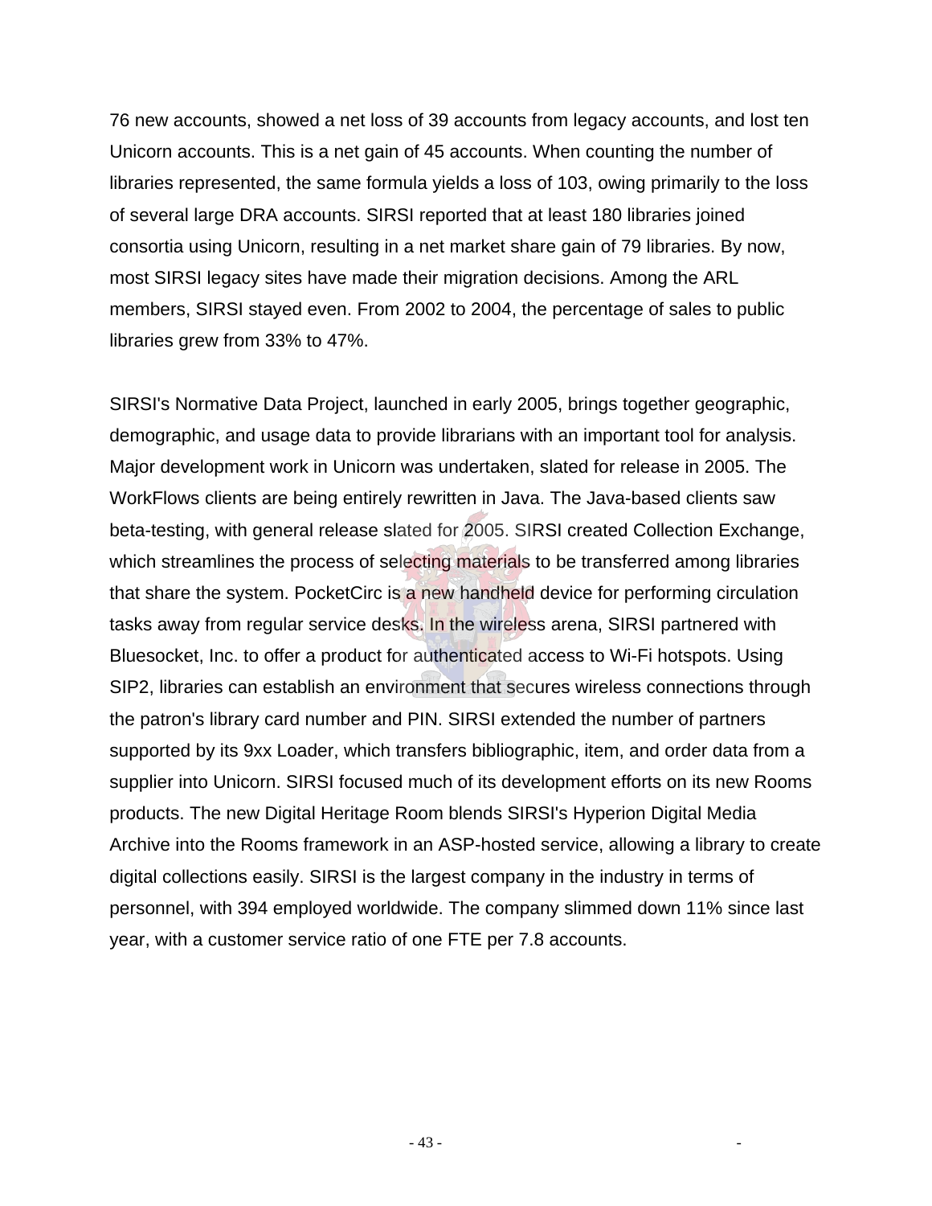76 new accounts, showed a net loss of 39 accounts from legacy accounts, and lost ten Unicorn accounts. This is a net gain of 45 accounts. When counting the number of libraries represented, the same formula yields a loss of 103, owing primarily to the loss of several large DRA accounts. SIRSI reported that at least 180 libraries joined consortia using Unicorn, resulting in a net market share gain of 79 libraries. By now, most SIRSI legacy sites have made their migration decisions. Among the ARL members, SIRSI stayed even. From 2002 to 2004, the percentage of sales to public libraries grew from 33% to 47%.

SIRSI's Normative Data Project, launched in early 2005, brings together geographic, demographic, and usage data to provide librarians with an important tool for analysis. Major development work in Unicorn was undertaken, slated for release in 2005. The WorkFlows clients are being entirely rewritten in Java. The Java-based clients saw beta-testing, with general release slated for 2005. SIRSI created Collection Exchange, which streamlines the process of selecting materials to be transferred among libraries that share the system. PocketCirc is a new handheld device for performing circulation tasks away from regular service desks. In the wireless arena, SIRSI partnered with Bluesocket, Inc. to offer a product for authenticated access to Wi-Fi hotspots. Using SIP2, libraries can establish an environment that secures wireless connections through the patron's library card number and PIN. SIRSI extended the number of partners supported by its 9xx Loader, which transfers bibliographic, item, and order data from a supplier into Unicorn. SIRSI focused much of its development efforts on its new Rooms products. The new Digital Heritage Room blends SIRSI's Hyperion Digital Media Archive into the Rooms framework in an ASP-hosted service, allowing a library to create digital collections easily. SIRSI is the largest company in the industry in terms of personnel, with 394 employed worldwide. The company slimmed down 11% since last year, with a customer service ratio of one FTE per 7.8 accounts.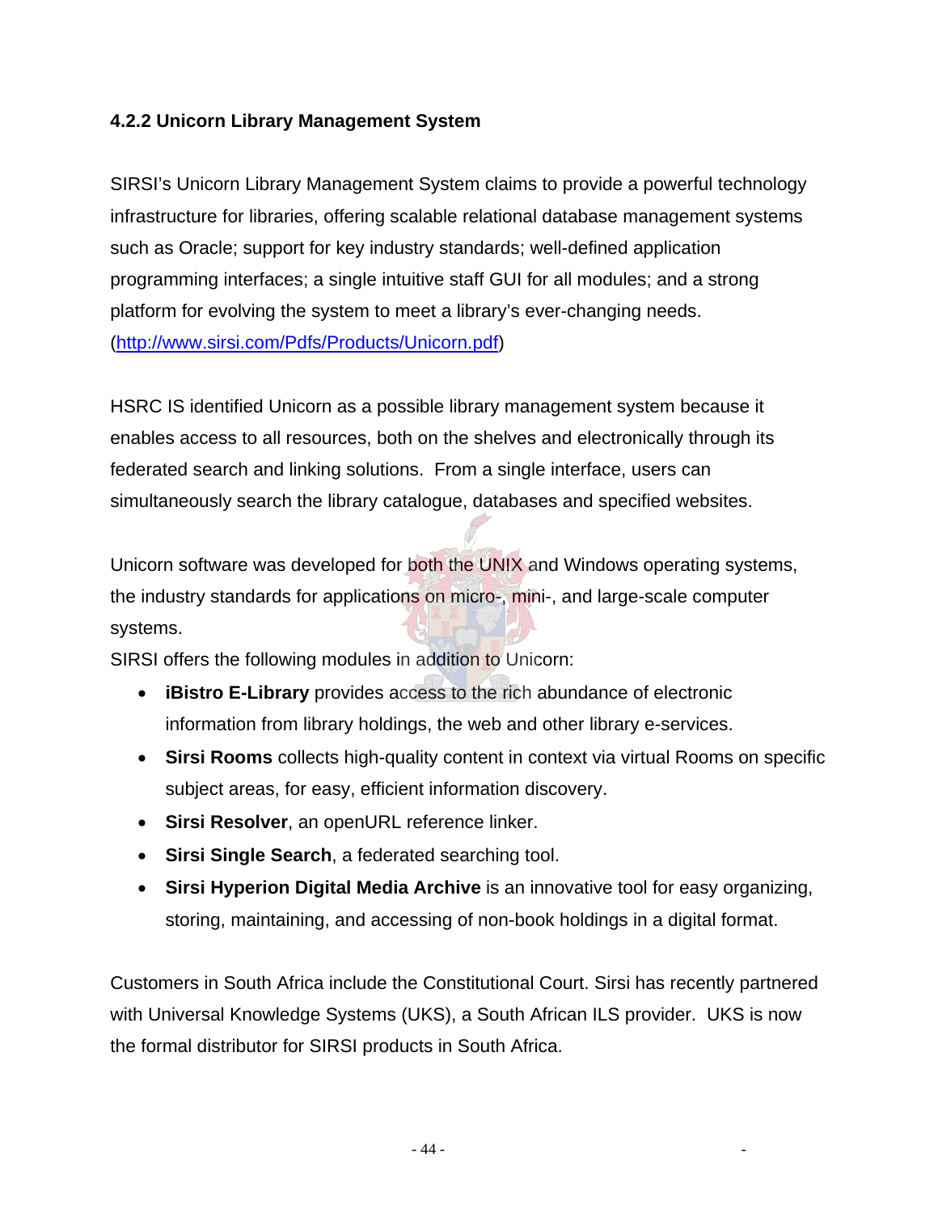### 4.2.2 Unicorn Library Management System

SIRSI's Unicorn Library Management System claims to provide a powerful technology infrastructure for libraries, offering scalable relational database management systems such as Oracle; support for key industry standards; well-defined application programming interfaces; a single intuitive staff GUI for all modules; and a strong platform for evolving the system to meet a library's ever-changing needs. (http://www.sirsi.com/Pdfs/Products/Unicorn.pdf)

HSRC IS identified Unicorn as a possible library management system because it enables access to all resources, both on the shelves and electronically through its federated search and linking solutions. From a single interface, users can simultaneously search the library catalogue, databases and specified websites.

Unicorn software was developed for both the UNIX and Windows operating systems, the industry standards for applications on micro-, mini-, and large-scale computer systems.

SIRSI offers the following modules in addition to Unicorn:

- **iBistro E-Library** provides access to the rich abundance of electronic information from library holdings, the web and other library e-services.
- **Sirsi Rooms** collects high-quality content in context via virtual Rooms on specific subject areas, for easy, efficient information discovery.
- **Sirsi Resolver**, an openURL reference linker.
- **Sirsi Single Search**, a federated searching tool.
- **Sirsi Hyperion Digital Media Archive** is an innovative tool for easy organizing, storing, maintaining, and accessing of non-book holdings in a digital format.

Customers in South Africa include the Constitutional Court. Sirsi has recently partnered with Universal Knowledge Systems (UKS), a South African ILS provider. UKS is now the formal distributor for SIRSI products in South Africa.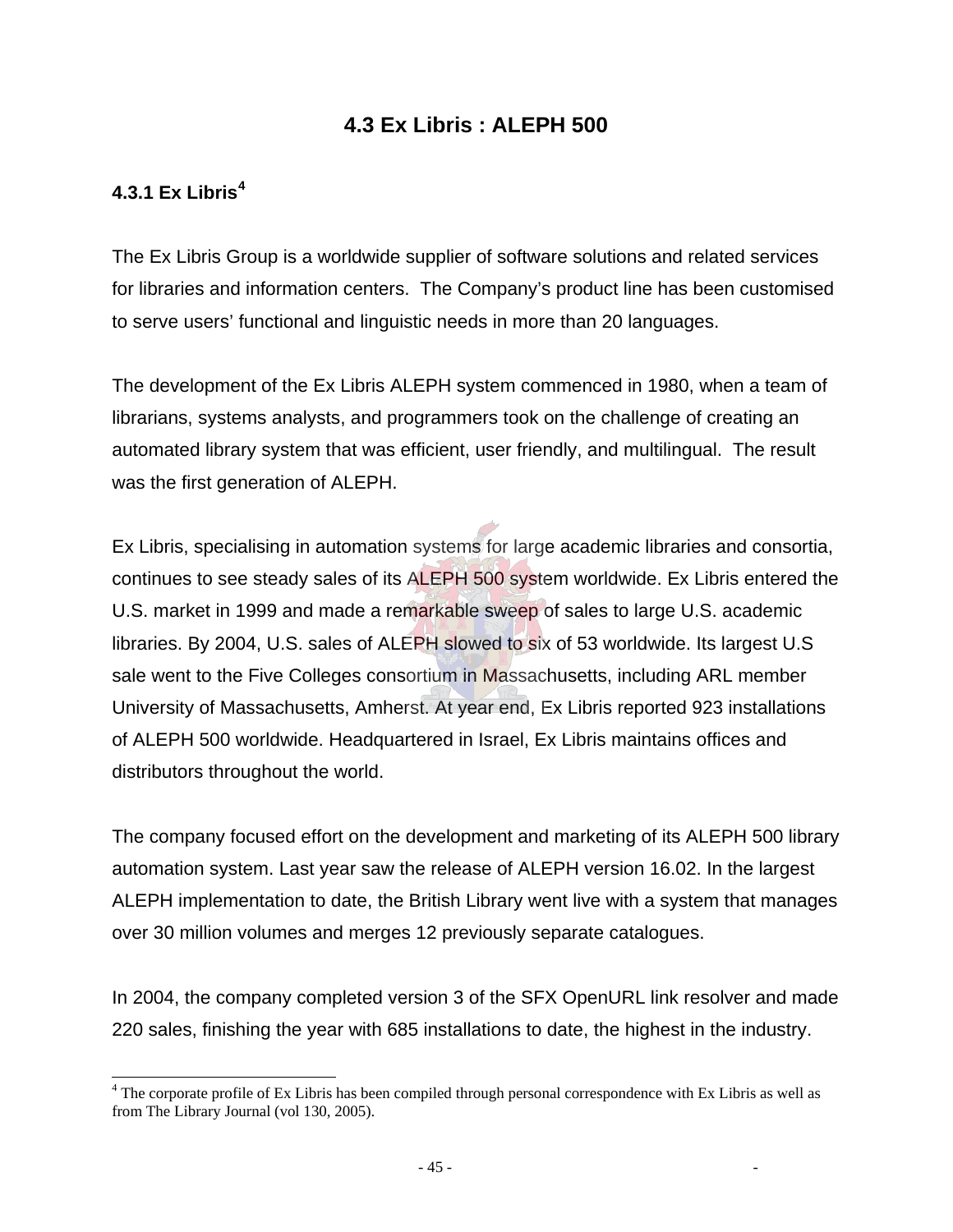## 4.3 Ex Libris : ALEPH 500

### 4.3.1 Ex Libris[4]

The Ex Libris Group is a worldwide supplier of software solutions and related services for libraries and information centers. The Company's product line has been customised to serve users' functional and linguistic needs in more than 20 languages.

The development of the Ex Libris ALEPH system commenced in 1980, when a team of librarians, systems analysts, and programmers took on the challenge of creating an automated library system that was efficient, user friendly, and multilingual. The result was the first generation of ALEPH.

Ex Libris, specialising in automation systems for large academic libraries and consortia, continues to see steady sales of its ALEPH 500 system worldwide. Ex Libris entered the U.S. market in 1999 and made a remarkable sweep of sales to large U.S. academic libraries. By 2004, U.S. sales of ALEPH slowed to six of 53 worldwide. Its largest U.S sale went to the Five Colleges consortium in Massachusetts, including ARL member University of Massachusetts, Amherst. At year end, Ex Libris reported 923 installations of ALEPH 500 worldwide. Headquartered in Israel, Ex Libris maintains offices and distributors throughout the world.

The company focused effort on the development and marketing of its ALEPH 500 library automation system. Last year saw the release of ALEPH version 16.02. In the largest ALEPH implementation to date, the British Library went live with a system that manages over 30 million volumes and merges 12 previously separate catalogues.

In 2004, the company completed version 3 of the SFX OpenURL link resolver and made 220 sales, finishing the year with 685 installations to date, the highest in the industry.

---

[4] The corporate profile of Ex Libris has been compiled through personal correspondence with Ex Libris as well as from The Library Journal (vol 130, 2005).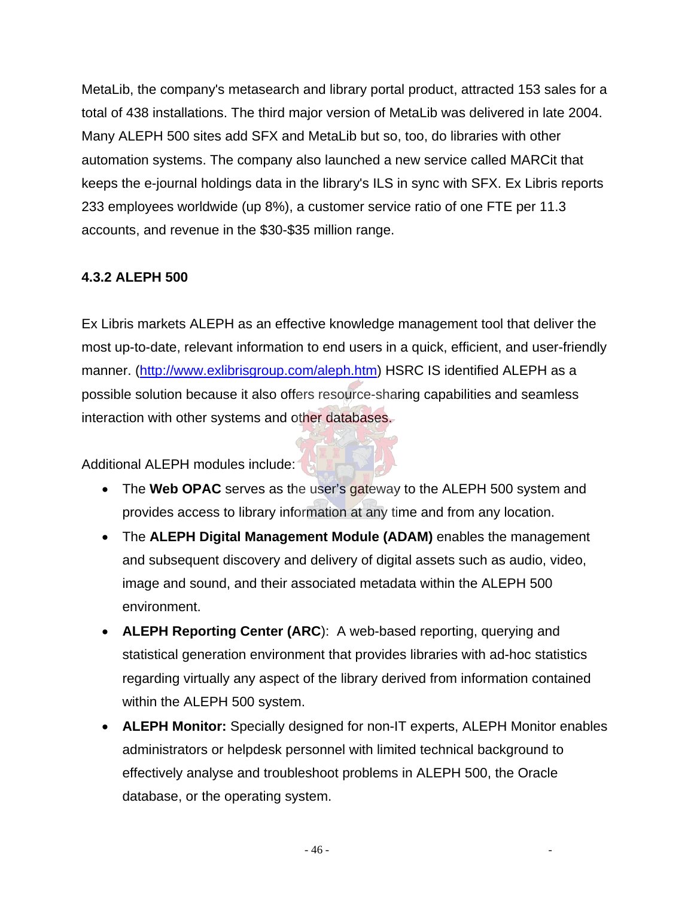MetaLib, the company's metasearch and library portal product, attracted 153 sales for a total of 438 installations. The third major version of MetaLib was delivered in late 2004. Many ALEPH 500 sites add SFX and MetaLib but so, too, do libraries with other automation systems. The company also launched a new service called MARCit that keeps the e-journal holdings data in the library's ILS in sync with SFX. Ex Libris reports 233 employees worldwide (up 8%), a customer service ratio of one FTE per 11.3 accounts, and revenue in the $30-$35 million range.

### 4.3.2 ALEPH 500

Ex Libris markets ALEPH as an effective knowledge management tool that deliver the most up-to-date, relevant information to end users in a quick, efficient, and user-friendly manner. (http://www.exlibrisgroup.com/aleph.htm) HSRC IS identified ALEPH as a possible solution because it also offers resource-sharing capabilities and seamless interaction with other systems and other databases.

Additional ALEPH modules include:

- The **Web OPAC** serves as the user's gateway to the ALEPH 500 system and provides access to library information at any time and from any location.
- The **ALEPH Digital Management Module (ADAM)** enables the management and subsequent discovery and delivery of digital assets such as audio, video, image and sound, and their associated metadata within the ALEPH 500 environment.
- **ALEPH Reporting Center (ARC**): A web-based reporting, querying and statistical generation environment that provides libraries with ad-hoc statistics regarding virtually any aspect of the library derived from information contained within the ALEPH 500 system.
- **ALEPH Monitor:** Specially designed for non-IT experts, ALEPH Monitor enables administrators or helpdesk personnel with limited technical background to effectively analyse and troubleshoot problems in ALEPH 500, the Oracle database, or the operating system.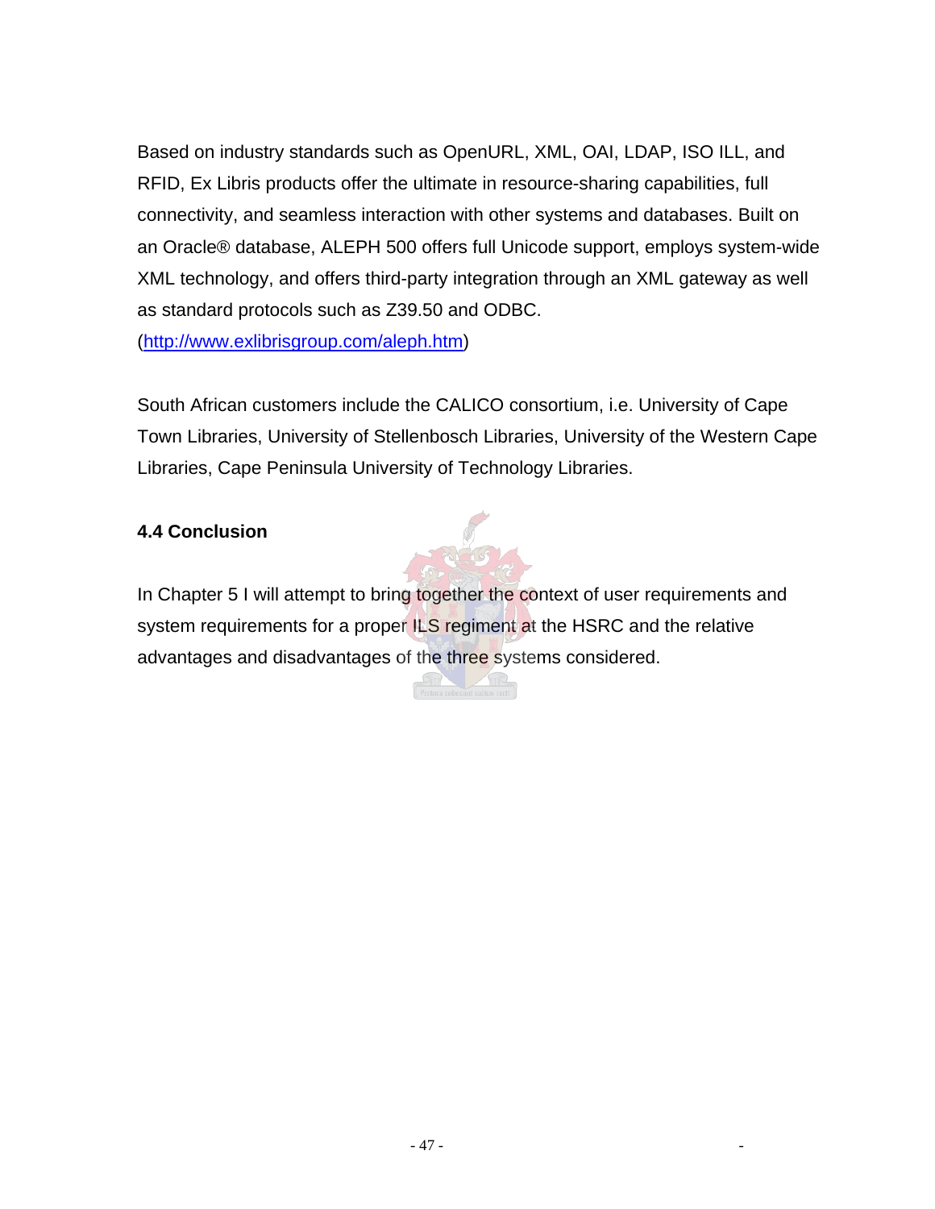Based on industry standards such as OpenURL, XML, OAI, LDAP, ISO ILL, and RFID, Ex Libris products offer the ultimate in resource-sharing capabilities, full connectivity, and seamless interaction with other systems and databases. Built on an Oracle® database, ALEPH 500 offers full Unicode support, employs system-wide XML technology, and offers third-party integration through an XML gateway as well as standard protocols such as Z39.50 and ODBC. (http://www.exlibrisgroup.com/aleph.htm)

South African customers include the CALICO consortium, i.e. University of Cape Town Libraries, University of Stellenbosch Libraries, University of the Western Cape Libraries, Cape Peninsula University of Technology Libraries.

### 4.4 Conclusion

In Chapter 5 I will attempt to bring together the context of user requirements and system requirements for a proper ILS regiment at the HSRC and the relative advantages and disadvantages of the three systems considered.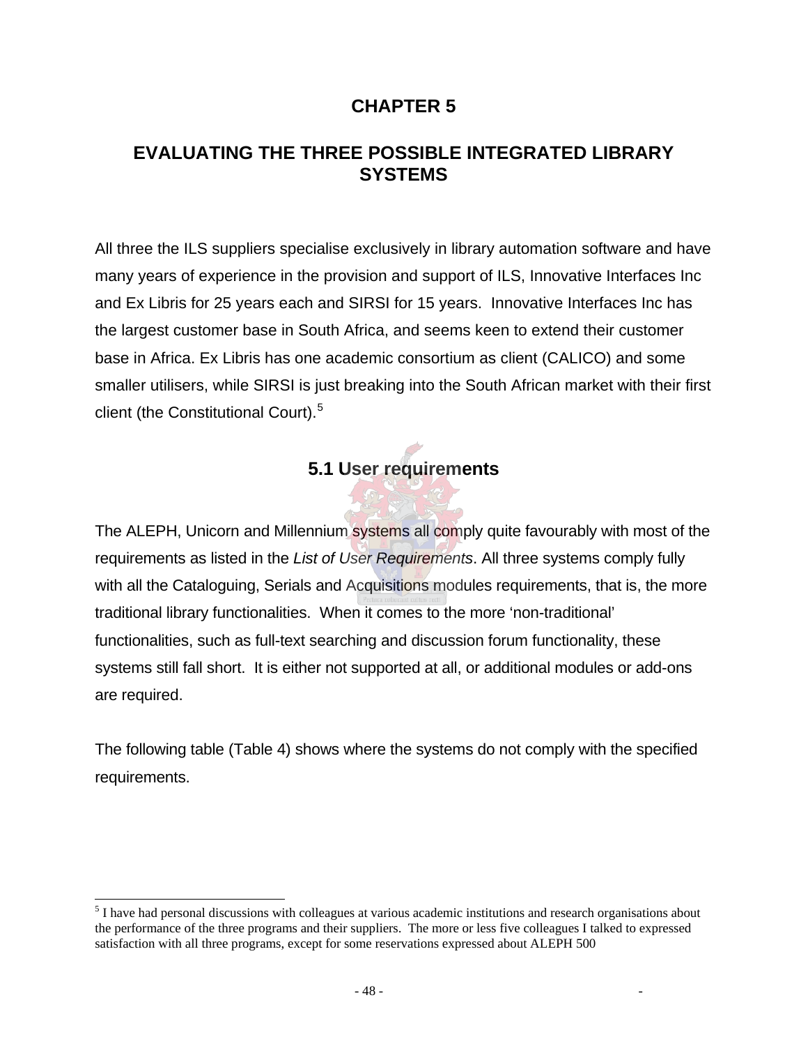# CHAPTER 5

# EVALUATING THE THREE POSSIBLE INTEGRATED LIBRARY SYSTEMS

All three the ILS suppliers specialise exclusively in library automation software and have many years of experience in the provision and support of ILS, Innovative Interfaces Inc and Ex Libris for 25 years each and SIRSI for 15 years. Innovative Interfaces Inc has the largest customer base in South Africa, and seems keen to extend their customer base in Africa. Ex Libris has one academic consortium as client (CALICO) and some smaller utilisers, while SIRSI is just breaking into the South African market with their first client (the Constitutional Court).[5]

## 5.1 User requirements

The ALEPH, Unicorn and Millennium systems all comply quite favourably with most of the requirements as listed in the *List of User Requirements*. All three systems comply fully with all the Cataloguing, Serials and Acquisitions modules requirements, that is, the more traditional library functionalities. When it comes to the more 'non-traditional' functionalities, such as full-text searching and discussion forum functionality, these systems still fall short. It is either not supported at all, or additional modules or add-ons are required.

The following table (Table 4) shows where the systems do not comply with the specified requirements.

[5] I have had personal discussions with colleagues at various academic institutions and research organisations about the performance of the three programs and their suppliers. The more or less five colleagues I talked to expressed satisfaction with all three programs, except for some reservations expressed about ALEPH 500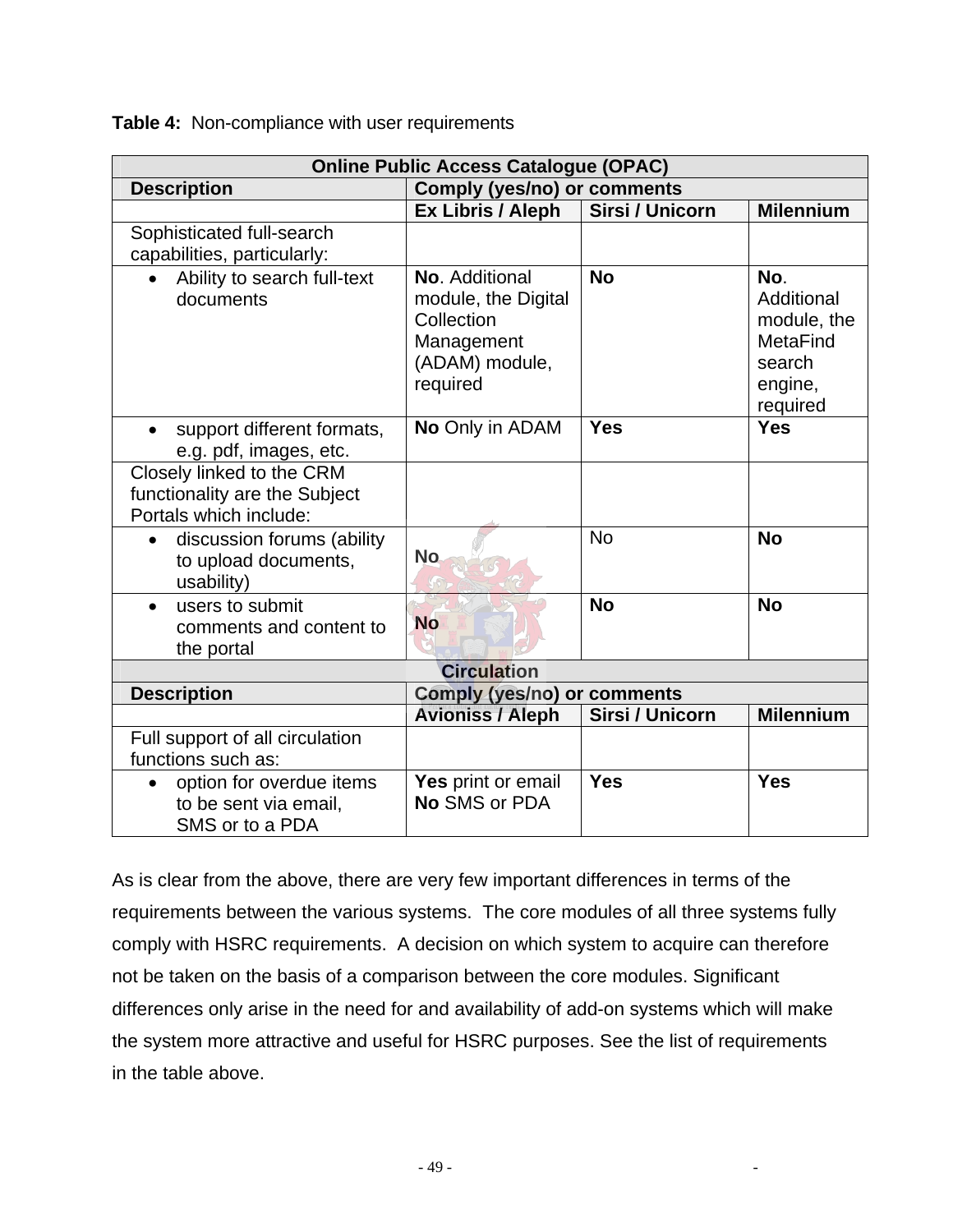**Table 4:** Non-compliance with user requirements

| Online Public Access Catalogue (OPAC) | | | |
|---|---|---|---|
| **Description** | **Comply (yes/no) or comments** | | |
| | **Ex Libris / Aleph** | **Sirsi / Unicorn** | **Milennium** |
| Sophisticated full-search capabilities, particularly: | | | |
| • Ability to search full-text documents | **No**. Additional module, the Digital Collection Management (ADAM) module, required | **No** | **No**. Additional module, the MetaFind search engine, required |
| • support different formats, e.g. pdf, images, etc. | **No** Only in ADAM | **Yes** | **Yes** |
| Closely linked to the CRM functionality are the Subject Portals which include: | | | |
| • discussion forums (ability to upload documents, usability) | **No** | No | **No** |
| • users to submit comments and content to the portal | **No** | **No** | **No** |
| **Circulation** | | | |
| **Description** | **Comply (yes/no) or comments** | | |
| | **Avioniss / Aleph** | **Sirsi / Unicorn** | **Milennium** |
| Full support of all circulation functions such as: | | | |
| • option for overdue items to be sent via email, SMS or to a PDA | **Yes** print or email **No** SMS or PDA | **Yes** | **Yes** |

As is clear from the above, there are very few important differences in terms of the requirements between the various systems. The core modules of all three systems fully comply with HSRC requirements. A decision on which system to acquire can therefore not be taken on the basis of a comparison between the core modules. Significant differences only arise in the need for and availability of add-on systems which will make the system more attractive and useful for HSRC purposes. See the list of requirements in the table above.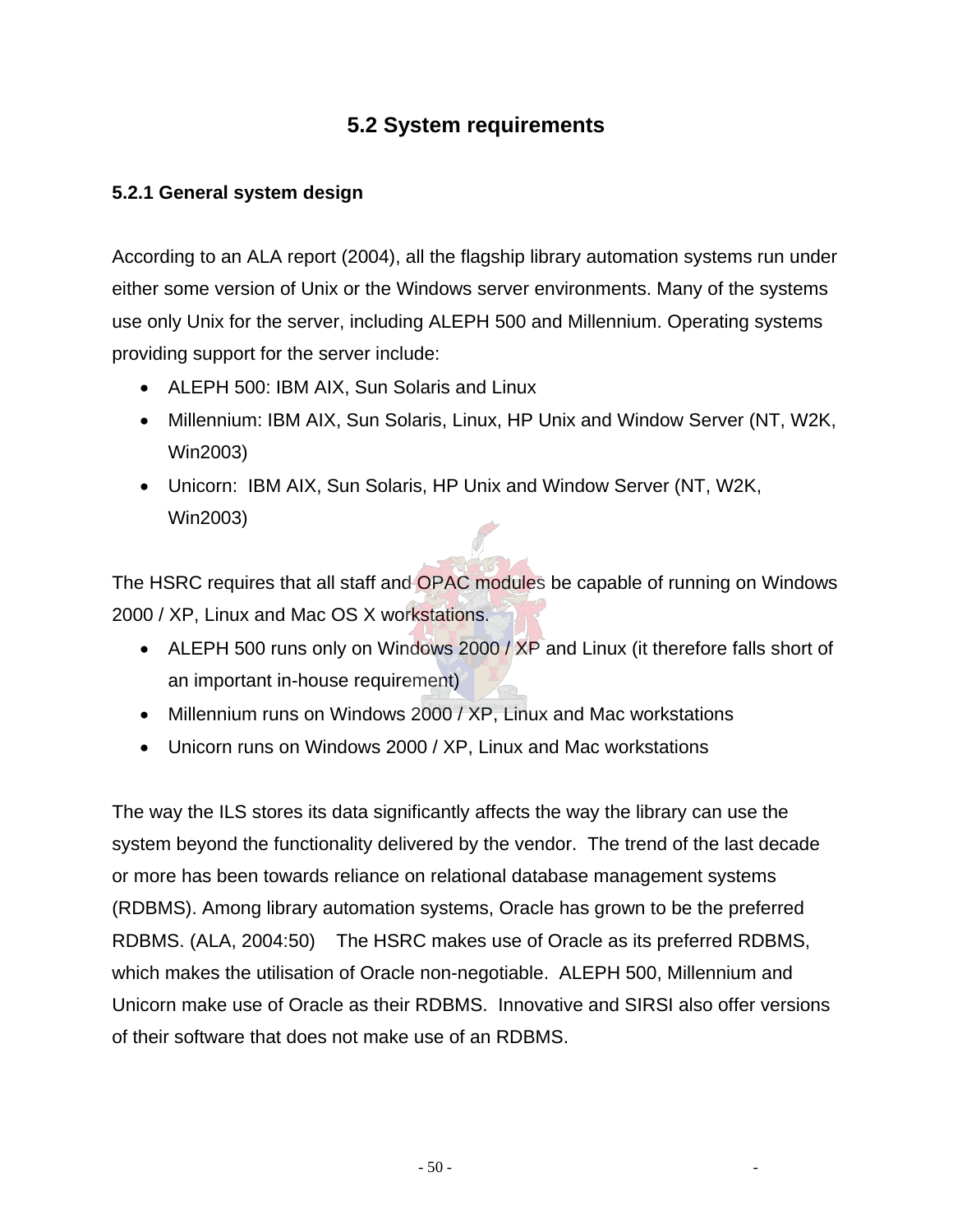## 5.2 System requirements

### 5.2.1 General system design

According to an ALA report (2004), all the flagship library automation systems run under either some version of Unix or the Windows server environments. Many of the systems use only Unix for the server, including ALEPH 500 and Millennium. Operating systems providing support for the server include:

- ALEPH 500: IBM AIX, Sun Solaris and Linux
- Millennium: IBM AIX, Sun Solaris, Linux, HP Unix and Window Server (NT, W2K, Win2003)
- Unicorn: IBM AIX, Sun Solaris, HP Unix and Window Server (NT, W2K, Win2003)

The HSRC requires that all staff and OPAC modules be capable of running on Windows 2000 / XP, Linux and Mac OS X workstations.

- ALEPH 500 runs only on Windows 2000 / XP and Linux (it therefore falls short of an important in-house requirement)
- Millennium runs on Windows 2000 / XP, Linux and Mac workstations
- Unicorn runs on Windows 2000 / XP, Linux and Mac workstations

The way the ILS stores its data significantly affects the way the library can use the system beyond the functionality delivered by the vendor. The trend of the last decade or more has been towards reliance on relational database management systems (RDBMS). Among library automation systems, Oracle has grown to be the preferred RDBMS. (ALA, 2004:50) The HSRC makes use of Oracle as its preferred RDBMS, which makes the utilisation of Oracle non-negotiable. ALEPH 500, Millennium and Unicorn make use of Oracle as their RDBMS. Innovative and SIRSI also offer versions of their software that does not make use of an RDBMS.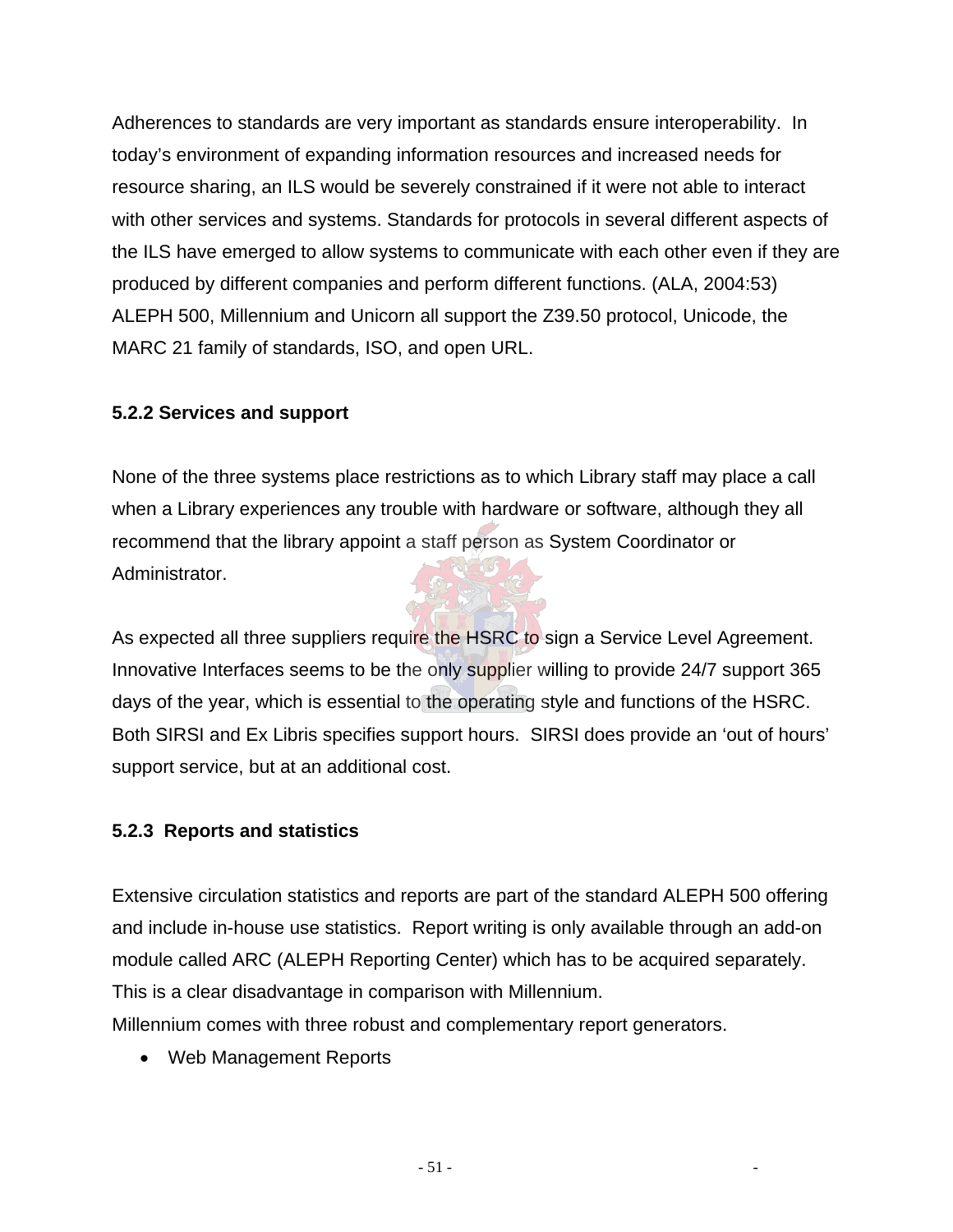Adherences to standards are very important as standards ensure interoperability. In today's environment of expanding information resources and increased needs for resource sharing, an ILS would be severely constrained if it were not able to interact with other services and systems. Standards for protocols in several different aspects of the ILS have emerged to allow systems to communicate with each other even if they are produced by different companies and perform different functions. (ALA, 2004:53) ALEPH 500, Millennium and Unicorn all support the Z39.50 protocol, Unicode, the MARC 21 family of standards, ISO, and open URL.

### 5.2.2 Services and support

None of the three systems place restrictions as to which Library staff may place a call when a Library experiences any trouble with hardware or software, although they all recommend that the library appoint a staff person as System Coordinator or Administrator.

As expected all three suppliers require the HSRC to sign a Service Level Agreement. Innovative Interfaces seems to be the only supplier willing to provide 24/7 support 365 days of the year, which is essential to the operating style and functions of the HSRC. Both SIRSI and Ex Libris specifies support hours. SIRSI does provide an 'out of hours' support service, but at an additional cost.

### 5.2.3 Reports and statistics

Extensive circulation statistics and reports are part of the standard ALEPH 500 offering and include in-house use statistics. Report writing is only available through an add-on module called ARC (ALEPH Reporting Center) which has to be acquired separately. This is a clear disadvantage in comparison with Millennium.
Millennium comes with three robust and complementary report generators.

- Web Management Reports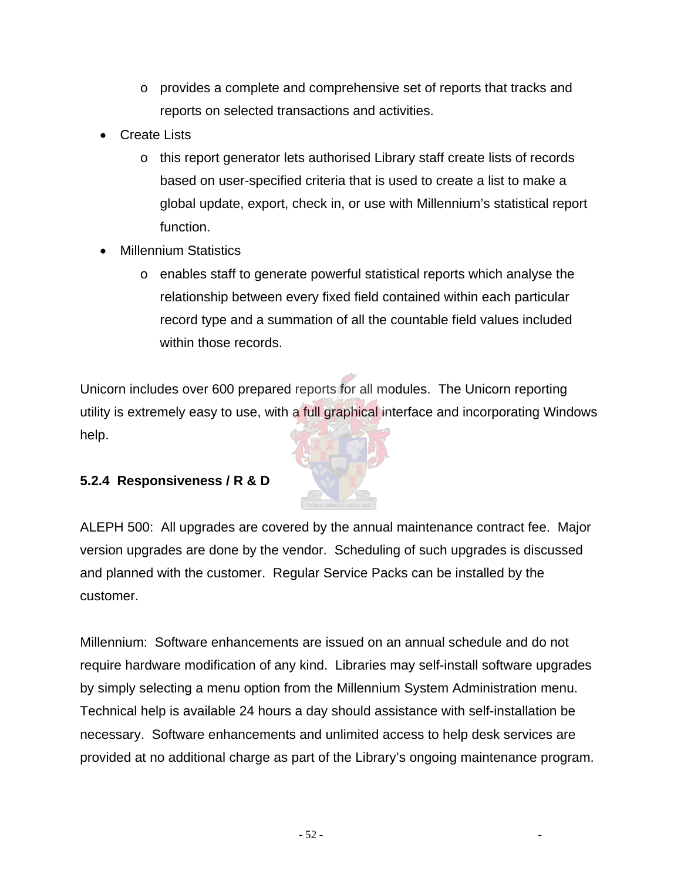- provides a complete and comprehensive set of reports that tracks and reports on selected transactions and activities.
- Create Lists
  - this report generator lets authorised Library staff create lists of records based on user-specified criteria that is used to create a list to make a global update, export, check in, or use with Millennium's statistical report function.
- Millennium Statistics
  - enables staff to generate powerful statistical reports which analyse the relationship between every fixed field contained within each particular record type and a summation of all the countable field values included within those records.

Unicorn includes over 600 prepared reports for all modules. The Unicorn reporting utility is extremely easy to use, with a full graphical interface and incorporating Windows help.

#### 5.2.4 Responsiveness / R & D

ALEPH 500: All upgrades are covered by the annual maintenance contract fee. Major version upgrades are done by the vendor. Scheduling of such upgrades is discussed and planned with the customer. Regular Service Packs can be installed by the customer.

Millennium: Software enhancements are issued on an annual schedule and do not require hardware modification of any kind. Libraries may self-install software upgrades by simply selecting a menu option from the Millennium System Administration menu. Technical help is available 24 hours a day should assistance with self-installation be necessary. Software enhancements and unlimited access to help desk services are provided at no additional charge as part of the Library's ongoing maintenance program.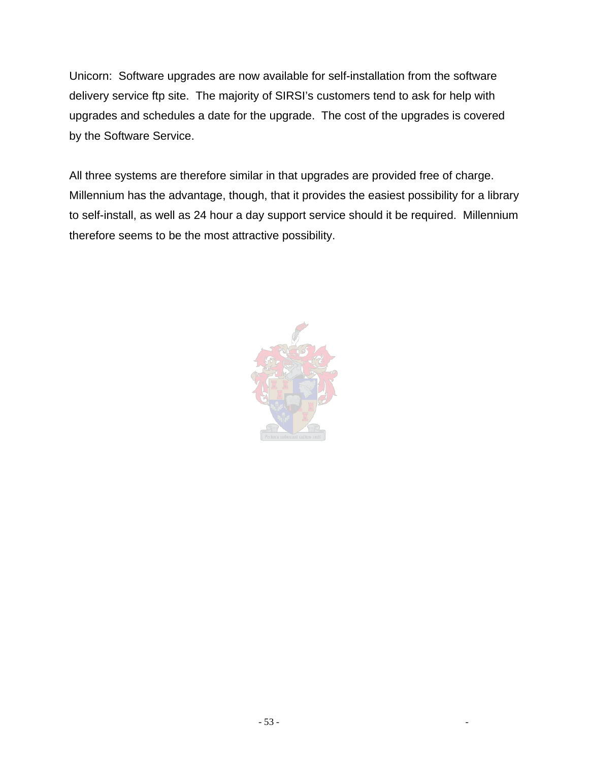Unicorn: Software upgrades are now available for self-installation from the software delivery service ftp site. The majority of SIRSI's customers tend to ask for help with upgrades and schedules a date for the upgrade. The cost of the upgrades is covered by the Software Service.

All three systems are therefore similar in that upgrades are provided free of charge. Millennium has the advantage, though, that it provides the easiest possibility for a library to self-install, as well as 24 hour a day support service should it be required. Millennium therefore seems to be the most attractive possibility.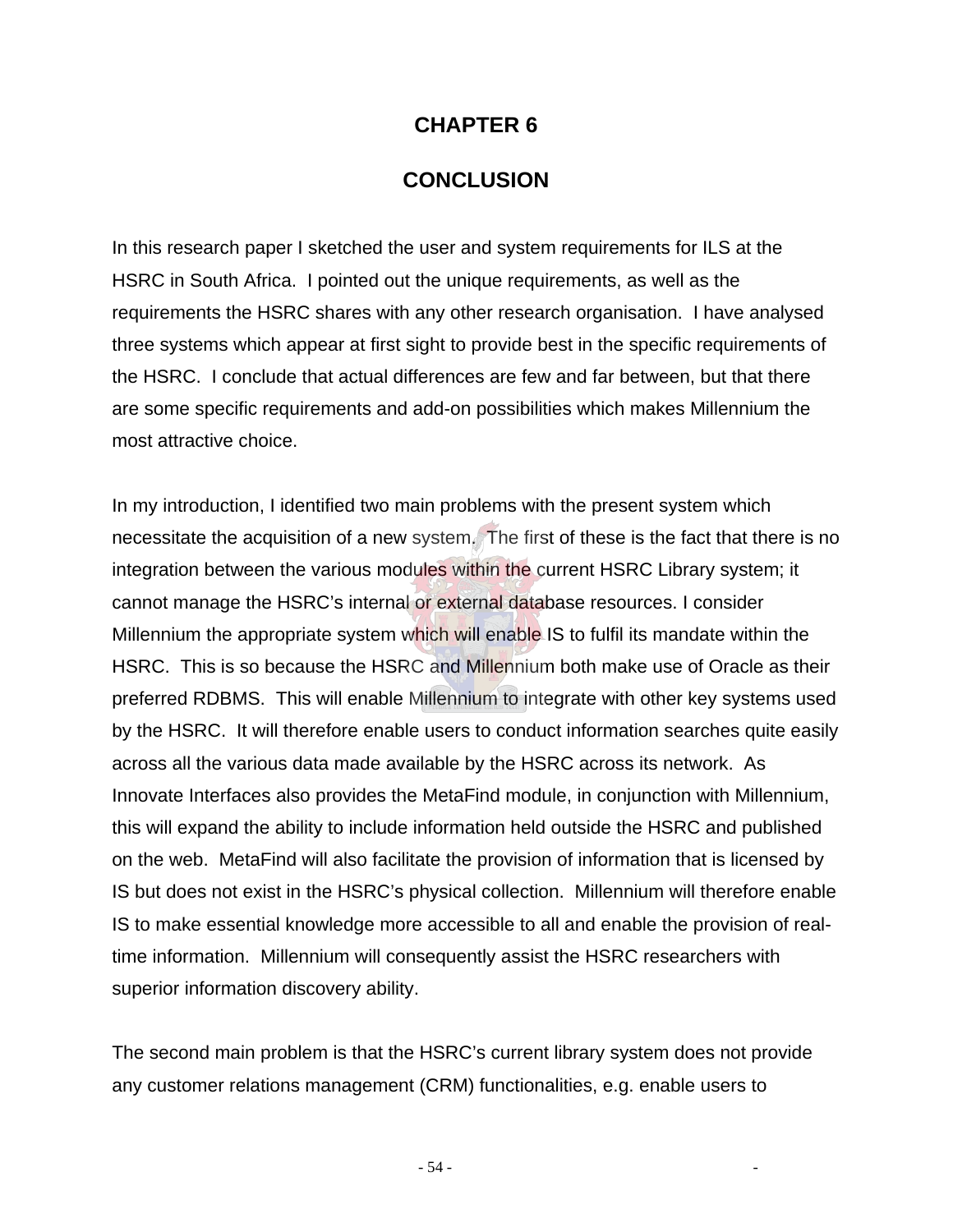# CHAPTER 6

# CONCLUSION

In this research paper I sketched the user and system requirements for ILS at the HSRC in South Africa. I pointed out the unique requirements, as well as the requirements the HSRC shares with any other research organisation. I have analysed three systems which appear at first sight to provide best in the specific requirements of the HSRC. I conclude that actual differences are few and far between, but that there are some specific requirements and add-on possibilities which makes Millennium the most attractive choice.

In my introduction, I identified two main problems with the present system which necessitate the acquisition of a new system. The first of these is the fact that there is no integration between the various modules within the current HSRC Library system; it cannot manage the HSRC's internal or external database resources. I consider Millennium the appropriate system which will enable IS to fulfil its mandate within the HSRC. This is so because the HSRC and Millennium both make use of Oracle as their preferred RDBMS. This will enable Millennium to integrate with other key systems used by the HSRC. It will therefore enable users to conduct information searches quite easily across all the various data made available by the HSRC across its network. As Innovate Interfaces also provides the MetaFind module, in conjunction with Millennium, this will expand the ability to include information held outside the HSRC and published on the web. MetaFind will also facilitate the provision of information that is licensed by IS but does not exist in the HSRC's physical collection. Millennium will therefore enable IS to make essential knowledge more accessible to all and enable the provision of real-time information. Millennium will consequently assist the HSRC researchers with superior information discovery ability.

The second main problem is that the HSRC's current library system does not provide any customer relations management (CRM) functionalities, e.g. enable users to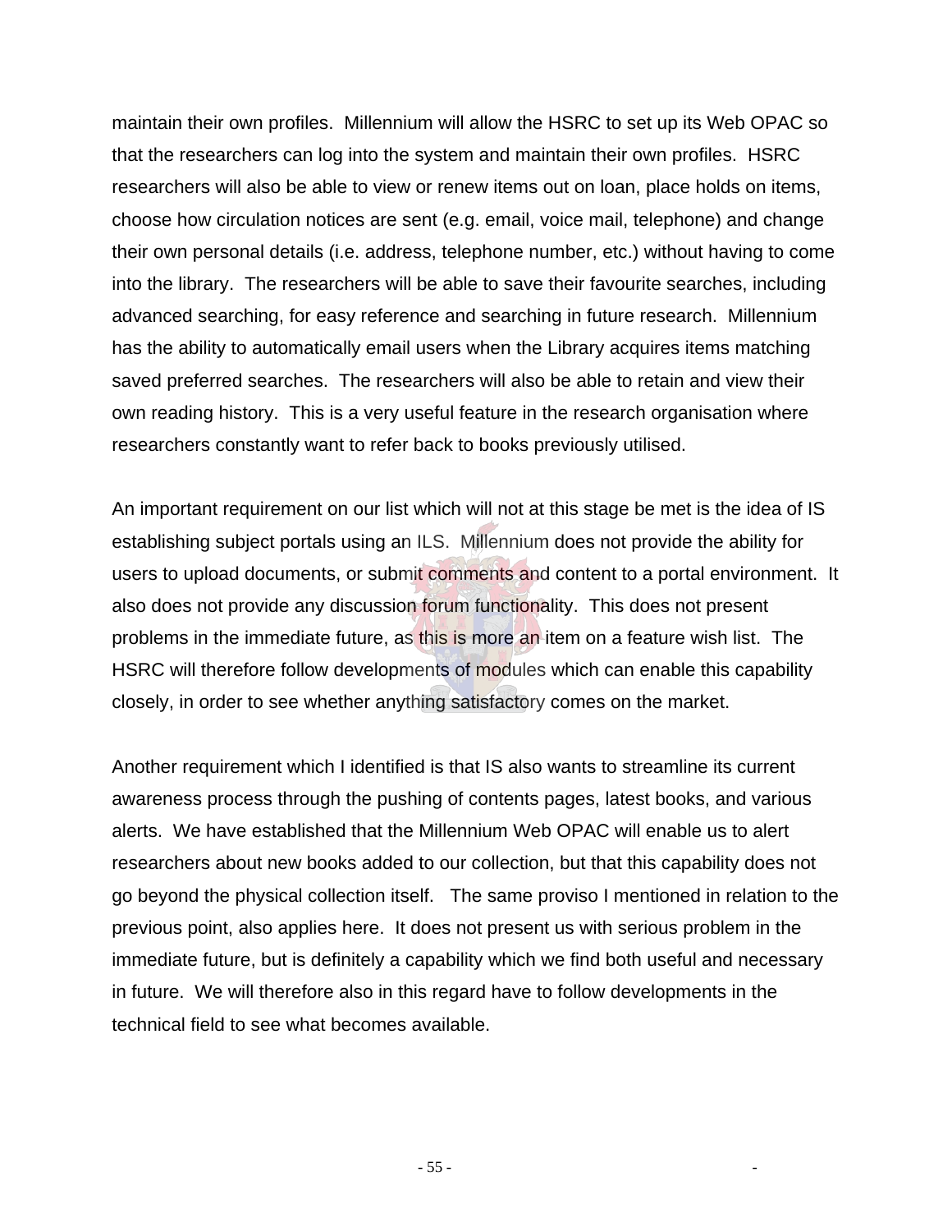maintain their own profiles. Millennium will allow the HSRC to set up its Web OPAC so that the researchers can log into the system and maintain their own profiles. HSRC researchers will also be able to view or renew items out on loan, place holds on items, choose how circulation notices are sent (e.g. email, voice mail, telephone) and change their own personal details (i.e. address, telephone number, etc.) without having to come into the library. The researchers will be able to save their favourite searches, including advanced searching, for easy reference and searching in future research. Millennium has the ability to automatically email users when the Library acquires items matching saved preferred searches. The researchers will also be able to retain and view their own reading history. This is a very useful feature in the research organisation where researchers constantly want to refer back to books previously utilised.

An important requirement on our list which will not at this stage be met is the idea of IS establishing subject portals using an ILS. Millennium does not provide the ability for users to upload documents, or submit comments and content to a portal environment. It also does not provide any discussion forum functionality. This does not present problems in the immediate future, as this is more an item on a feature wish list. The HSRC will therefore follow developments of modules which can enable this capability closely, in order to see whether anything satisfactory comes on the market.

Another requirement which I identified is that IS also wants to streamline its current awareness process through the pushing of contents pages, latest books, and various alerts. We have established that the Millennium Web OPAC will enable us to alert researchers about new books added to our collection, but that this capability does not go beyond the physical collection itself. The same proviso I mentioned in relation to the previous point, also applies here. It does not present us with serious problem in the immediate future, but is definitely a capability which we find both useful and necessary in future. We will therefore also in this regard have to follow developments in the technical field to see what becomes available.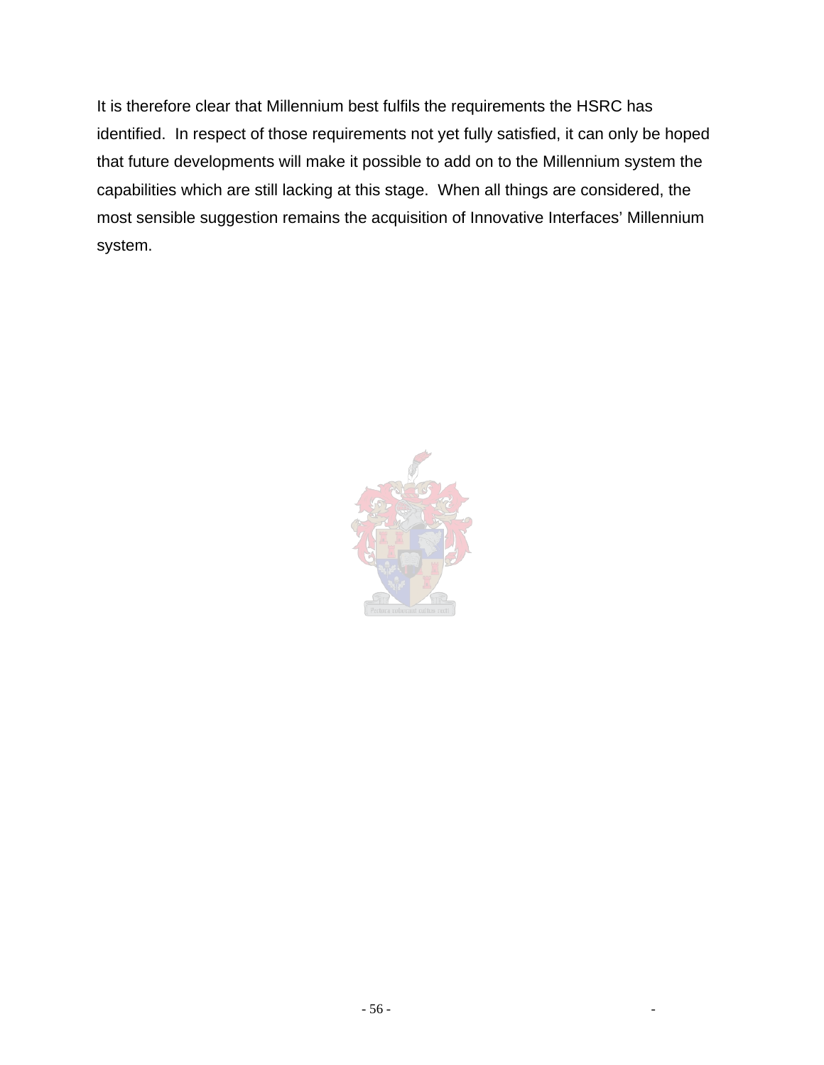It is therefore clear that Millennium best fulfils the requirements the HSRC has identified. In respect of those requirements not yet fully satisfied, it can only be hoped that future developments will make it possible to add on to the Millennium system the capabilities which are still lacking at this stage. When all things are considered, the most sensible suggestion remains the acquisition of Innovative Interfaces' Millennium system.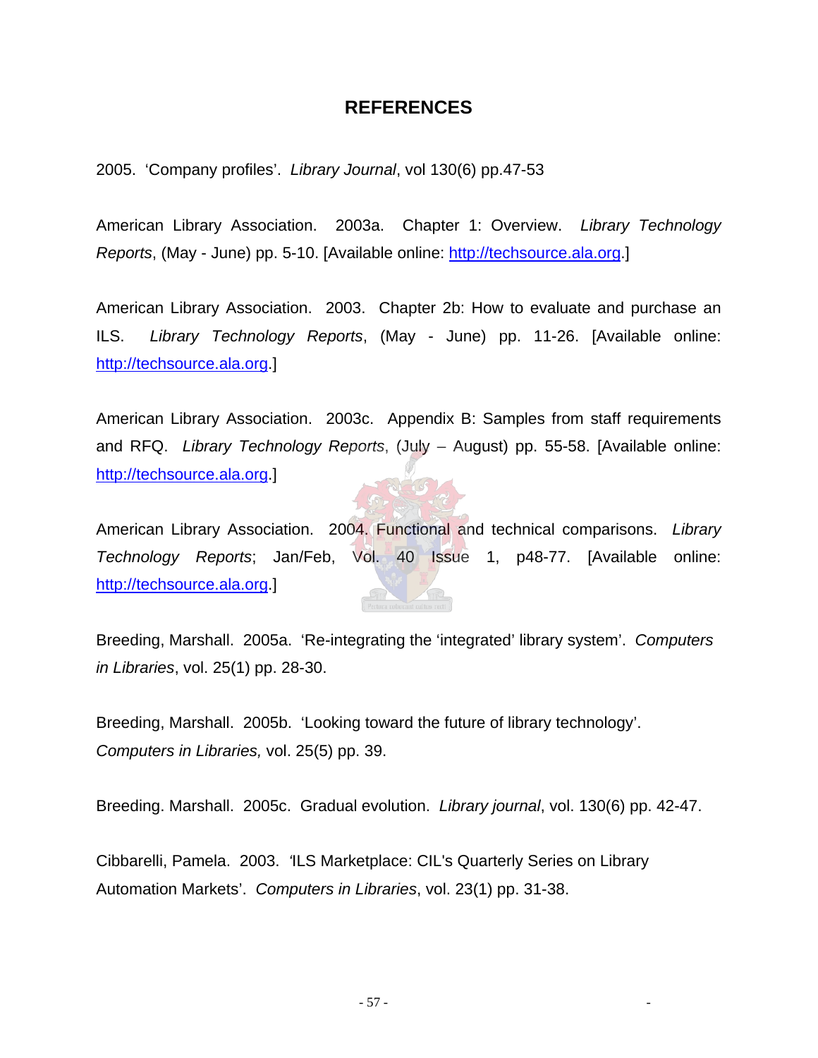# REFERENCES

2005. 'Company profiles'. *Library Journal*, vol 130(6) pp.47-53

American Library Association. 2003a. Chapter 1: Overview. *Library Technology Reports*, (May - June) pp. 5-10. [Available online: http://techsource.ala.org.]

American Library Association. 2003. Chapter 2b: How to evaluate and purchase an ILS. *Library Technology Reports*, (May - June) pp. 11-26. [Available online: http://techsource.ala.org.]

American Library Association. 2003c. Appendix B: Samples from staff requirements and RFQ. *Library Technology Reports*, (July – August) pp. 55-58. [Available online: http://techsource.ala.org.]

American Library Association. 2004. Functional and technical comparisons. *Library Technology Reports*; Jan/Feb, Vol. 40 Issue 1, p48-77. [Available online: http://techsource.ala.org.]

Breeding, Marshall. 2005a. 'Re-integrating the 'integrated' library system'. *Computers in Libraries*, vol. 25(1) pp. 28-30.

Breeding, Marshall. 2005b. 'Looking toward the future of library technology'. *Computers in Libraries,* vol. 25(5) pp. 39.

Breeding. Marshall. 2005c. Gradual evolution. *Library journal*, vol. 130(6) pp. 42-47.

Cibbarelli, Pamela. 2003. 'ILS Marketplace: CIL's Quarterly Series on Library Automation Markets'. *Computers in Libraries*, vol. 23(1) pp. 31-38.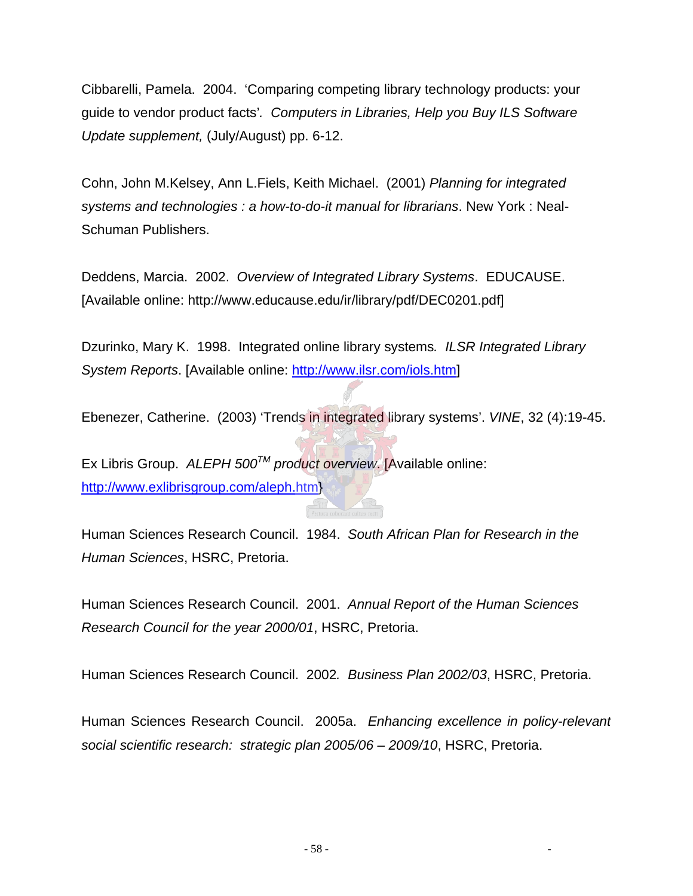Cibbarelli, Pamela. 2004. 'Comparing competing library technology products: your guide to vendor product facts'. *Computers in Libraries, Help you Buy ILS Software Update supplement,* (July/August) pp. 6-12.

Cohn, John M.Kelsey, Ann L.Fiels, Keith Michael. (2001) *Planning for integrated systems and technologies : a how-to-do-it manual for librarians*. New York : Neal-Schuman Publishers.

Deddens, Marcia. 2002. *Overview of Integrated Library Systems*. EDUCAUSE. [Available online: http://www.educause.edu/ir/library/pdf/DEC0201.pdf]

Dzurinko, Mary K. 1998. Integrated online library systems*. ILSR Integrated Library System Reports*. [Available online: http://www.ilsr.com/iols.htm]

Ebenezer, Catherine. (2003) 'Trends in integrated library systems'. *VINE*, 32 (4):19-45.

Ex Libris Group. *ALEPH 500™ product overview*. [Available online: http://www.exlibrisgroup.com/aleph.htm}

Human Sciences Research Council. 1984. *South African Plan for Research in the Human Sciences*, HSRC, Pretoria.

Human Sciences Research Council. 2001. *Annual Report of the Human Sciences Research Council for the year 2000/01*, HSRC, Pretoria.

Human Sciences Research Council. 2002*. Business Plan 2002/03*, HSRC, Pretoria.

Human Sciences Research Council. 2005a. *Enhancing excellence in policy-relevant social scientific research: strategic plan 2005/06 – 2009/10*, HSRC, Pretoria.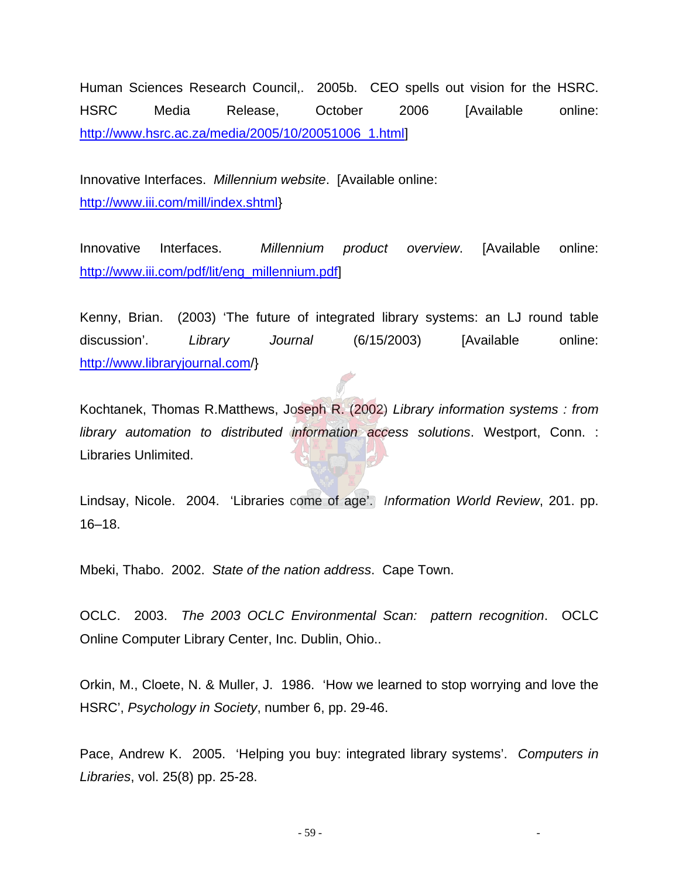Human Sciences Research Council,. 2005b. CEO spells out vision for the HSRC. HSRC Media Release, October 2006 [Available online: http://www.hsrc.ac.za/media/2005/10/20051006_1.html]

Innovative Interfaces. *Millennium website*. [Available online: http://www.iii.com/mill/index.shtml}

Innovative Interfaces. *Millennium product overview*. [Available online: http://www.iii.com/pdf/lit/eng_millennium.pdf]

Kenny, Brian. (2003) 'The future of integrated library systems: an LJ round table discussion'. *Library Journal* (6/15/2003) [Available online: http://www.libraryjournal.com/}

Kochtanek, Thomas R.Matthews, Joseph R. (2002) *Library information systems : from library automation to distributed information access solutions*. Westport, Conn. : Libraries Unlimited.

Lindsay, Nicole. 2004. 'Libraries come of age'. *Information World Review*, 201. pp. 16–18.

Mbeki, Thabo. 2002. *State of the nation address*. Cape Town.

OCLC. 2003. *The 2003 OCLC Environmental Scan: pattern recognition*. OCLC Online Computer Library Center, Inc. Dublin, Ohio..

Orkin, M., Cloete, N. & Muller, J. 1986. 'How we learned to stop worrying and love the HSRC', *Psychology in Society*, number 6, pp. 29-46.

Pace, Andrew K. 2005. 'Helping you buy: integrated library systems'. *Computers in Libraries*, vol. 25(8) pp. 25-28.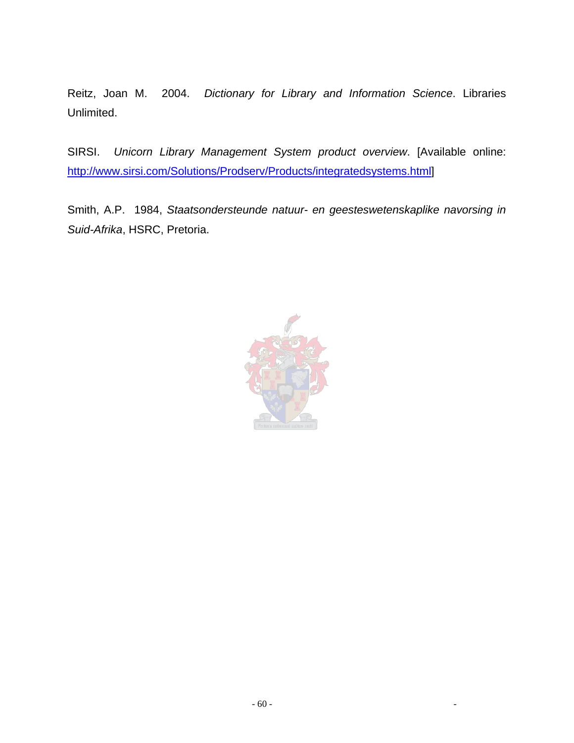Reitz, Joan M. 2004. *Dictionary for Library and Information Science*. Libraries Unlimited.

SIRSI. *Unicorn Library Management System product overview*. [Available online: http://www.sirsi.com/Solutions/Prodserv/Products/integratedsystems.html]

Smith, A.P. 1984, *Staatsondersteunde natuur- en geesteswetenskaplike navorsing in Suid-Afrika*, HSRC, Pretoria.